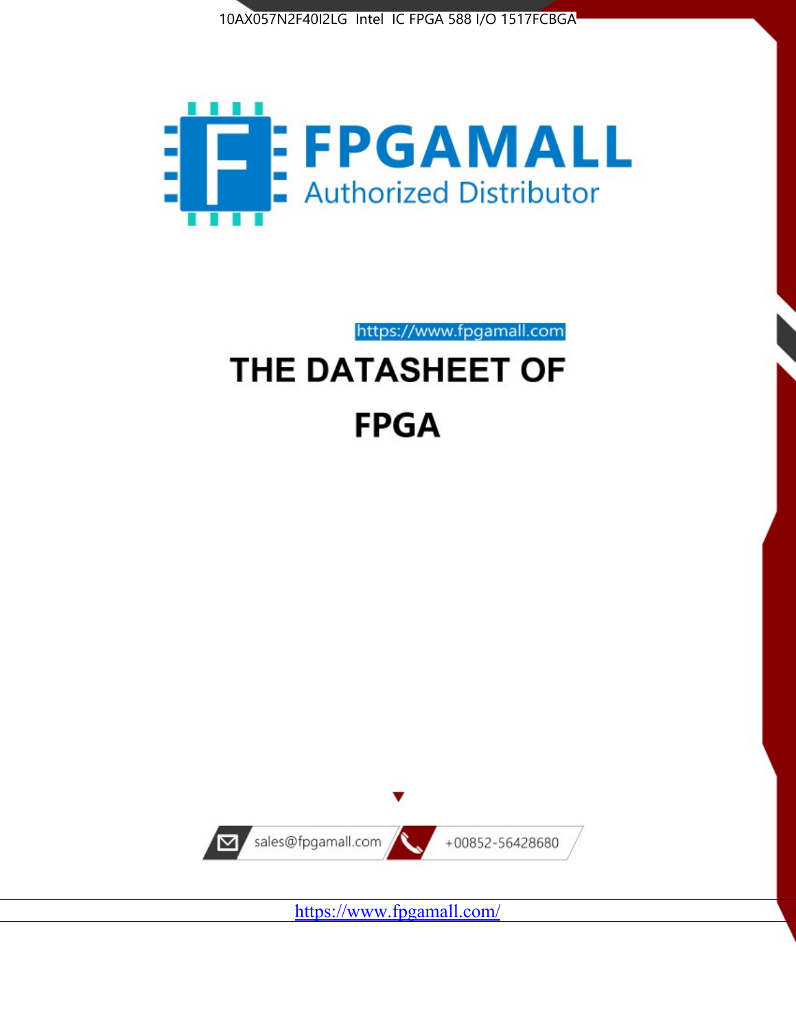10AX057N2F40I2LG Intel IC FPGA 588 I/O 1517FCBGA

FPGAMALL

Authorized Distributor

https://www.fpgamall.com

# THE DATASHEET OF

# FPGA

sales@fpgamall.com

+00852-56428680

https://www.fpgamall.com/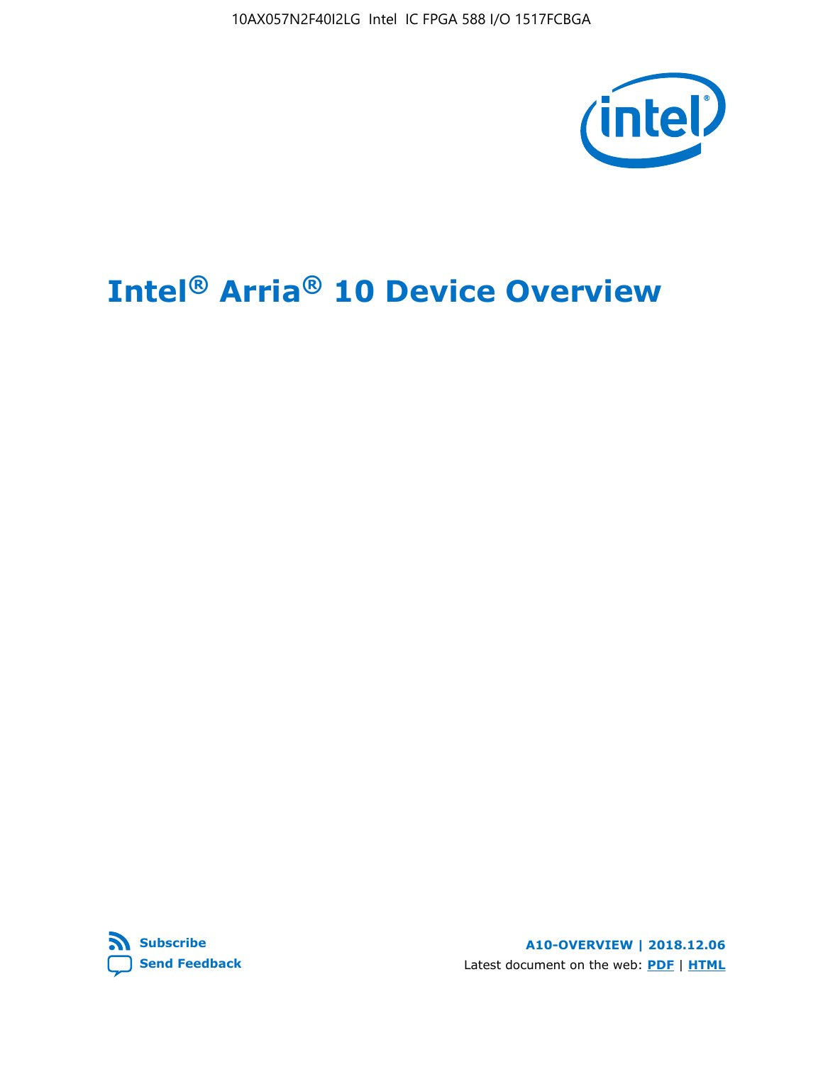# Intel® Arria® 10 Device Overview

**Subscribe**

**Send Feedback**

**A10-OVERVIEW | 2018.12.06**

Latest document on the web: **PDF** | **HTML**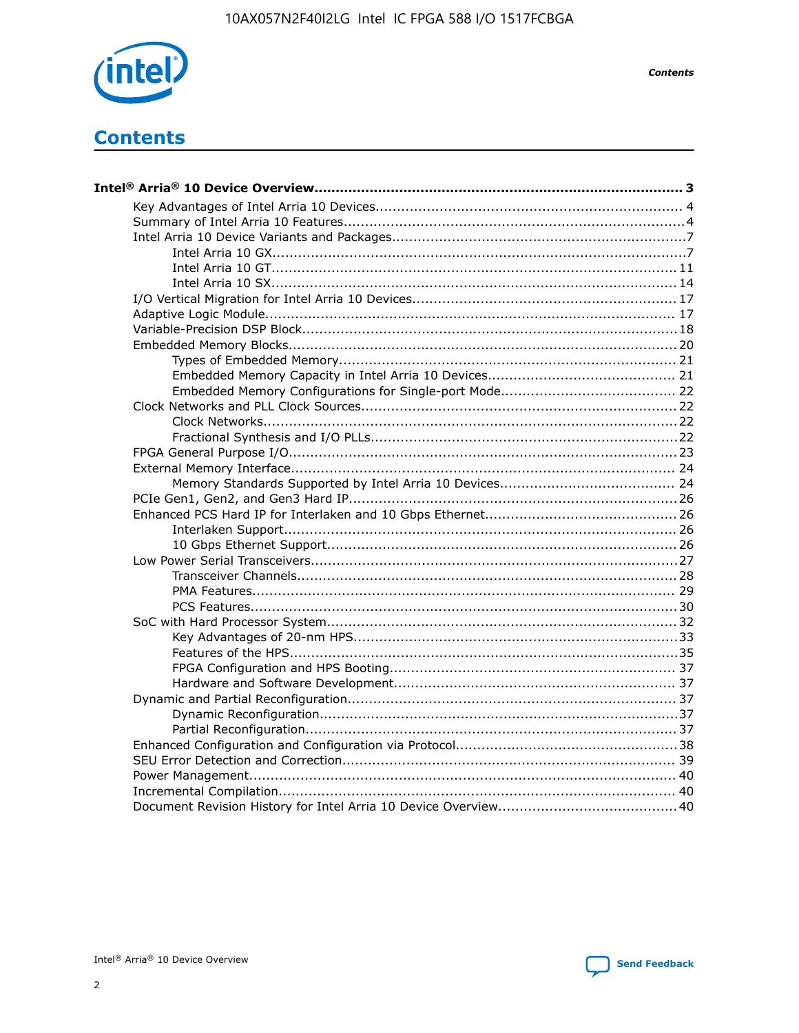# Contents

**Intel® Arria® 10 Device Overview....................................................................................... 3**

- Key Advantages of Intel Arria 10 Devices........................................................................ 4
- Summary of Intel Arria 10 Features................................................................................4
- Intel Arria 10 Device Variants and Packages.....................................................................7
  - Intel Arria 10 GX.................................................................................................7
  - Intel Arria 10 GT............................................................................................... 11
  - Intel Arria 10 SX............................................................................................... 14
- I/O Vertical Migration for Intel Arria 10 Devices.............................................................. 17
- Adaptive Logic Module................................................................................................ 17
- Variable-Precision DSP Block........................................................................................18
- Embedded Memory Blocks........................................................................................... 20
  - Types of Embedded Memory............................................................................... 21
  - Embedded Memory Capacity in Intel Arria 10 Devices............................................ 21
  - Embedded Memory Configurations for Single-port Mode......................................... 22
- Clock Networks and PLL Clock Sources.......................................................................... 22
  - Clock Networks................................................................................................. 22
  - Fractional Synthesis and I/O PLLs........................................................................22
- FPGA General Purpose I/O...........................................................................................23
- External Memory Interface.......................................................................................... 24
  - Memory Standards Supported by Intel Arria 10 Devices......................................... 24
- PCIe Gen1, Gen2, and Gen3 Hard IP.............................................................................26
- Enhanced PCS Hard IP for Interlaken and 10 Gbps Ethernet.............................................26
  - Interlaken Support............................................................................................ 26
  - 10 Gbps Ethernet Support.................................................................................. 26
- Low Power Serial Transceivers......................................................................................27
  - Transceiver Channels.........................................................................................28
  - PMA Features................................................................................................... 29
  - PCS Features....................................................................................................30
- SoC with Hard Processor System..................................................................................32
  - Key Advantages of 20-nm HPS............................................................................33
  - Features of the HPS...........................................................................................35
  - FPGA Configuration and HPS Booting................................................................... 37
  - Hardware and Software Development.................................................................. 37
- Dynamic and Partial Reconfiguration.............................................................................37
  - Dynamic Reconfiguration....................................................................................37
  - Partial Reconfiguration.......................................................................................37
- Enhanced Configuration and Configuration via Protocol....................................................38
- SEU Error Detection and Correction.............................................................................. 39
- Power Management.................................................................................................... 40
- Incremental Compilation............................................................................................. 40
- Document Revision History for Intel Arria 10 Device Overview..........................................40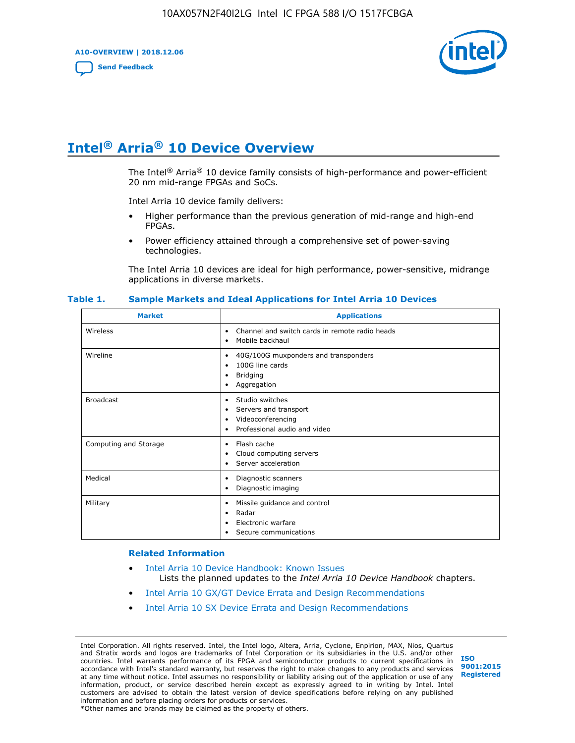# Intel® Arria® 10 Device Overview

The Intel® Arria® 10 device family consists of high-performance and power-efficient 20 nm mid-range FPGAs and SoCs.

Intel Arria 10 device family delivers:

- Higher performance than the previous generation of mid-range and high-end FPGAs.
- Power efficiency attained through a comprehensive set of power-saving technologies.

The Intel Arria 10 devices are ideal for high performance, power-sensitive, midrange applications in diverse markets.

**Table 1. Sample Markets and Ideal Applications for Intel Arria 10 Devices**

| Market | Applications |
|---|---|
| Wireless | • Channel and switch cards in remote radio heads<br>• Mobile backhaul |
| Wireline | • 40G/100G muxponders and transponders<br>• 100G line cards<br>• Bridging<br>• Aggregation |
| Broadcast | • Studio switches<br>• Servers and transport<br>• Videoconferencing<br>• Professional audio and video |
| Computing and Storage | • Flash cache<br>• Cloud computing servers<br>• Server acceleration |
| Medical | • Diagnostic scanners<br>• Diagnostic imaging |
| Military | • Missile guidance and control<br>• Radar<br>• Electronic warfare<br>• Secure communications |

### Related Information

- Intel Arria 10 Device Handbook: Known Issues
  Lists the planned updates to the *Intel Arria 10 Device Handbook* chapters.
- Intel Arria 10 GX/GT Device Errata and Design Recommendations
- Intel Arria 10 SX Device Errata and Design Recommendations

Intel Corporation. All rights reserved. Intel, the Intel logo, Altera, Arria, Cyclone, Enpirion, MAX, Nios, Quartus and Stratix words and logos are trademarks of Intel Corporation or its subsidiaries in the U.S. and/or other countries. Intel warrants performance of its FPGA and semiconductor products to current specifications in accordance with Intel's standard warranty, but reserves the right to make changes to any products and services at any time without notice. Intel assumes no responsibility or liability arising out of the application or use of any information, product, or service described herein except as expressly agreed to in writing by Intel. Intel customers are advised to obtain the latest version of device specifications before relying on any published information and before placing orders for products or services.
*Other names and brands may be claimed as the property of others.

ISO 9001:2015 Registered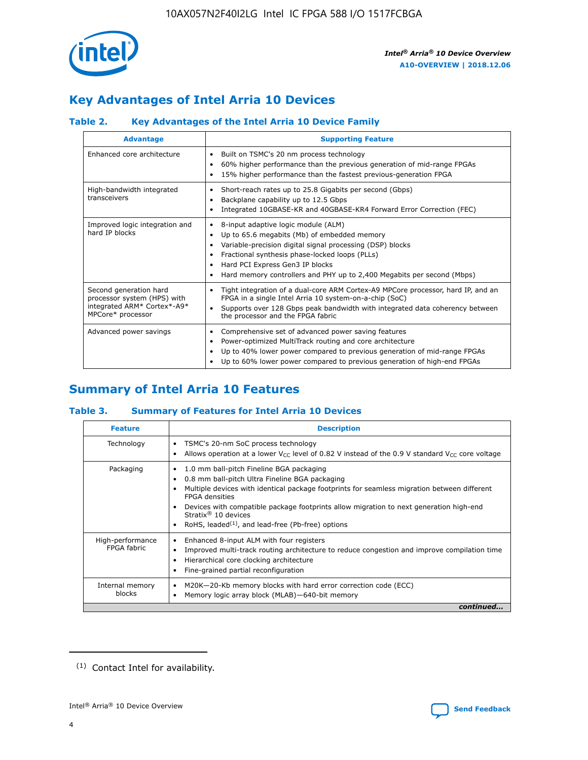## Key Advantages of Intel Arria 10 Devices

### Table 2. Key Advantages of the Intel Arria 10 Device Family

| Advantage | Supporting Feature |
|---|---|
| Enhanced core architecture | • Built on TSMC's 20 nm process technology<br>• 60% higher performance than the previous generation of mid-range FPGAs<br>• 15% higher performance than the fastest previous-generation FPGA |
| High-bandwidth integrated transceivers | • Short-reach rates up to 25.8 Gigabits per second (Gbps)<br>• Backplane capability up to 12.5 Gbps<br>• Integrated 10GBASE-KR and 40GBASE-KR4 Forward Error Correction (FEC) |
| Improved logic integration and hard IP blocks | • 8-input adaptive logic module (ALM)<br>• Up to 65.6 megabits (Mb) of embedded memory<br>• Variable-precision digital signal processing (DSP) blocks<br>• Fractional synthesis phase-locked loops (PLLs)<br>• Hard PCI Express Gen3 IP blocks<br>• Hard memory controllers and PHY up to 2,400 Megabits per second (Mbps) |
| Second generation hard processor system (HPS) with integrated ARM* Cortex*-A9* MPCore* processor | • Tight integration of a dual-core ARM Cortex-A9 MPCore processor, hard IP, and an FPGA in a single Intel Arria 10 system-on-a-chip (SoC)<br>• Supports over 128 Gbps peak bandwidth with integrated data coherency between the processor and the FPGA fabric |
| Advanced power savings | • Comprehensive set of advanced power saving features<br>• Power-optimized MultiTrack routing and core architecture<br>• Up to 40% lower power compared to previous generation of mid-range FPGAs<br>• Up to 60% lower power compared to previous generation of high-end FPGAs |

## Summary of Intel Arria 10 Features

### Table 3. Summary of Features for Intel Arria 10 Devices

| Feature | Description |
|---|---|
| Technology | • TSMC's 20-nm SoC process technology<br>• Allows operation at a lower $V_{CC}$ level of 0.82 V instead of the 0.9 V standard $V_{CC}$ core voltage |
| Packaging | • 1.0 mm ball-pitch Fineline BGA packaging<br>• 0.8 mm ball-pitch Ultra Fineline BGA packaging<br>• Multiple devices with identical package footprints for seamless migration between different FPGA densities<br>• Devices with compatible package footprints allow migration to next generation high-end Stratix® 10 devices<br>• RoHS, leaded[(1)], and lead-free (Pb-free) options |
| High-performance FPGA fabric | • Enhanced 8-input ALM with four registers<br>• Improved multi-track routing architecture to reduce congestion and improve compilation time<br>• Hierarchical core clocking architecture<br>• Fine-grained partial reconfiguration |
| Internal memory blocks | • M20K—20-Kb memory blocks with hard error correction code (ECC)<br>• Memory logic array block (MLAB)—640-bit memory |

*continued...*

(1) Contact Intel for availability.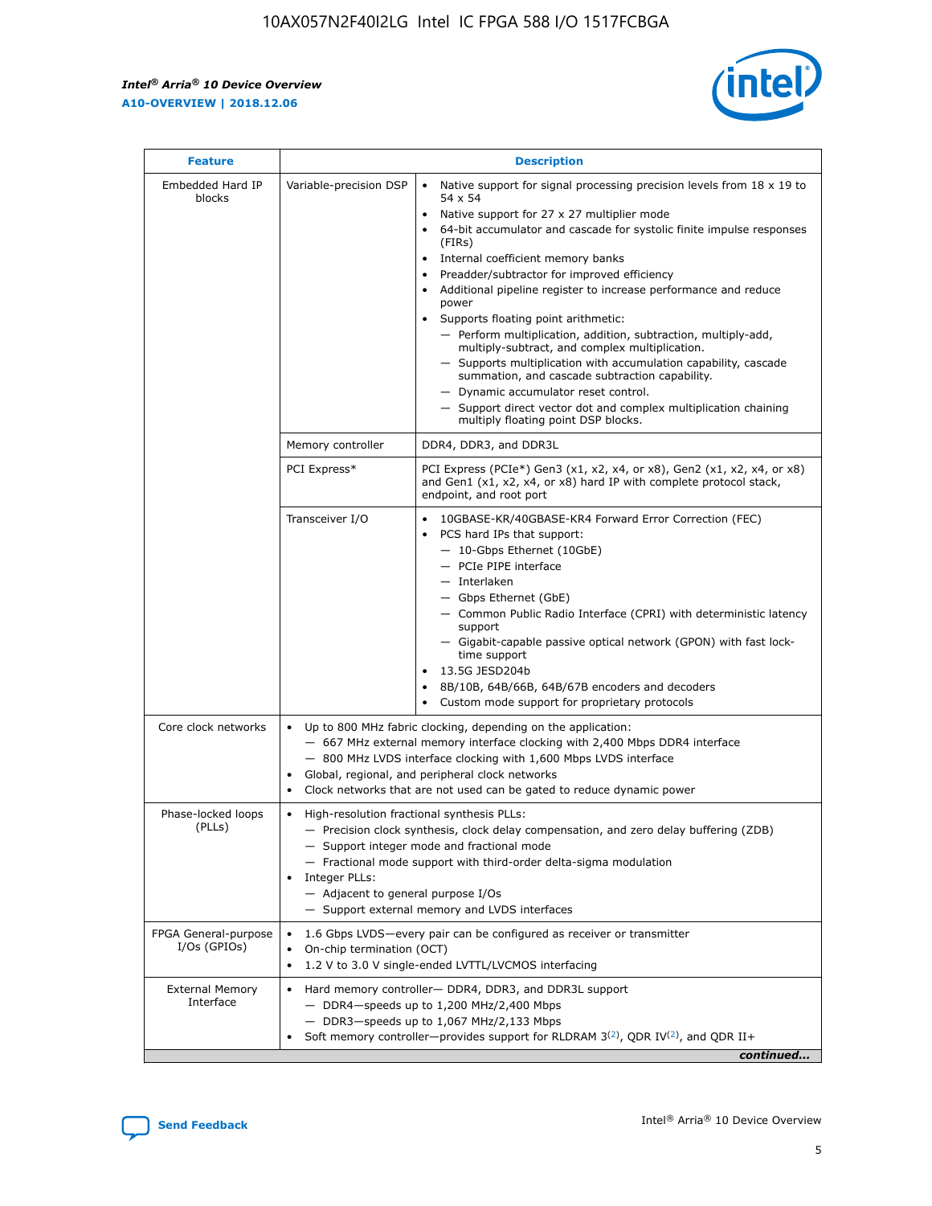| Feature | Description | |
|---|---|---|
| Embedded Hard IP blocks | Variable-precision DSP | • Native support for signal processing precision levels from 18 x 19 to 54 x 54<br>• Native support for 27 x 27 multiplier mode<br>• 64-bit accumulator and cascade for systolic finite impulse responses (FIRs)<br>• Internal coefficient memory banks<br>• Preadder/subtractor for improved efficiency<br>• Additional pipeline register to increase performance and reduce power<br>• Supports floating point arithmetic:<br>— Perform multiplication, addition, subtraction, multiply-add, multiply-subtract, and complex multiplication.<br>— Supports multiplication with accumulation capability, cascade summation, and cascade subtraction capability.<br>— Dynamic accumulator reset control.<br>— Support direct vector dot and complex multiplication chaining multiply floating point DSP blocks. |
| | Memory controller | DDR4, DDR3, and DDR3L |
| | PCI Express* | PCI Express (PCIe*) Gen3 (x1, x2, x4, or x8), Gen2 (x1, x2, x4, or x8) and Gen1 (x1, x2, x4, or x8) hard IP with complete protocol stack, endpoint, and root port |
| | Transceiver I/O | • 10GBASE-KR/40GBASE-KR4 Forward Error Correction (FEC)<br>• PCS hard IPs that support:<br>— 10-Gbps Ethernet (10GbE)<br>— PCIe PIPE interface<br>— Interlaken<br>— Gbps Ethernet (GbE)<br>— Common Public Radio Interface (CPRI) with deterministic latency support<br>— Gigabit-capable passive optical network (GPON) with fast lock-time support<br>• 13.5G JESD204b<br>• 8B/10B, 64B/66B, 64B/67B encoders and decoders<br>• Custom mode support for proprietary protocols |
| Core clock networks | • Up to 800 MHz fabric clocking, depending on the application:<br>— 667 MHz external memory interface clocking with 2,400 Mbps DDR4 interface<br>— 800 MHz LVDS interface clocking with 1,600 Mbps LVDS interface<br>• Global, regional, and peripheral clock networks<br>• Clock networks that are not used can be gated to reduce dynamic power | |
| Phase-locked loops (PLLs) | • High-resolution fractional synthesis PLLs:<br>— Precision clock synthesis, clock delay compensation, and zero delay buffering (ZDB)<br>— Support integer mode and fractional mode<br>— Fractional mode support with third-order delta-sigma modulation<br>• Integer PLLs:<br>— Adjacent to general purpose I/Os<br>— Support external memory and LVDS interfaces | |
| FPGA General-purpose I/Os (GPIOs) | • 1.6 Gbps LVDS—every pair can be configured as receiver or transmitter<br>• On-chip termination (OCT)<br>• 1.2 V to 3.0 V single-ended LVTTL/LVCMOS interfacing | |
| External Memory Interface | • Hard memory controller— DDR4, DDR3, and DDR3L support<br>— DDR4—speeds up to 1,200 MHz/2,400 Mbps<br>— DDR3—speeds up to 1,067 MHz/2,133 Mbps<br>• Soft memory controller—provides support for RLDRAM 3[(2)], QDR IV[(2)], and QDR II+ | |

*continued...*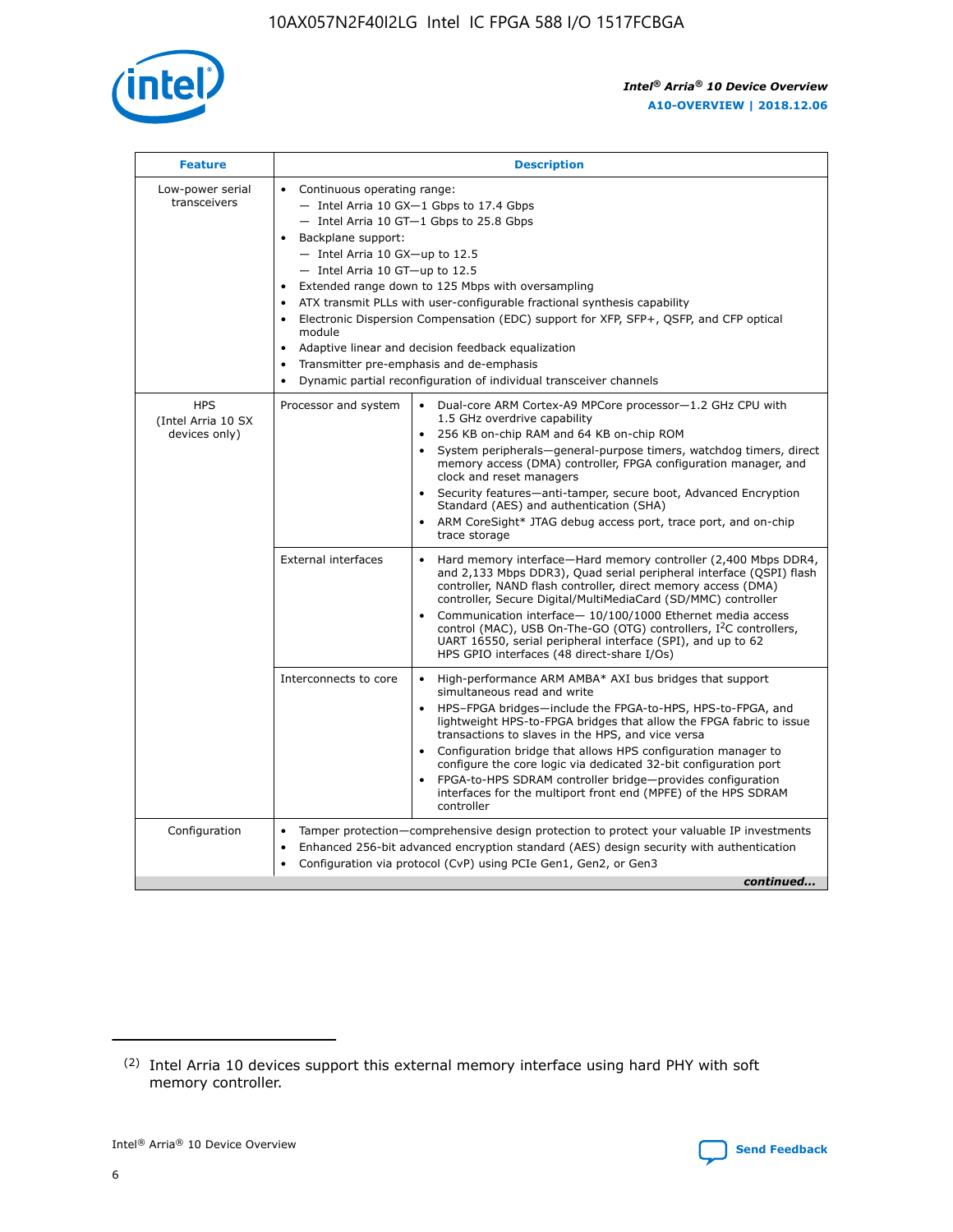| Feature | Description | |
|---|---|---|
| Low-power serial transceivers | • Continuous operating range:<br>— Intel Arria 10 GX—1 Gbps to 17.4 Gbps<br>— Intel Arria 10 GT—1 Gbps to 25.8 Gbps<br>• Backplane support:<br>— Intel Arria 10 GX—up to 12.5<br>— Intel Arria 10 GT—up to 12.5<br>• Extended range down to 125 Mbps with oversampling<br>• ATX transmit PLLs with user-configurable fractional synthesis capability<br>• Electronic Dispersion Compensation (EDC) support for XFP, SFP+, QSFP, and CFP optical module<br>• Adaptive linear and decision feedback equalization<br>• Transmitter pre-emphasis and de-emphasis<br>• Dynamic partial reconfiguration of individual transceiver channels | |
| HPS (Intel Arria 10 SX devices only) | Processor and system | • Dual-core ARM Cortex-A9 MPCore processor—1.2 GHz CPU with 1.5 GHz overdrive capability<br>• 256 KB on-chip RAM and 64 KB on-chip ROM<br>• System peripherals—general-purpose timers, watchdog timers, direct memory access (DMA) controller, FPGA configuration manager, and clock and reset managers<br>• Security features—anti-tamper, secure boot, Advanced Encryption Standard (AES) and authentication (SHA)<br>• ARM CoreSight* JTAG debug access port, trace port, and on-chip trace storage |
| | External interfaces | • Hard memory interface—Hard memory controller (2,400 Mbps DDR4, and 2,133 Mbps DDR3), Quad serial peripheral interface (QSPI) flash controller, NAND flash controller, direct memory access (DMA) controller, Secure Digital/MultiMediaCard (SD/MMC) controller<br>• Communication interface— 10/100/1000 Ethernet media access control (MAC), USB On-The-GO (OTG) controllers, I²C controllers, UART 16550, serial peripheral interface (SPI), and up to 62 HPS GPIO interfaces (48 direct-share I/Os) |
| | Interconnects to core | • High-performance ARM AMBA* AXI bus bridges that support simultaneous read and write<br>• HPS–FPGA bridges—include the FPGA-to-HPS, HPS-to-FPGA, and lightweight HPS-to-FPGA bridges that allow the FPGA fabric to issue transactions to slaves in the HPS, and vice versa<br>• Configuration bridge that allows HPS configuration manager to configure the core logic via dedicated 32-bit configuration port<br>• FPGA-to-HPS SDRAM controller bridge—provides configuration interfaces for the multiport front end (MPFE) of the HPS SDRAM controller |
| Configuration | • Tamper protection—comprehensive design protection to protect your valuable IP investments<br>• Enhanced 256-bit advanced encryption standard (AES) design security with authentication<br>• Configuration via protocol (CvP) using PCIe Gen1, Gen2, or Gen3 | |

*continued...*

(2) Intel Arria 10 devices support this external memory interface using hard PHY with soft memory controller.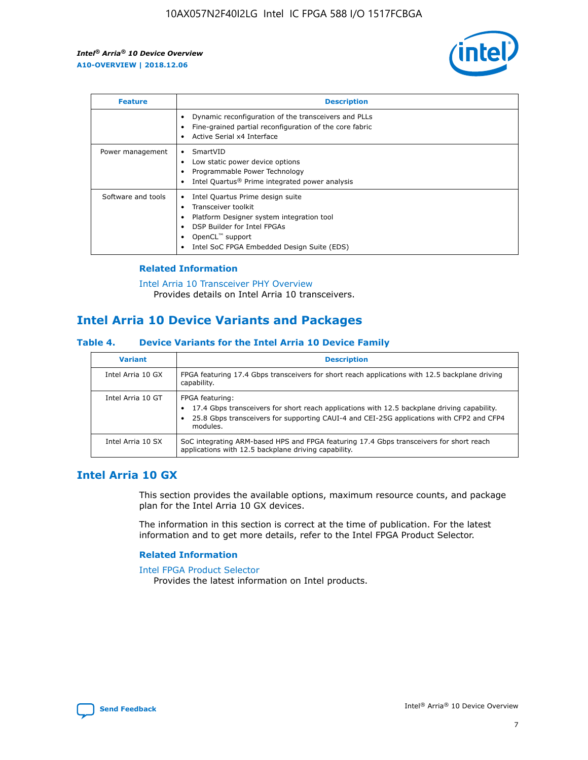| Feature | Description |
| --- | --- |
| | • Dynamic reconfiguration of the transceivers and PLLs<br>• Fine-grained partial reconfiguration of the core fabric<br>• Active Serial x4 Interface |
| Power management | • SmartVID<br>• Low static power device options<br>• Programmable Power Technology<br>• Intel Quartus® Prime integrated power analysis |
| Software and tools | • Intel Quartus Prime design suite<br>• Transceiver toolkit<br>• Platform Designer system integration tool<br>• DSP Builder for Intel FPGAs<br>• OpenCL™ support<br>• Intel SoC FPGA Embedded Design Suite (EDS) |

### Related Information

Intel Arria 10 Transceiver PHY Overview
Provides details on Intel Arria 10 transceivers.

## Intel Arria 10 Device Variants and Packages

### Table 4. Device Variants for the Intel Arria 10 Device Family

| Variant | Description |
| --- | --- |
| Intel Arria 10 GX | FPGA featuring 17.4 Gbps transceivers for short reach applications with 12.5 backplane driving capability. |
| Intel Arria 10 GT | FPGA featuring:<br>• 17.4 Gbps transceivers for short reach applications with 12.5 backplane driving capability.<br>• 25.8 Gbps transceivers for supporting CAUI-4 and CEI-25G applications with CFP2 and CFP4 modules. |
| Intel Arria 10 SX | SoC integrating ARM-based HPS and FPGA featuring 17.4 Gbps transceivers for short reach applications with 12.5 backplane driving capability. |

## Intel Arria 10 GX

This section provides the available options, maximum resource counts, and package plan for the Intel Arria 10 GX devices.

The information in this section is correct at the time of publication. For the latest information and to get more details, refer to the Intel FPGA Product Selector.

### Related Information

Intel FPGA Product Selector
Provides the latest information on Intel products.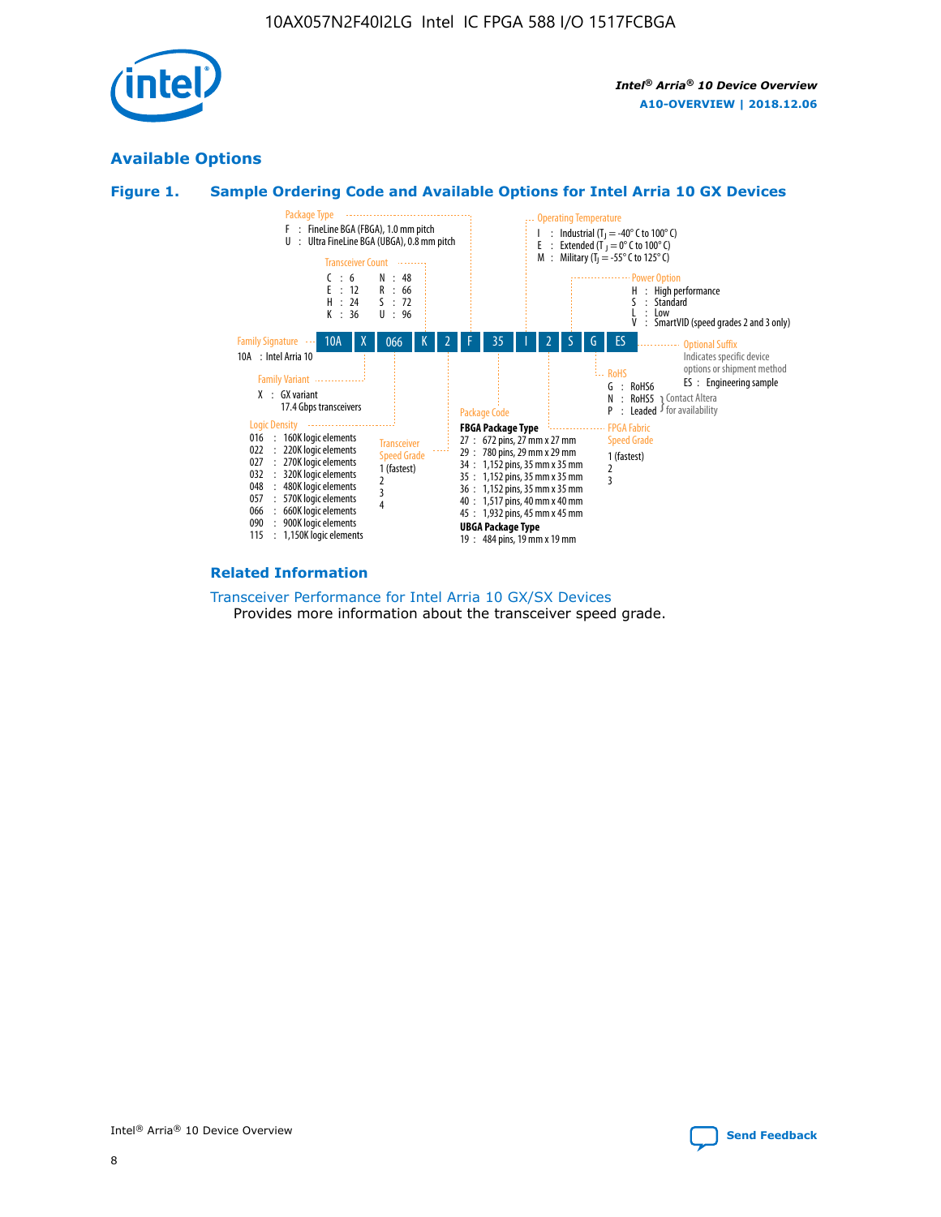## Available Options

### Figure 1. Sample Ordering Code and Available Options for Intel Arria 10 GX Devices

| 10A | X | 066 | K | 2 | F | 35 | I | 2 | S | G | ES |
|---|---|---|---|---|---|---|---|---|---|---|---|

**Family Signature**
- 10A : Intel Arria 10

**Family Variant**
- X : GX variant
  17.4 Gbps transceivers

**Logic Density**
- 016 : 160K logic elements
- 022 : 220K logic elements
- 027 : 270K logic elements
- 032 : 320K logic elements
- 048 : 480K logic elements
- 057 : 570K logic elements
- 066 : 660K logic elements
- 090 : 900K logic elements
- 115 : 1,150K logic elements

**Transceiver Count**
- C : 6
- E : 12
- H : 24
- K : 36
- N : 48
- R : 66
- S : 72
- U : 96

**Transceiver Speed Grade**
- 1 (fastest)
- 2
- 3
- 4

**Package Type**
- F : FineLine BGA (FBGA), 1.0 mm pitch
- U : Ultra FineLine BGA (UBGA), 0.8 mm pitch

**Package Code**

FBGA Package Type
- 27 : 672 pins, 27 mm x 27 mm
- 29 : 780 pins, 29 mm x 29 mm
- 34 : 1,152 pins, 35 mm x 35 mm
- 35 : 1,152 pins, 35 mm x 35 mm
- 36 : 1,152 pins, 35 mm x 35 mm
- 40 : 1,517 pins, 40 mm x 40 mm
- 45 : 1,932 pins, 45 mm x 45 mm

UBGA Package Type
- 19 : 484 pins, 19 mm x 19 mm

**Operating Temperature**
- I : Industrial ($T_J$ = -40° C to 100° C)
- E : Extended ($T_J$ = 0° C to 100° C)
- M : Military ($T_J$ = -55° C to 125° C)

**FPGA Fabric Speed Grade**
- 1 (fastest)
- 2
- 3

**Power Option**
- H : High performance
- S : Standard
- L : Low
- V : SmartVID (speed grades 2 and 3 only)

**RoHS**
- G : RoHS6
- N : RoHS5 } Contact Altera for availability
- P : Leaded } Contact Altera for availability

**Optional Suffix**

Indicates specific device options or shipment method
- ES : Engineering sample

### Related Information

Transceiver Performance for Intel Arria 10 GX/SX Devices
Provides more information about the transceiver speed grade.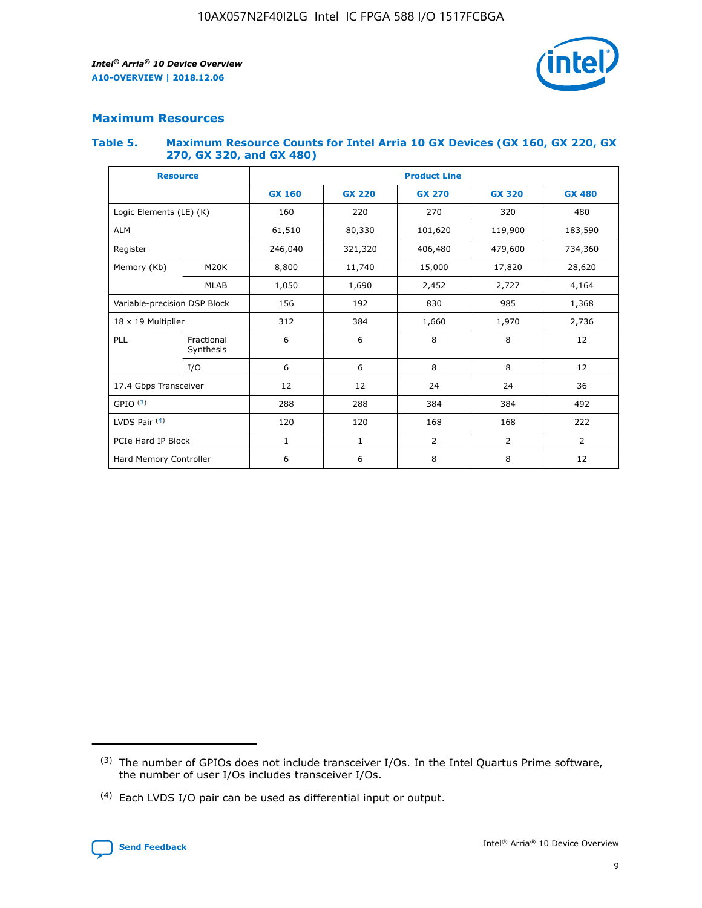## Maximum Resources

### Table 5. Maximum Resource Counts for Intel Arria 10 GX Devices (GX 160, GX 220, GX 270, GX 320, and GX 480)

| Resource | | Product Line | | | | |
|---|---|---|---|---|---|---|
| | | GX 160 | GX 220 | GX 270 | GX 320 | GX 480 |
| Logic Elements (LE) (K) | | 160 | 220 | 270 | 320 | 480 |
| ALM | | 61,510 | 80,330 | 101,620 | 119,900 | 183,590 |
| Register | | 246,040 | 321,320 | 406,480 | 479,600 | 734,360 |
| Memory (Kb) | M20K | 8,800 | 11,740 | 15,000 | 17,820 | 28,620 |
| | MLAB | 1,050 | 1,690 | 2,452 | 2,727 | 4,164 |
| Variable-precision DSP Block | | 156 | 192 | 830 | 985 | 1,368 |
| 18 x 19 Multiplier | | 312 | 384 | 1,660 | 1,970 | 2,736 |
| PLL | Fractional Synthesis | 6 | 6 | 8 | 8 | 12 |
| | I/O | 6 | 6 | 8 | 8 | 12 |
| 17.4 Gbps Transceiver | | 12 | 12 | 24 | 24 | 36 |
| GPIO (3) | | 288 | 288 | 384 | 384 | 492 |
| LVDS Pair (4) | | 120 | 120 | 168 | 168 | 222 |
| PCIe Hard IP Block | | 1 | 1 | 2 | 2 | 2 |
| Hard Memory Controller | | 6 | 6 | 8 | 8 | 12 |

(3) The number of GPIOs does not include transceiver I/Os. In the Intel Quartus Prime software, the number of user I/Os includes transceiver I/Os.

(4) Each LVDS I/O pair can be used as differential input or output.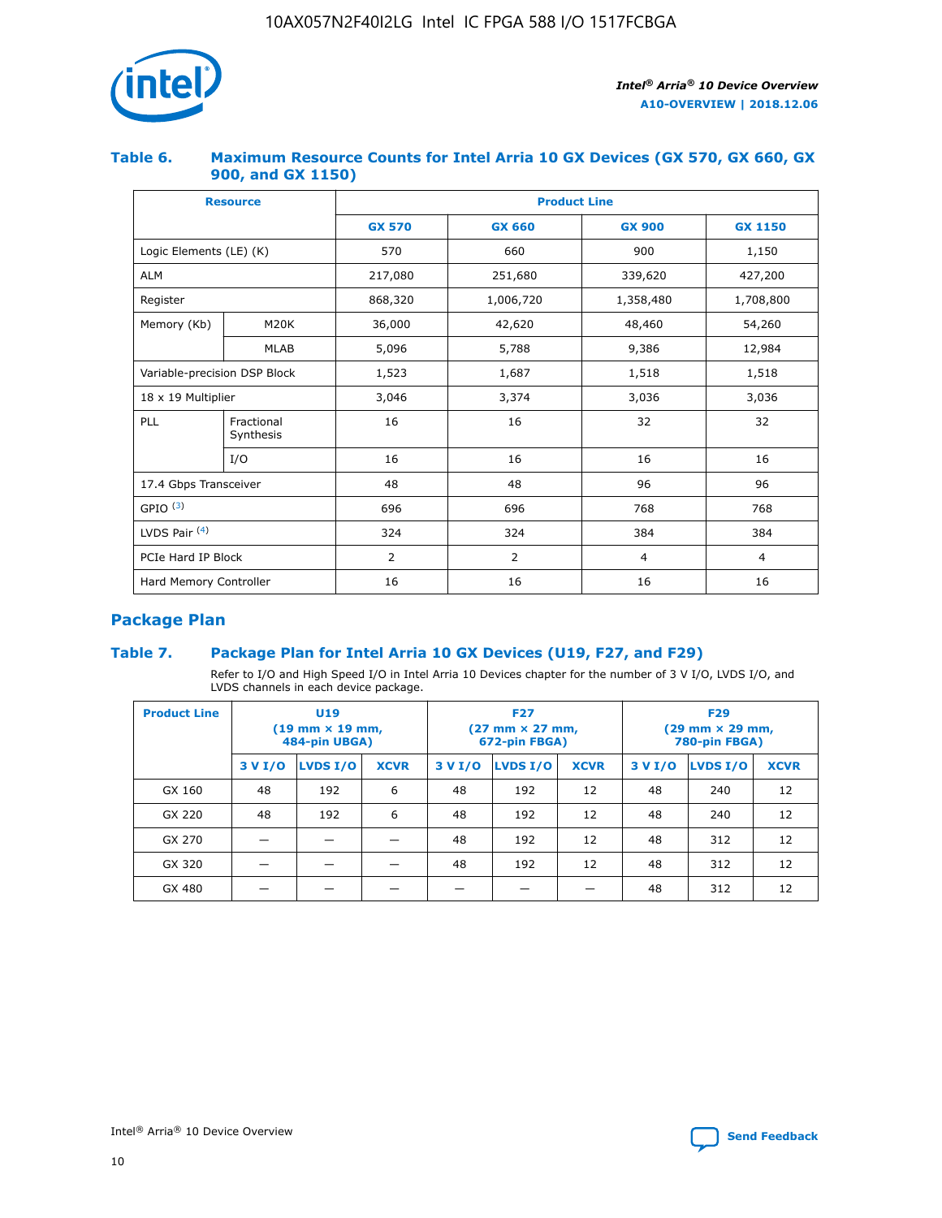## Table 6. Maximum Resource Counts for Intel Arria 10 GX Devices (GX 570, GX 660, GX 900, and GX 1150)

| Resource | | Product Line | | | |
|---|---|---|---|---|---|
| | | GX 570 | GX 660 | GX 900 | GX 1150 |
| Logic Elements (LE) (K) | | 570 | 660 | 900 | 1,150 |
| ALM | | 217,080 | 251,680 | 339,620 | 427,200 |
| Register | | 868,320 | 1,006,720 | 1,358,480 | 1,708,800 |
| Memory (Kb) | M20K | 36,000 | 42,620 | 48,460 | 54,260 |
| | MLAB | 5,096 | 5,788 | 9,386 | 12,984 |
| Variable-precision DSP Block | | 1,523 | 1,687 | 1,518 | 1,518 |
| 18 x 19 Multiplier | | 3,046 | 3,374 | 3,036 | 3,036 |
| PLL | Fractional Synthesis | 16 | 16 | 32 | 32 |
| | I/O | 16 | 16 | 16 | 16 |
| 17.4 Gbps Transceiver | | 48 | 48 | 96 | 96 |
| GPIO [(3)] | | 696 | 696 | 768 | 768 |
| LVDS Pair [(4)] | | 324 | 324 | 384 | 384 |
| PCIe Hard IP Block | | 2 | 2 | 4 | 4 |
| Hard Memory Controller | | 16 | 16 | 16 | 16 |

## Package Plan

## Table 7. Package Plan for Intel Arria 10 GX Devices (U19, F27, and F29)

Refer to I/O and High Speed I/O in Intel Arria 10 Devices chapter for the number of 3 V I/O, LVDS I/O, and LVDS channels in each device package.

| Product Line | U19 (19 mm × 19 mm, 484-pin UBGA) | | | F27 (27 mm × 27 mm, 672-pin FBGA) | | | F29 (29 mm × 29 mm, 780-pin FBGA) | | |
|---|---|---|---|---|---|---|---|---|---|
| | 3 V I/O | LVDS I/O | XCVR | 3 V I/O | LVDS I/O | XCVR | 3 V I/O | LVDS I/O | XCVR |
| GX 160 | 48 | 192 | 6 | 48 | 192 | 12 | 48 | 240 | 12 |
| GX 220 | 48 | 192 | 6 | 48 | 192 | 12 | 48 | 240 | 12 |
| GX 270 | — | — | — | 48 | 192 | 12 | 48 | 312 | 12 |
| GX 320 | — | — | — | 48 | 192 | 12 | 48 | 312 | 12 |
| GX 480 | — | — | — | — | — | — | 48 | 312 | 12 |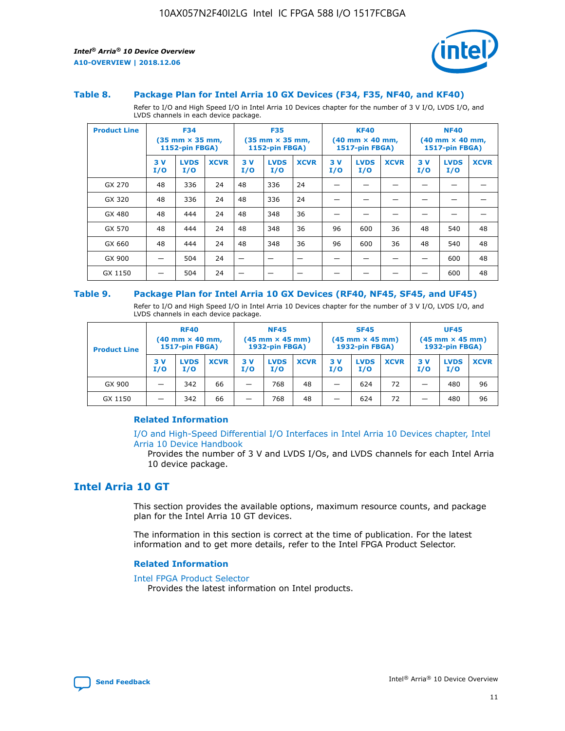### Table 8. Package Plan for Intel Arria 10 GX Devices (F34, F35, NF40, and KF40)

Refer to I/O and High Speed I/O in Intel Arria 10 Devices chapter for the number of 3 V I/O, LVDS I/O, and LVDS channels in each device package.

| Product Line | F34 (35 mm × 35 mm, 1152-pin FBGA) | | | F35 (35 mm × 35 mm, 1152-pin FBGA) | | | KF40 (40 mm × 40 mm, 1517-pin FBGA) | | | NF40 (40 mm × 40 mm, 1517-pin FBGA) | | |
|---|---|---|---|---|---|---|---|---|---|---|---|---|
| | 3 V I/O | LVDS I/O | XCVR | 3 V I/O | LVDS I/O | XCVR | 3 V I/O | LVDS I/O | XCVR | 3 V I/O | LVDS I/O | XCVR |
| GX 270 | 48 | 336 | 24 | 48 | 336 | 24 | — | — | — | — | — | — |
| GX 320 | 48 | 336 | 24 | 48 | 336 | 24 | — | — | — | — | — | — |
| GX 480 | 48 | 444 | 24 | 48 | 348 | 36 | — | — | — | — | — | — |
| GX 570 | 48 | 444 | 24 | 48 | 348 | 36 | 96 | 600 | 36 | 48 | 540 | 48 |
| GX 660 | 48 | 444 | 24 | 48 | 348 | 36 | 96 | 600 | 36 | 48 | 540 | 48 |
| GX 900 | — | 504 | 24 | — | — | — | — | — | — | — | 600 | 48 |
| GX 1150 | — | 504 | 24 | — | — | — | — | — | — | — | 600 | 48 |

### Table 9. Package Plan for Intel Arria 10 GX Devices (RF40, NF45, SF45, and UF45)

Refer to I/O and High Speed I/O in Intel Arria 10 Devices chapter for the number of 3 V I/O, LVDS I/O, and LVDS channels in each device package.

| Product Line | RF40 (40 mm × 40 mm, 1517-pin FBGA) | | | NF45 (45 mm × 45 mm) 1932-pin FBGA) | | | SF45 (45 mm × 45 mm) 1932-pin FBGA) | | | UF45 (45 mm × 45 mm) 1932-pin FBGA) | | |
|---|---|---|---|---|---|---|---|---|---|---|---|---|
| | 3 V I/O | LVDS I/O | XCVR | 3 V I/O | LVDS I/O | XCVR | 3 V I/O | LVDS I/O | XCVR | 3 V I/O | LVDS I/O | XCVR |
| GX 900 | — | 342 | 66 | — | 768 | 48 | — | 624 | 72 | — | 480 | 96 |
| GX 1150 | — | 342 | 66 | — | 768 | 48 | — | 624 | 72 | — | 480 | 96 |

#### Related Information

I/O and High-Speed Differential I/O Interfaces in Intel Arria 10 Devices chapter, Intel Arria 10 Device Handbook

Provides the number of 3 V and LVDS I/Os, and LVDS channels for each Intel Arria 10 device package.

## Intel Arria 10 GT

This section provides the available options, maximum resource counts, and package plan for the Intel Arria 10 GT devices.

The information in this section is correct at the time of publication. For the latest information and to get more details, refer to the Intel FPGA Product Selector.

#### Related Information

Intel FPGA Product Selector

Provides the latest information on Intel products.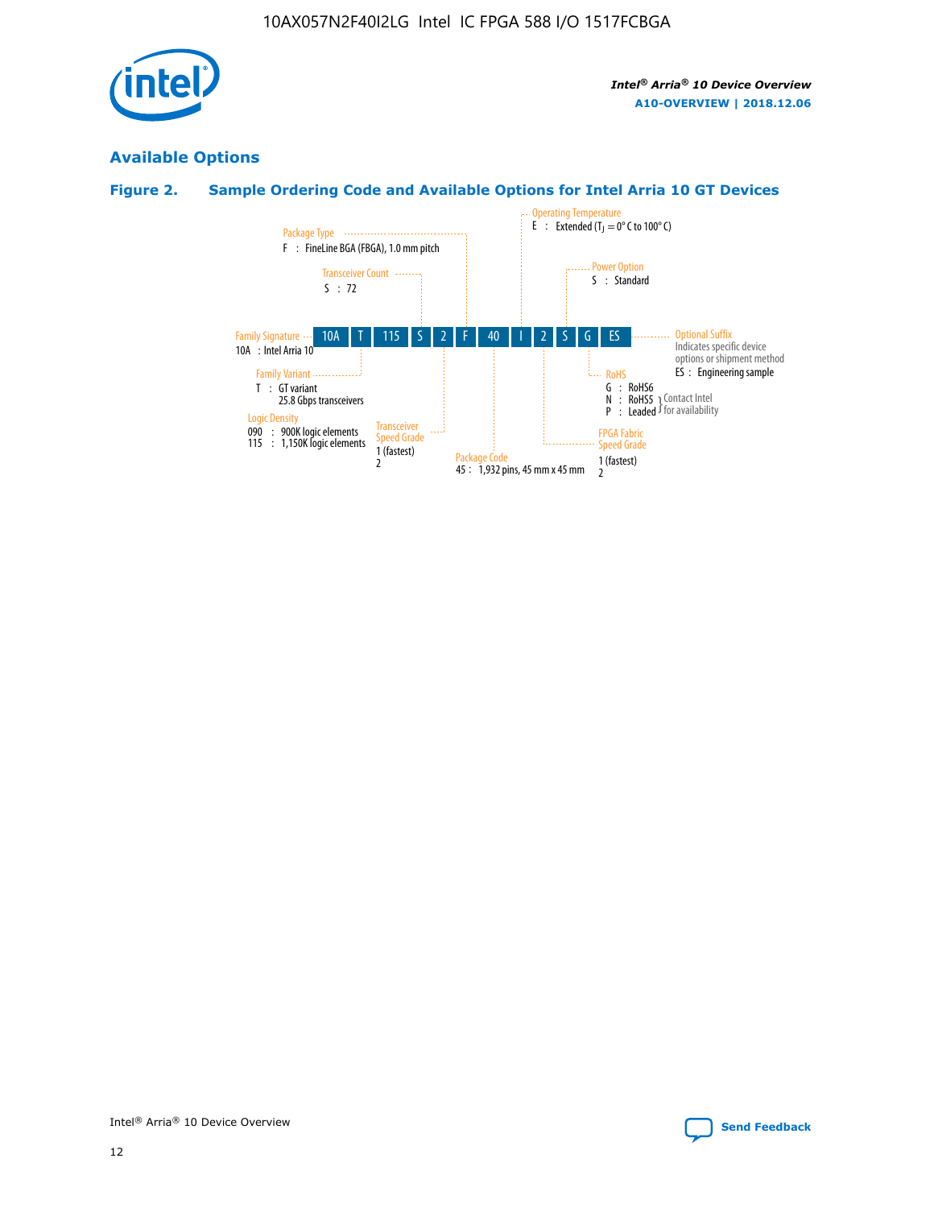## Available Options

### Figure 2. Sample Ordering Code and Available Options for Intel Arria 10 GT Devices

| 10A | T | 115 | S | 2 | F | 40 | I | 2 | S | G | ES |
|---|---|---|---|---|---|---|---|---|---|---|---|

**Family Signature**
10A : Intel Arria 10

**Family Variant**
T : GT variant
25.8 Gbps transceivers

**Logic Density**
090 : 900K logic elements
115 : 1,150K logic elements

**Transceiver Count**
S : 72

**Transceiver Speed Grade**
1 (fastest)
2

**Package Type**
F : FineLine BGA (FBGA), 1.0 mm pitch

**Package Code**
45 : 1,932 pins, 45 mm x 45 mm

**Operating Temperature**
E : Extended ($T_J$ = 0° C to 100° C)

**FPGA Fabric Speed Grade**
1 (fastest)
2

**Power Option**
S : Standard

**RoHS**
G : RoHS6
N : RoHS5 } Contact Intel for availability
P : Leaded } Contact Intel for availability

**Optional Suffix**
Indicates specific device options or shipment method
ES : Engineering sample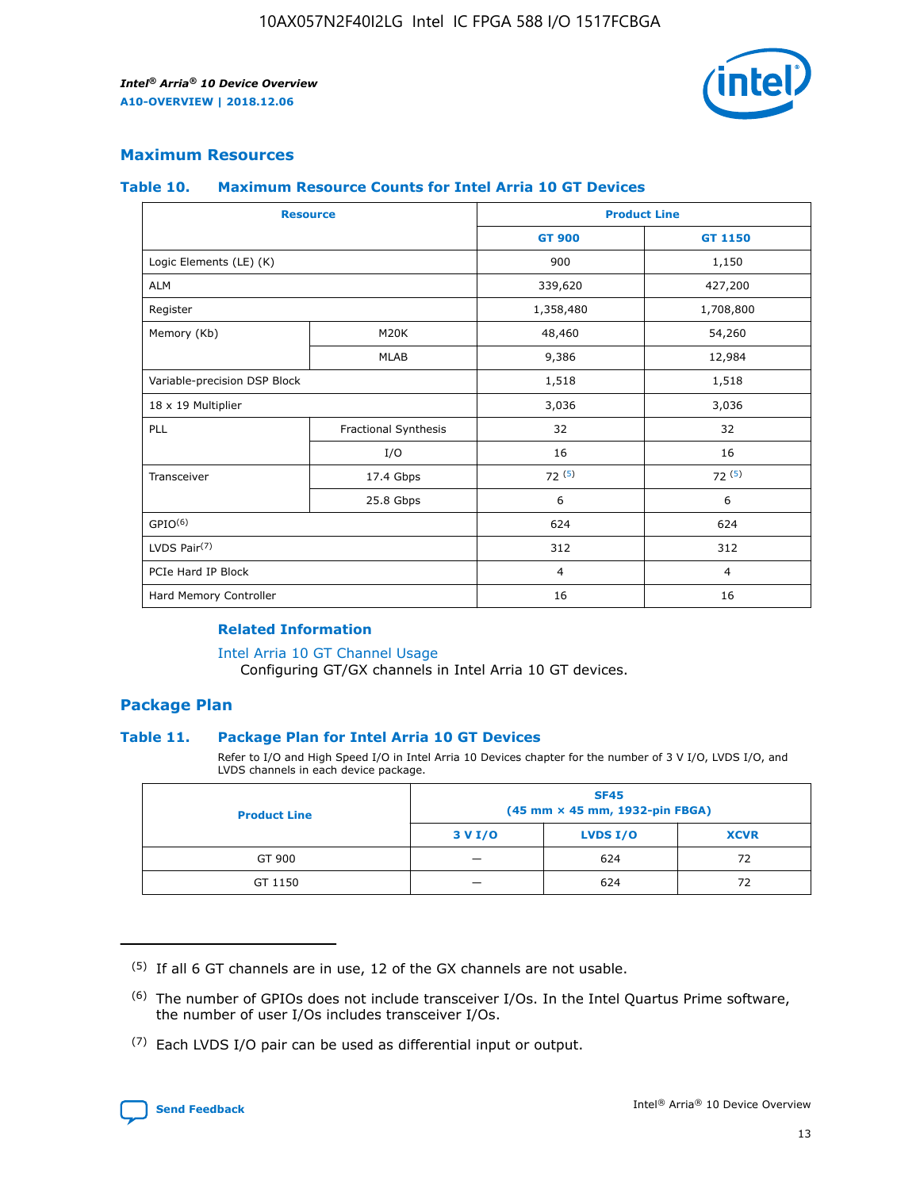## Maximum Resources

### Table 10. Maximum Resource Counts for Intel Arria 10 GT Devices

| Resource | | Product Line | |
|---|---|---|---|
| | | GT 900 | GT 1150 |
| Logic Elements (LE) (K) | | 900 | 1,150 |
| ALM | | 339,620 | 427,200 |
| Register | | 1,358,480 | 1,708,800 |
| Memory (Kb) | M20K | 48,460 | 54,260 |
| | MLAB | 9,386 | 12,984 |
| Variable-precision DSP Block | | 1,518 | 1,518 |
| 18 x 19 Multiplier | | 3,036 | 3,036 |
| PLL | Fractional Synthesis | 32 | 32 |
| | I/O | 16 | 16 |
| Transceiver | 17.4 Gbps | 72 (5) | 72 (5) |
| | 25.8 Gbps | 6 | 6 |
| GPIO(6) | | 624 | 624 |
| LVDS Pair(7) | | 312 | 312 |
| PCIe Hard IP Block | | 4 | 4 |
| Hard Memory Controller | | 16 | 16 |

#### Related Information

Intel Arria 10 GT Channel Usage
Configuring GT/GX channels in Intel Arria 10 GT devices.

## Package Plan

### Table 11. Package Plan for Intel Arria 10 GT Devices

Refer to I/O and High Speed I/O in Intel Arria 10 Devices chapter for the number of 3 V I/O, LVDS I/O, and LVDS channels in each device package.

| Product Line | SF45 (45 mm × 45 mm, 1932-pin FBGA) | | |
|---|---|---|---|
| | 3 V I/O | LVDS I/O | XCVR |
| GT 900 | — | 624 | 72 |
| GT 1150 | — | 624 | 72 |

(5) If all 6 GT channels are in use, 12 of the GX channels are not usable.

(6) The number of GPIOs does not include transceiver I/Os. In the Intel Quartus Prime software, the number of user I/Os includes transceiver I/Os.

(7) Each LVDS I/O pair can be used as differential input or output.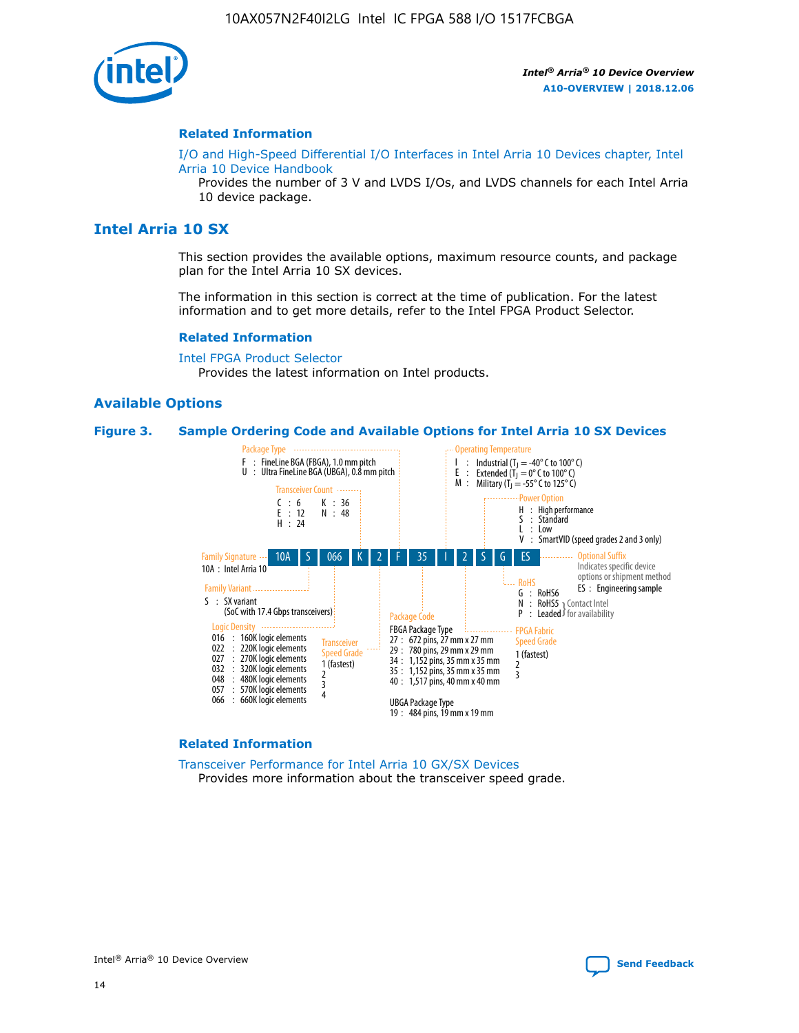### Related Information

I/O and High-Speed Differential I/O Interfaces in Intel Arria 10 Devices chapter, Intel Arria 10 Device Handbook

Provides the number of 3 V and LVDS I/Os, and LVDS channels for each Intel Arria 10 device package.

## Intel Arria 10 SX

This section provides the available options, maximum resource counts, and package plan for the Intel Arria 10 SX devices.

The information in this section is correct at the time of publication. For the latest information and to get more details, refer to the Intel FPGA Product Selector.

### Related Information

Intel FPGA Product Selector

Provides the latest information on Intel products.

### Available Options

**Figure 3. Sample Ordering Code and Available Options for Intel Arria 10 SX Devices**

Sample ordering code: 10A S 066 K 2 F 35 I 2 S G ES

- **Family Signature**
  - 10A : Intel Arria 10
- **Family Variant**
  - S : SX variant (SoC with 17.4 Gbps transceivers)
- **Logic Density**
  - 016 : 160K logic elements
  - 022 : 220K logic elements
  - 027 : 270K logic elements
  - 032 : 320K logic elements
  - 048 : 480K logic elements
  - 057 : 570K logic elements
  - 066 : 660K logic elements
- **Transceiver Count**
  - C : 6
  - E : 12
  - H : 24
  - K : 36
  - N : 48
- **Transceiver Speed Grade**
  - 1 (fastest)
  - 2
  - 3
  - 4
- **Package Type**
  - F : FineLine BGA (FBGA), 1.0 mm pitch
  - U : Ultra FineLine BGA (UBGA), 0.8 mm pitch
- **Package Code**
  - FBGA Package Type
    - 27 : 672 pins, 27 mm x 27 mm
    - 29 : 780 pins, 29 mm x 29 mm
    - 34 : 1,152 pins, 35 mm x 35 mm
    - 35 : 1,152 pins, 35 mm x 35 mm
    - 40 : 1,517 pins, 40 mm x 40 mm
  - UBGA Package Type
    - 19 : 484 pins, 19 mm x 19 mm
- **Operating Temperature**
  - I : Industrial ($T_J$ = -40° C to 100° C)
  - E : Extended ($T_J$ = 0° C to 100° C)
  - M : Military ($T_J$ = -55° C to 125° C)
- **FPGA Fabric Speed Grade**
  - 1 (fastest)
  - 2
  - 3
- **Power Option**
  - H : High performance
  - S : Standard
  - L : Low
  - V : SmartVID (speed grades 2 and 3 only)
- **RoHS**
  - G : RoHS6
  - N : RoHS5 (Contact Intel for availability)
  - P : Leaded (Contact Intel for availability)
- **Optional Suffix**
  - Indicates specific device options or shipment method
  - ES : Engineering sample

### Related Information

Transceiver Performance for Intel Arria 10 GX/SX Devices

Provides more information about the transceiver speed grade.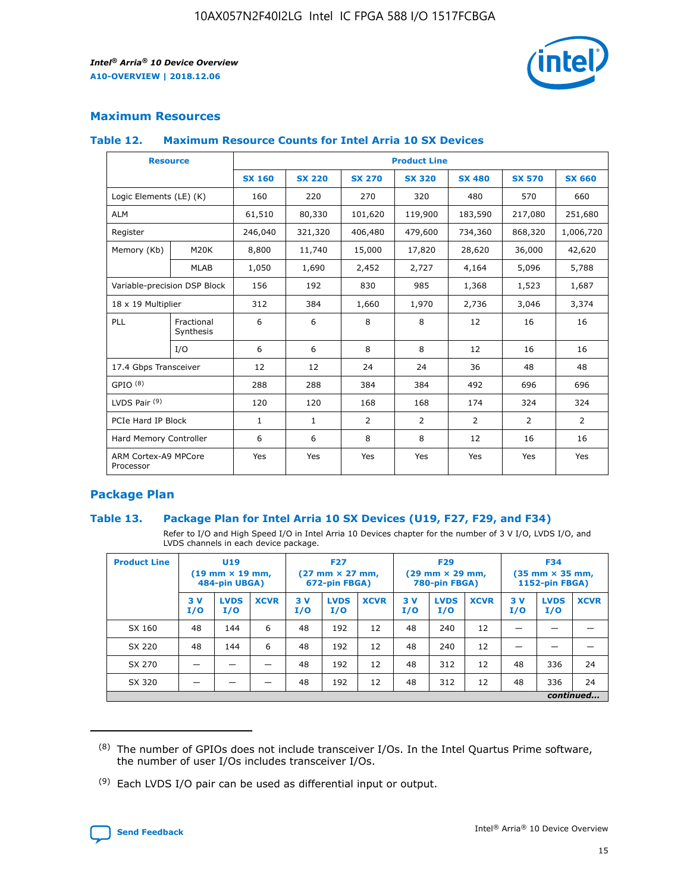## Maximum Resources

### Table 12. Maximum Resource Counts for Intel Arria 10 SX Devices

| Resource | | Product Line | | | | | | |
|---|---|---|---|---|---|---|---|---|
| | | SX 160 | SX 220 | SX 270 | SX 320 | SX 480 | SX 570 | SX 660 |
| Logic Elements (LE) (K) | | 160 | 220 | 270 | 320 | 480 | 570 | 660 |
| ALM | | 61,510 | 80,330 | 101,620 | 119,900 | 183,590 | 217,080 | 251,680 |
| Register | | 246,040 | 321,320 | 406,480 | 479,600 | 734,360 | 868,320 | 1,006,720 |
| Memory (Kb) | M20K | 8,800 | 11,740 | 15,000 | 17,820 | 28,620 | 36,000 | 42,620 |
| | MLAB | 1,050 | 1,690 | 2,452 | 2,727 | 4,164 | 5,096 | 5,788 |
| Variable-precision DSP Block | | 156 | 192 | 830 | 985 | 1,368 | 1,523 | 1,687 |
| 18 x 19 Multiplier | | 312 | 384 | 1,660 | 1,970 | 2,736 | 3,046 | 3,374 |
| PLL | Fractional Synthesis | 6 | 6 | 8 | 8 | 12 | 16 | 16 |
| | I/O | 6 | 6 | 8 | 8 | 12 | 16 | 16 |
| 17.4 Gbps Transceiver | | 12 | 12 | 24 | 24 | 36 | 48 | 48 |
| GPIO [8] | | 288 | 288 | 384 | 384 | 492 | 696 | 696 |
| LVDS Pair [9] | | 120 | 120 | 168 | 168 | 174 | 324 | 324 |
| PCIe Hard IP Block | | 1 | 1 | 2 | 2 | 2 | 2 | 2 |
| Hard Memory Controller | | 6 | 6 | 8 | 8 | 12 | 16 | 16 |
| ARM Cortex-A9 MPCore Processor | | Yes | Yes | Yes | Yes | Yes | Yes | Yes |

## Package Plan

### Table 13. Package Plan for Intel Arria 10 SX Devices (U19, F27, F29, and F34)

Refer to I/O and High Speed I/O in Intel Arria 10 Devices chapter for the number of 3 V I/O, LVDS I/O, and LVDS channels in each device package.

| Product Line | U19 (19 mm × 19 mm, 484-pin UBGA) | | | F27 (27 mm × 27 mm, 672-pin FBGA) | | | F29 (29 mm × 29 mm, 780-pin FBGA) | | | F34 (35 mm × 35 mm, 1152-pin FBGA) | | |
|---|---|---|---|---|---|---|---|---|---|---|---|---|
| | 3 V I/O | LVDS I/O | XCVR | 3 V I/O | LVDS I/O | XCVR | 3 V I/O | LVDS I/O | XCVR | 3 V I/O | LVDS I/O | XCVR |
| SX 160 | 48 | 144 | 6 | 48 | 192 | 12 | 48 | 240 | 12 | — | — | — |
| SX 220 | 48 | 144 | 6 | 48 | 192 | 12 | 48 | 240 | 12 | — | — | — |
| SX 270 | — | — | — | 48 | 192 | 12 | 48 | 312 | 12 | 48 | 336 | 24 |
| SX 320 | — | — | — | 48 | 192 | 12 | 48 | 312 | 12 | 48 | 336 | 24 |

*continued...*

(8) The number of GPIOs does not include transceiver I/Os. In the Intel Quartus Prime software, the number of user I/Os includes transceiver I/Os.

(9) Each LVDS I/O pair can be used as differential input or output.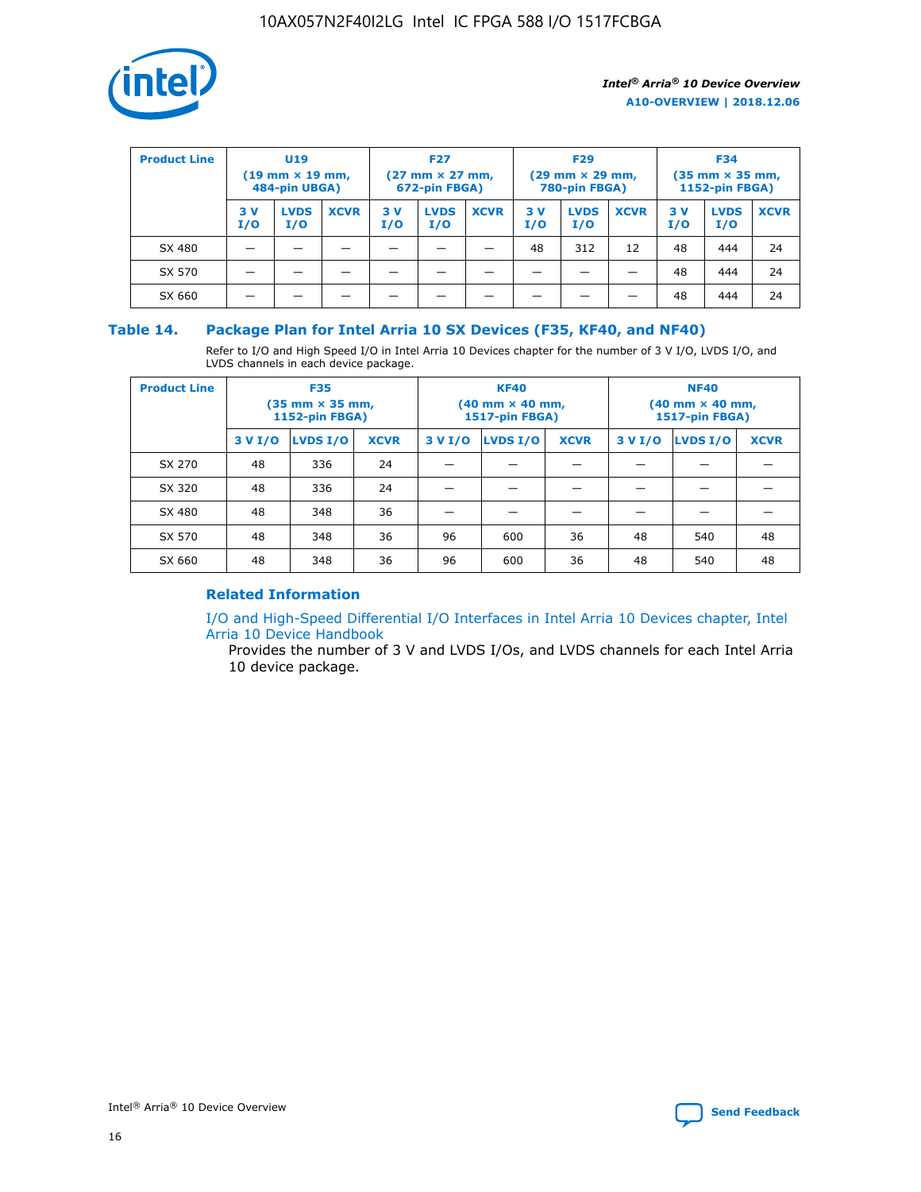| Product Line | U19 (19 mm × 19 mm, 484-pin UBGA) | | | F27 (27 mm × 27 mm, 672-pin FBGA) | | | F29 (29 mm × 29 mm, 780-pin FBGA) | | | F34 (35 mm × 35 mm, 1152-pin FBGA) | | |
|---|---|---|---|---|---|---|---|---|---|---|---|---|
| | 3 V I/O | LVDS I/O | XCVR | 3 V I/O | LVDS I/O | XCVR | 3 V I/O | LVDS I/O | XCVR | 3 V I/O | LVDS I/O | XCVR |
| SX 480 | — | — | — | — | — | — | 48 | 312 | 12 | 48 | 444 | 24 |
| SX 570 | — | — | — | — | — | — | — | — | — | 48 | 444 | 24 |
| SX 660 | — | — | — | — | — | — | — | — | — | 48 | 444 | 24 |

## Table 14. Package Plan for Intel Arria 10 SX Devices (F35, KF40, and NF40)

Refer to I/O and High Speed I/O in Intel Arria 10 Devices chapter for the number of 3 V I/O, LVDS I/O, and LVDS channels in each device package.

| Product Line | F35 (35 mm × 35 mm, 1152-pin FBGA) | | | KF40 (40 mm × 40 mm, 1517-pin FBGA) | | | NF40 (40 mm × 40 mm, 1517-pin FBGA) | | |
|---|---|---|---|---|---|---|---|---|---|
| | 3 V I/O | LVDS I/O | XCVR | 3 V I/O | LVDS I/O | XCVR | 3 V I/O | LVDS I/O | XCVR |
| SX 270 | 48 | 336 | 24 | — | — | — | — | — | — |
| SX 320 | 48 | 336 | 24 | — | — | — | — | — | — |
| SX 480 | 48 | 348 | 36 | — | — | — | — | — | — |
| SX 570 | 48 | 348 | 36 | 96 | 600 | 36 | 48 | 540 | 48 |
| SX 660 | 48 | 348 | 36 | 96 | 600 | 36 | 48 | 540 | 48 |

### Related Information

I/O and High-Speed Differential I/O Interfaces in Intel Arria 10 Devices chapter, Intel Arria 10 Device Handbook

Provides the number of 3 V and LVDS I/Os, and LVDS channels for each Intel Arria 10 device package.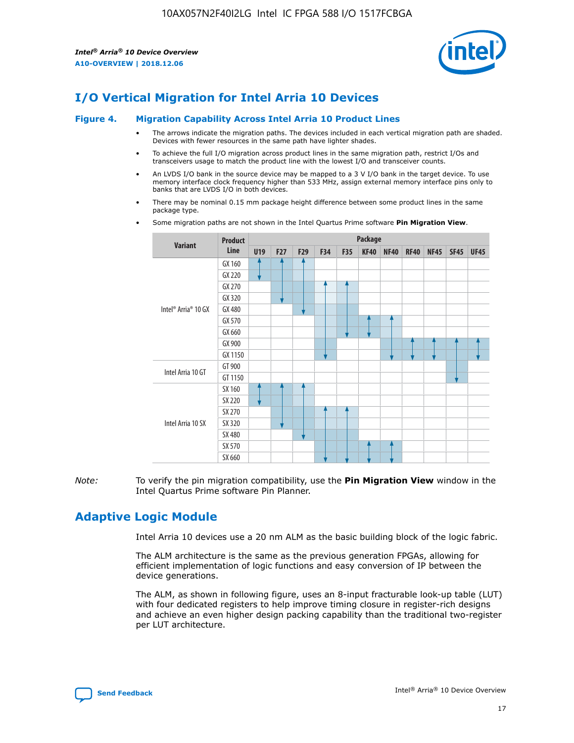# I/O Vertical Migration for Intel Arria 10 Devices

**Figure 4. Migration Capability Across Intel Arria 10 Product Lines**

- The arrows indicate the migration paths. The devices included in each vertical migration path are shaded. Devices with fewer resources in the same path have lighter shades.
- To achieve the full I/O migration across product lines in the same migration path, restrict I/Os and transceivers usage to match the product line with the lowest I/O and transceiver counts.
- An LVDS I/O bank in the source device may be mapped to a 3 V I/O bank in the target device. To use memory interface clock frequency higher than 533 MHz, assign external memory interface pins only to banks that are LVDS I/O in both devices.
- There may be nominal 0.15 mm package height difference between some product lines in the same package type.
- Some migration paths are not shown in the Intel Quartus Prime software **Pin Migration View**.

| Variant | Product Line | U19 | F27 | F29 | F34 | F35 | KF40 | NF40 | RF40 | NF45 | SF45 | UF45 |
|---|---|---|---|---|---|---|---|---|---|---|---|---|
| Intel® Arria® 10 GX | GX 160 | | | | | | | | | | | |
| | GX 220 | | | | | | | | | | | |
| | GX 270 | | | | | | | | | | | |
| | GX 320 | | | | | | | | | | | |
| | GX 480 | | | | | | | | | | | |
| | GX 570 | | | | | | | | | | | |
| | GX 660 | | | | | | | | | | | |
| | GX 900 | | | | | | | | | | | |
| | GX 1150 | | | | | | | | | | | |
| Intel Arria 10 GT | GT 900 | | | | | | | | | | | |
| | GT 1150 | | | | | | | | | | | |
| Intel Arria 10 SX | SX 160 | | | | | | | | | | | |
| | SX 220 | | | | | | | | | | | |
| | SX 270 | | | | | | | | | | | |
| | SX 320 | | | | | | | | | | | |
| | SX 480 | | | | | | | | | | | |
| | SX 570 | | | | | | | | | | | |
| | SX 660 | | | | | | | | | | | |

*Note:* To verify the pin migration compatibility, use the **Pin Migration View** window in the Intel Quartus Prime software Pin Planner.

# Adaptive Logic Module

Intel Arria 10 devices use a 20 nm ALM as the basic building block of the logic fabric.

The ALM architecture is the same as the previous generation FPGAs, allowing for efficient implementation of logic functions and easy conversion of IP between the device generations.

The ALM, as shown in following figure, uses an 8-input fracturable look-up table (LUT) with four dedicated registers to help improve timing closure in register-rich designs and achieve an even higher design packing capability than the traditional two-register per LUT architecture.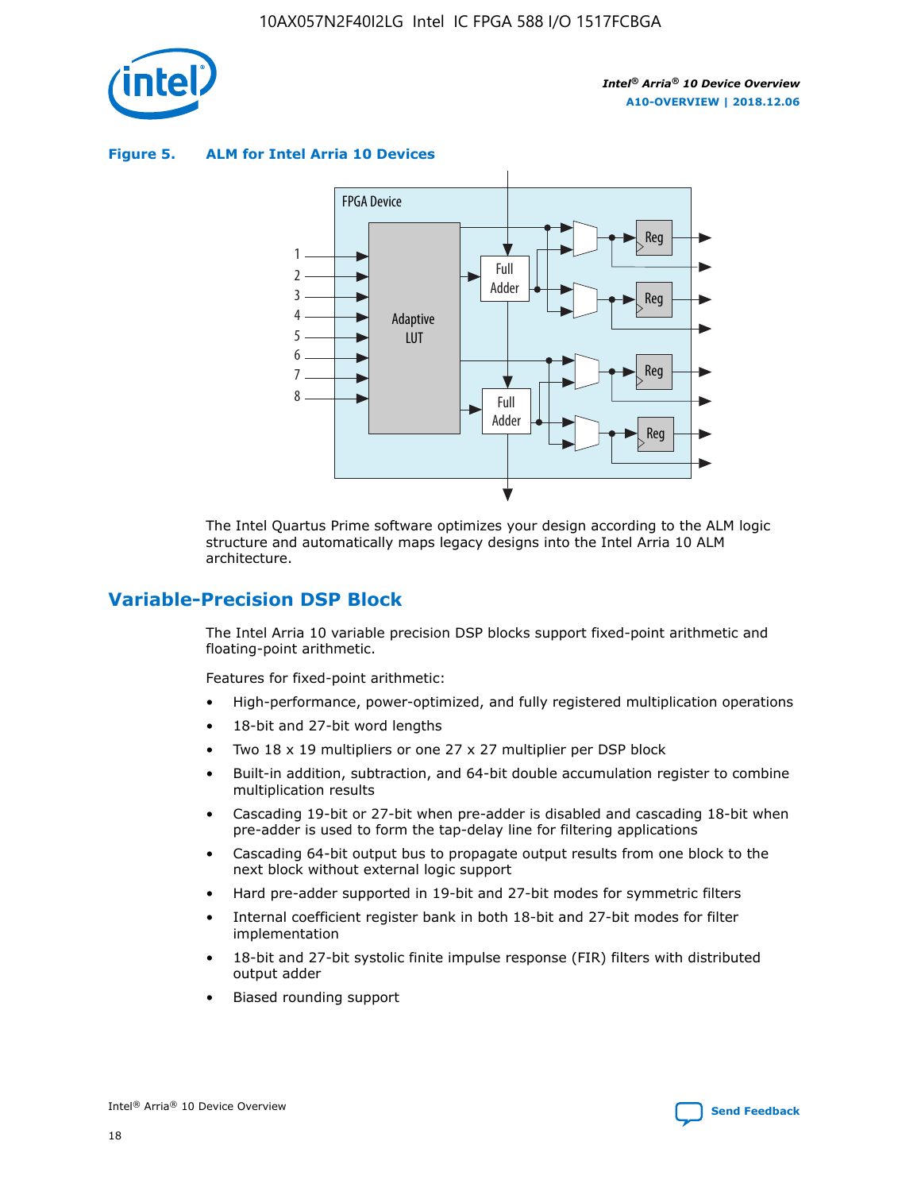**Figure 5. ALM for Intel Arria 10 Devices**

The Intel Quartus Prime software optimizes your design according to the ALM logic structure and automatically maps legacy designs into the Intel Arria 10 ALM architecture.

## Variable-Precision DSP Block

The Intel Arria 10 variable precision DSP blocks support fixed-point arithmetic and floating-point arithmetic.

Features for fixed-point arithmetic:

- High-performance, power-optimized, and fully registered multiplication operations
- 18-bit and 27-bit word lengths
- Two 18 x 19 multipliers or one 27 x 27 multiplier per DSP block
- Built-in addition, subtraction, and 64-bit double accumulation register to combine multiplication results
- Cascading 19-bit or 27-bit when pre-adder is disabled and cascading 18-bit when pre-adder is used to form the tap-delay line for filtering applications
- Cascading 64-bit output bus to propagate output results from one block to the next block without external logic support
- Hard pre-adder supported in 19-bit and 27-bit modes for symmetric filters
- Internal coefficient register bank in both 18-bit and 27-bit modes for filter implementation
- 18-bit and 27-bit systolic finite impulse response (FIR) filters with distributed output adder
- Biased rounding support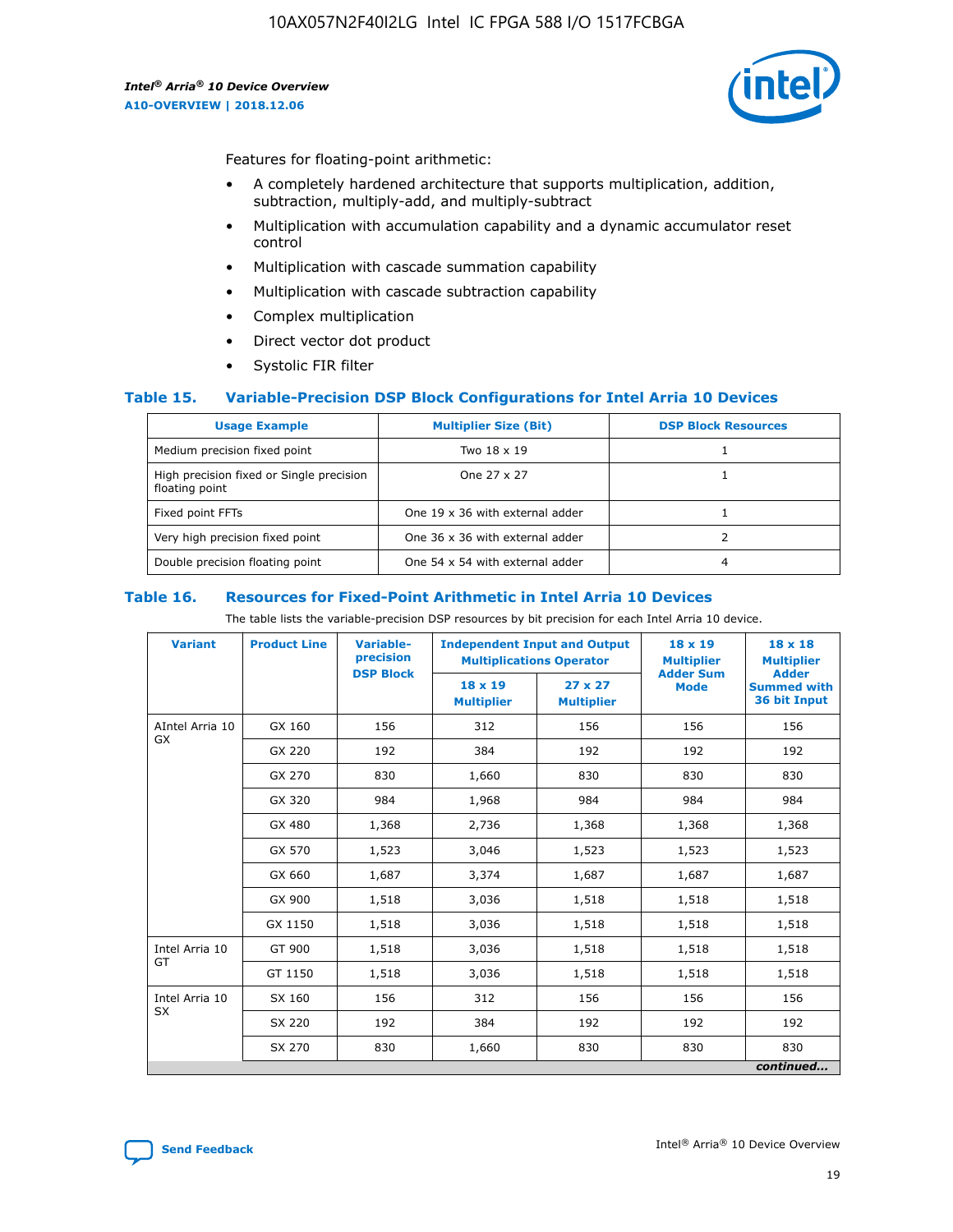Features for floating-point arithmetic:

- A completely hardened architecture that supports multiplication, addition, subtraction, multiply-add, and multiply-subtract
- Multiplication with accumulation capability and a dynamic accumulator reset control
- Multiplication with cascade summation capability
- Multiplication with cascade subtraction capability
- Complex multiplication
- Direct vector dot product
- Systolic FIR filter

### Table 15. Variable-Precision DSP Block Configurations for Intel Arria 10 Devices

| Usage Example | Multiplier Size (Bit) | DSP Block Resources |
|---|---|---|
| Medium precision fixed point | Two 18 x 19 | 1 |
| High precision fixed or Single precision floating point | One 27 x 27 | 1 |
| Fixed point FFTs | One 19 x 36 with external adder | 1 |
| Very high precision fixed point | One 36 x 36 with external adder | 2 |
| Double precision floating point | One 54 x 54 with external adder | 4 |

### Table 16. Resources for Fixed-Point Arithmetic in Intel Arria 10 Devices

The table lists the variable-precision DSP resources by bit precision for each Intel Arria 10 device.

| Variant | Product Line | Variable-precision DSP Block | Independent Input and Output Multiplications Operator | | 18 x 19 Multiplier Adder Sum Mode | 18 x 18 Multiplier Adder Summed with 36 bit Input |
|---|---|---|---|---|---|---|
| | | | 18 x 19 Multiplier | 27 x 27 Multiplier | | |
| AIntel Arria 10 GX | GX 160 | 156 | 312 | 156 | 156 | 156 |
| | GX 220 | 192 | 384 | 192 | 192 | 192 |
| | GX 270 | 830 | 1,660 | 830 | 830 | 830 |
| | GX 320 | 984 | 1,968 | 984 | 984 | 984 |
| | GX 480 | 1,368 | 2,736 | 1,368 | 1,368 | 1,368 |
| | GX 570 | 1,523 | 3,046 | 1,523 | 1,523 | 1,523 |
| | GX 660 | 1,687 | 3,374 | 1,687 | 1,687 | 1,687 |
| | GX 900 | 1,518 | 3,036 | 1,518 | 1,518 | 1,518 |
| | GX 1150 | 1,518 | 3,036 | 1,518 | 1,518 | 1,518 |
| Intel Arria 10 GT | GT 900 | 1,518 | 3,036 | 1,518 | 1,518 | 1,518 |
| | GT 1150 | 1,518 | 3,036 | 1,518 | 1,518 | 1,518 |
| Intel Arria 10 SX | SX 160 | 156 | 312 | 156 | 156 | 156 |
| | SX 220 | 192 | 384 | 192 | 192 | 192 |
| | SX 270 | 830 | 1,660 | 830 | 830 | 830 |

*continued...*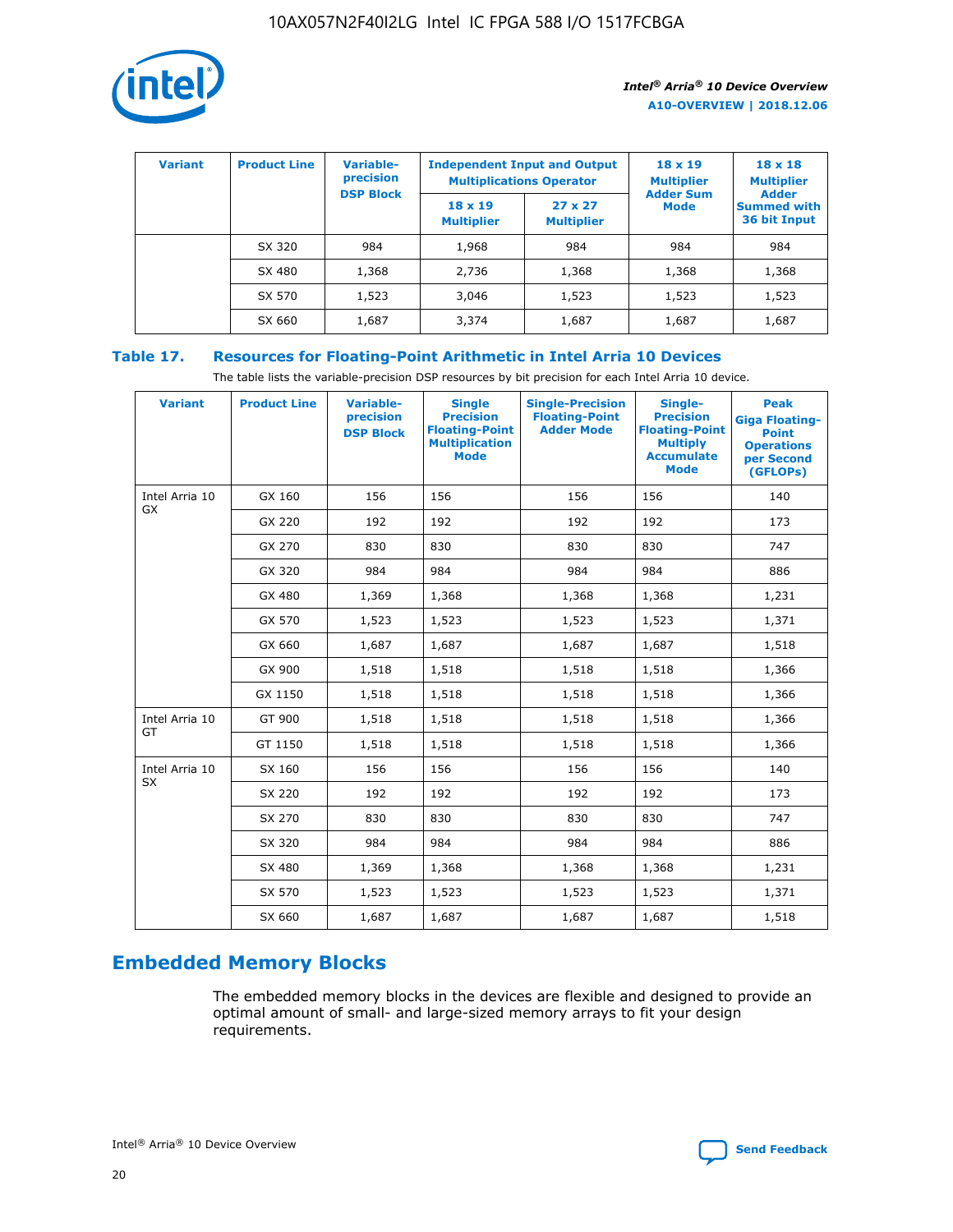| Variant | Product Line | Variable-precision DSP Block | Independent Input and Output Multiplications Operator | | 18 x 19 Multiplier Adder Sum Mode | 18 x 18 Multiplier Adder Summed with 36 bit Input |
|---|---|---|---|---|---|---|
| | | | 18 x 19 Multiplier | 27 x 27 Multiplier | | |
| | SX 320 | 984 | 1,968 | 984 | 984 | 984 |
| | SX 480 | 1,368 | 2,736 | 1,368 | 1,368 | 1,368 |
| | SX 570 | 1,523 | 3,046 | 1,523 | 1,523 | 1,523 |
| | SX 660 | 1,687 | 3,374 | 1,687 | 1,687 | 1,687 |

**Table 17. Resources for Floating-Point Arithmetic in Intel Arria 10 Devices**

The table lists the variable-precision DSP resources by bit precision for each Intel Arria 10 device.

| Variant | Product Line | Variable-precision DSP Block | Single Precision Floating-Point Multiplication Mode | Single-Precision Floating-Point Adder Mode | Single-Precision Floating-Point Multiply Accumulate Mode | Peak Giga Floating-Point Operations per Second (GFLOPs) |
|---|---|---|---|---|---|---|
| Intel Arria 10 GX | GX 160 | 156 | 156 | 156 | 156 | 140 |
| | GX 220 | 192 | 192 | 192 | 192 | 173 |
| | GX 270 | 830 | 830 | 830 | 830 | 747 |
| | GX 320 | 984 | 984 | 984 | 984 | 886 |
| | GX 480 | 1,369 | 1,368 | 1,368 | 1,368 | 1,231 |
| | GX 570 | 1,523 | 1,523 | 1,523 | 1,523 | 1,371 |
| | GX 660 | 1,687 | 1,687 | 1,687 | 1,687 | 1,518 |
| | GX 900 | 1,518 | 1,518 | 1,518 | 1,518 | 1,366 |
| | GX 1150 | 1,518 | 1,518 | 1,518 | 1,518 | 1,366 |
| Intel Arria 10 GT | GT 900 | 1,518 | 1,518 | 1,518 | 1,518 | 1,366 |
| | GT 1150 | 1,518 | 1,518 | 1,518 | 1,518 | 1,366 |
| Intel Arria 10 SX | SX 160 | 156 | 156 | 156 | 156 | 140 |
| | SX 220 | 192 | 192 | 192 | 192 | 173 |
| | SX 270 | 830 | 830 | 830 | 830 | 747 |
| | SX 320 | 984 | 984 | 984 | 984 | 886 |
| | SX 480 | 1,369 | 1,368 | 1,368 | 1,368 | 1,231 |
| | SX 570 | 1,523 | 1,523 | 1,523 | 1,523 | 1,371 |
| | SX 660 | 1,687 | 1,687 | 1,687 | 1,687 | 1,518 |

## Embedded Memory Blocks

The embedded memory blocks in the devices are flexible and designed to provide an optimal amount of small- and large-sized memory arrays to fit your design requirements.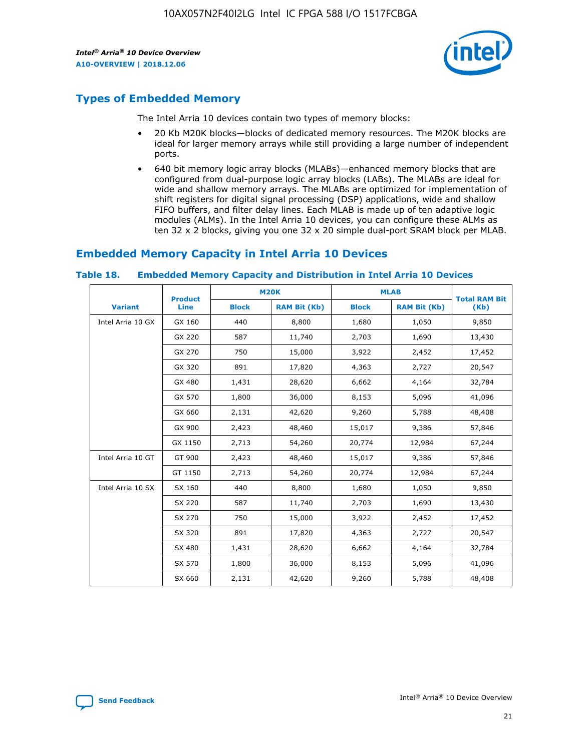## Types of Embedded Memory

The Intel Arria 10 devices contain two types of memory blocks:

- 20 Kb M20K blocks—blocks of dedicated memory resources. The M20K blocks are ideal for larger memory arrays while still providing a large number of independent ports.
- 640 bit memory logic array blocks (MLABs)—enhanced memory blocks that are configured from dual-purpose logic array blocks (LABs). The MLABs are ideal for wide and shallow memory arrays. The MLABs are optimized for implementation of shift registers for digital signal processing (DSP) applications, wide and shallow FIFO buffers, and filter delay lines. Each MLAB is made up of ten adaptive logic modules (ALMs). In the Intel Arria 10 devices, you can configure these ALMs as ten 32 x 2 blocks, giving you one 32 x 20 simple dual-port SRAM block per MLAB.

## Embedded Memory Capacity in Intel Arria 10 Devices

**Table 18. Embedded Memory Capacity and Distribution in Intel Arria 10 Devices**

| Variant | Product Line | M20K | | MLAB | | Total RAM Bit (Kb) |
|---|---|---|---|---|---|---|
| | | Block | RAM Bit (Kb) | Block | RAM Bit (Kb) | |
| Intel Arria 10 GX | GX 160 | 440 | 8,800 | 1,680 | 1,050 | 9,850 |
| | GX 220 | 587 | 11,740 | 2,703 | 1,690 | 13,430 |
| | GX 270 | 750 | 15,000 | 3,922 | 2,452 | 17,452 |
| | GX 320 | 891 | 17,820 | 4,363 | 2,727 | 20,547 |
| | GX 480 | 1,431 | 28,620 | 6,662 | 4,164 | 32,784 |
| | GX 570 | 1,800 | 36,000 | 8,153 | 5,096 | 41,096 |
| | GX 660 | 2,131 | 42,620 | 9,260 | 5,788 | 48,408 |
| | GX 900 | 2,423 | 48,460 | 15,017 | 9,386 | 57,846 |
| | GX 1150 | 2,713 | 54,260 | 20,774 | 12,984 | 67,244 |
| Intel Arria 10 GT | GT 900 | 2,423 | 48,460 | 15,017 | 9,386 | 57,846 |
| | GT 1150 | 2,713 | 54,260 | 20,774 | 12,984 | 67,244 |
| Intel Arria 10 SX | SX 160 | 440 | 8,800 | 1,680 | 1,050 | 9,850 |
| | SX 220 | 587 | 11,740 | 2,703 | 1,690 | 13,430 |
| | SX 270 | 750 | 15,000 | 3,922 | 2,452 | 17,452 |
| | SX 320 | 891 | 17,820 | 4,363 | 2,727 | 20,547 |
| | SX 480 | 1,431 | 28,620 | 6,662 | 4,164 | 32,784 |
| | SX 570 | 1,800 | 36,000 | 8,153 | 5,096 | 41,096 |
| | SX 660 | 2,131 | 42,620 | 9,260 | 5,788 | 48,408 |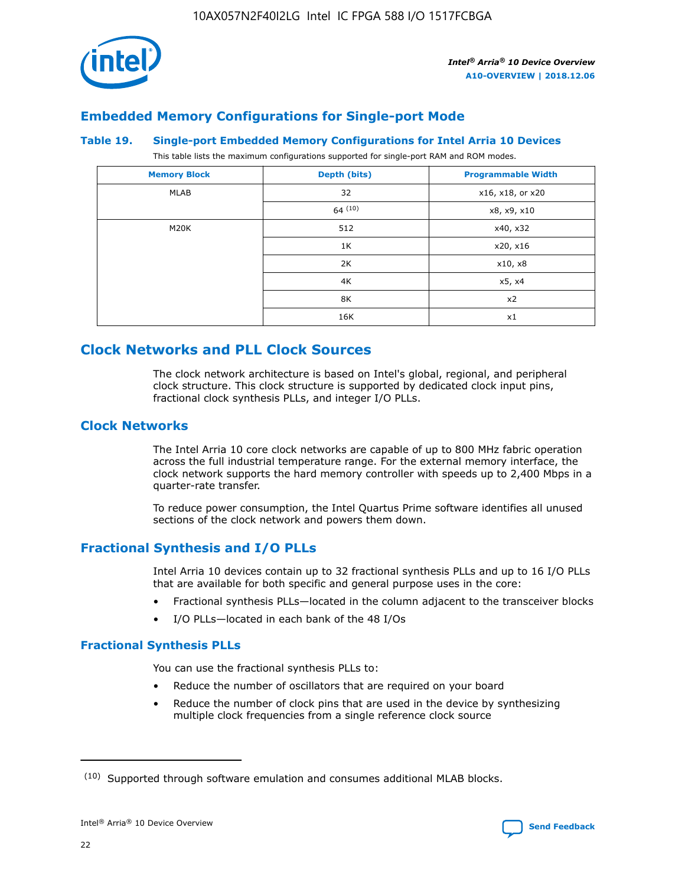## Embedded Memory Configurations for Single-port Mode

### Table 19. Single-port Embedded Memory Configurations for Intel Arria 10 Devices

This table lists the maximum configurations supported for single-port RAM and ROM modes.

| Memory Block | Depth (bits) | Programmable Width |
|---|---|---|
| MLAB | 32 | x16, x18, or x20 |
| | 64 [10] | x8, x9, x10 |
| M20K | 512 | x40, x32 |
| | 1K | x20, x16 |
| | 2K | x10, x8 |
| | 4K | x5, x4 |
| | 8K | x2 |
| | 16K | x1 |

# Clock Networks and PLL Clock Sources

The clock network architecture is based on Intel's global, regional, and peripheral clock structure. This clock structure is supported by dedicated clock input pins, fractional clock synthesis PLLs, and integer I/O PLLs.

## Clock Networks

The Intel Arria 10 core clock networks are capable of up to 800 MHz fabric operation across the full industrial temperature range. For the external memory interface, the clock network supports the hard memory controller with speeds up to 2,400 Mbps in a quarter-rate transfer.

To reduce power consumption, the Intel Quartus Prime software identifies all unused sections of the clock network and powers them down.

## Fractional Synthesis and I/O PLLs

Intel Arria 10 devices contain up to 32 fractional synthesis PLLs and up to 16 I/O PLLs that are available for both specific and general purpose uses in the core:

- Fractional synthesis PLLs—located in the column adjacent to the transceiver blocks
- I/O PLLs—located in each bank of the 48 I/Os

### Fractional Synthesis PLLs

You can use the fractional synthesis PLLs to:

- Reduce the number of oscillators that are required on your board
- Reduce the number of clock pins that are used in the device by synthesizing multiple clock frequencies from a single reference clock source

(10) Supported through software emulation and consumes additional MLAB blocks.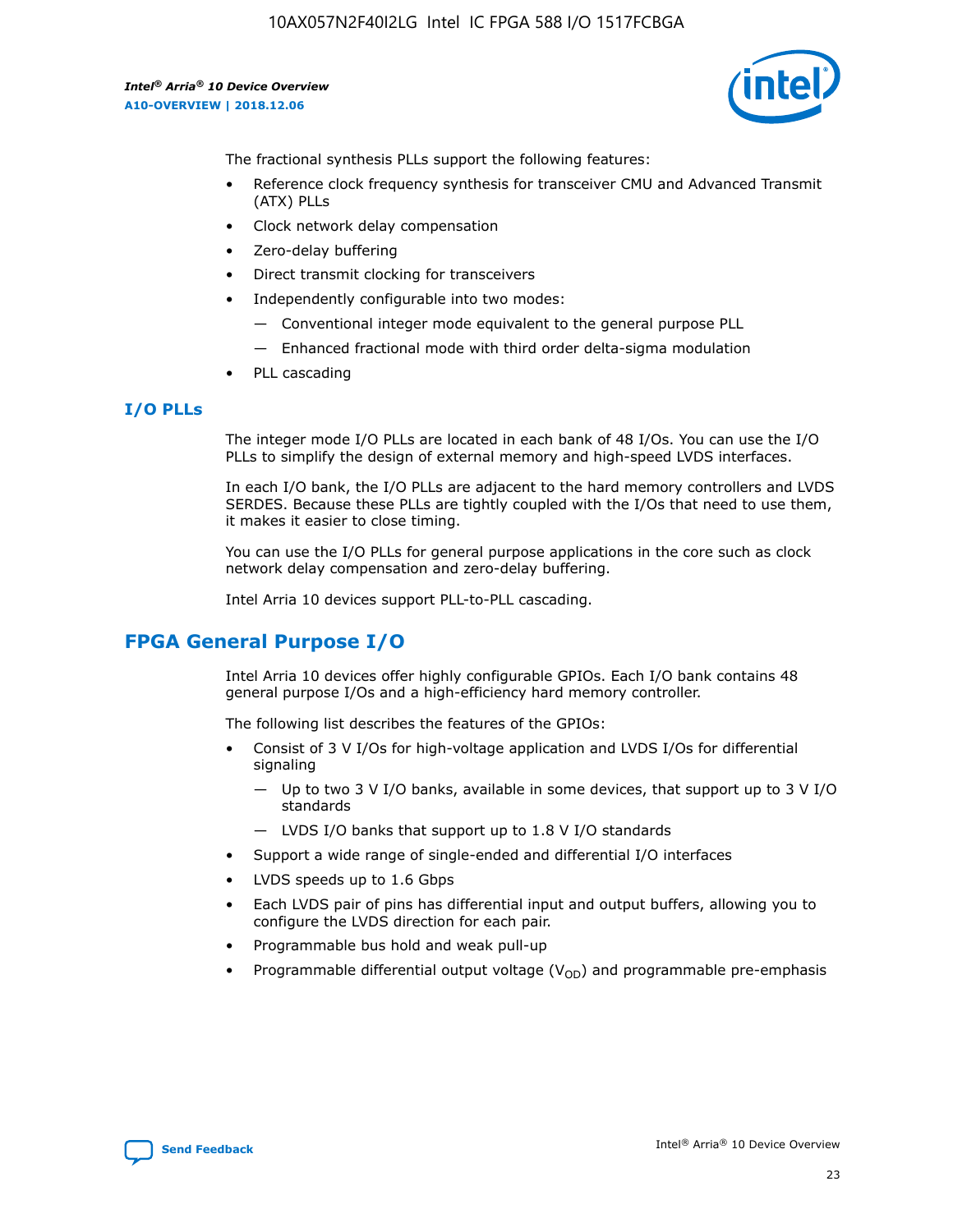The fractional synthesis PLLs support the following features:

- Reference clock frequency synthesis for transceiver CMU and Advanced Transmit (ATX) PLLs
- Clock network delay compensation
- Zero-delay buffering
- Direct transmit clocking for transceivers
- Independently configurable into two modes:
  - — Conventional integer mode equivalent to the general purpose PLL
  - — Enhanced fractional mode with third order delta-sigma modulation
- PLL cascading

### I/O PLLs

The integer mode I/O PLLs are located in each bank of 48 I/Os. You can use the I/O PLLs to simplify the design of external memory and high-speed LVDS interfaces.

In each I/O bank, the I/O PLLs are adjacent to the hard memory controllers and LVDS SERDES. Because these PLLs are tightly coupled with the I/Os that need to use them, it makes it easier to close timing.

You can use the I/O PLLs for general purpose applications in the core such as clock network delay compensation and zero-delay buffering.

Intel Arria 10 devices support PLL-to-PLL cascading.

## FPGA General Purpose I/O

Intel Arria 10 devices offer highly configurable GPIOs. Each I/O bank contains 48 general purpose I/Os and a high-efficiency hard memory controller.

The following list describes the features of the GPIOs:

- Consist of 3 V I/Os for high-voltage application and LVDS I/Os for differential signaling
  - — Up to two 3 V I/O banks, available in some devices, that support up to 3 V I/O standards
  - — LVDS I/O banks that support up to 1.8 V I/O standards
- Support a wide range of single-ended and differential I/O interfaces
- LVDS speeds up to 1.6 Gbps
- Each LVDS pair of pins has differential input and output buffers, allowing you to configure the LVDS direction for each pair.
- Programmable bus hold and weak pull-up
- Programmable differential output voltage ($V_{OD}$) and programmable pre-emphasis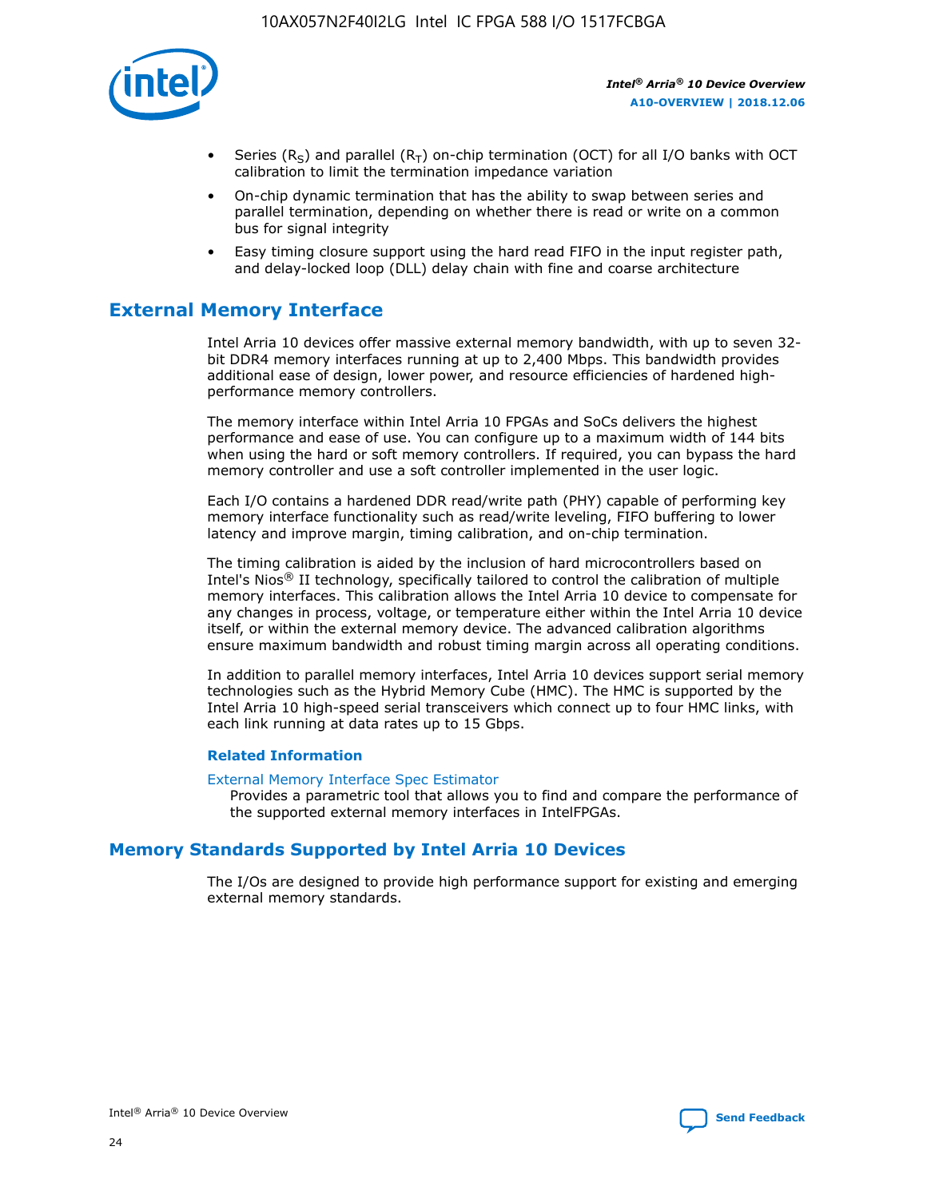- Series ($R_S$) and parallel ($R_T$) on-chip termination (OCT) for all I/O banks with OCT calibration to limit the termination impedance variation
- On-chip dynamic termination that has the ability to swap between series and parallel termination, depending on whether there is read or write on a common bus for signal integrity
- Easy timing closure support using the hard read FIFO in the input register path, and delay-locked loop (DLL) delay chain with fine and coarse architecture

## External Memory Interface

Intel Arria 10 devices offer massive external memory bandwidth, with up to seven 32-bit DDR4 memory interfaces running at up to 2,400 Mbps. This bandwidth provides additional ease of design, lower power, and resource efficiencies of hardened high-performance memory controllers.

The memory interface within Intel Arria 10 FPGAs and SoCs delivers the highest performance and ease of use. You can configure up to a maximum width of 144 bits when using the hard or soft memory controllers. If required, you can bypass the hard memory controller and use a soft controller implemented in the user logic.

Each I/O contains a hardened DDR read/write path (PHY) capable of performing key memory interface functionality such as read/write leveling, FIFO buffering to lower latency and improve margin, timing calibration, and on-chip termination.

The timing calibration is aided by the inclusion of hard microcontrollers based on Intel's Nios® II technology, specifically tailored to control the calibration of multiple memory interfaces. This calibration allows the Intel Arria 10 device to compensate for any changes in process, voltage, or temperature either within the Intel Arria 10 device itself, or within the external memory device. The advanced calibration algorithms ensure maximum bandwidth and robust timing margin across all operating conditions.

In addition to parallel memory interfaces, Intel Arria 10 devices support serial memory technologies such as the Hybrid Memory Cube (HMC). The HMC is supported by the Intel Arria 10 high-speed serial transceivers which connect up to four HMC links, with each link running at data rates up to 15 Gbps.

### Related Information

External Memory Interface Spec Estimator
Provides a parametric tool that allows you to find and compare the performance of the supported external memory interfaces in IntelFPGAs.

## Memory Standards Supported by Intel Arria 10 Devices

The I/Os are designed to provide high performance support for existing and emerging external memory standards.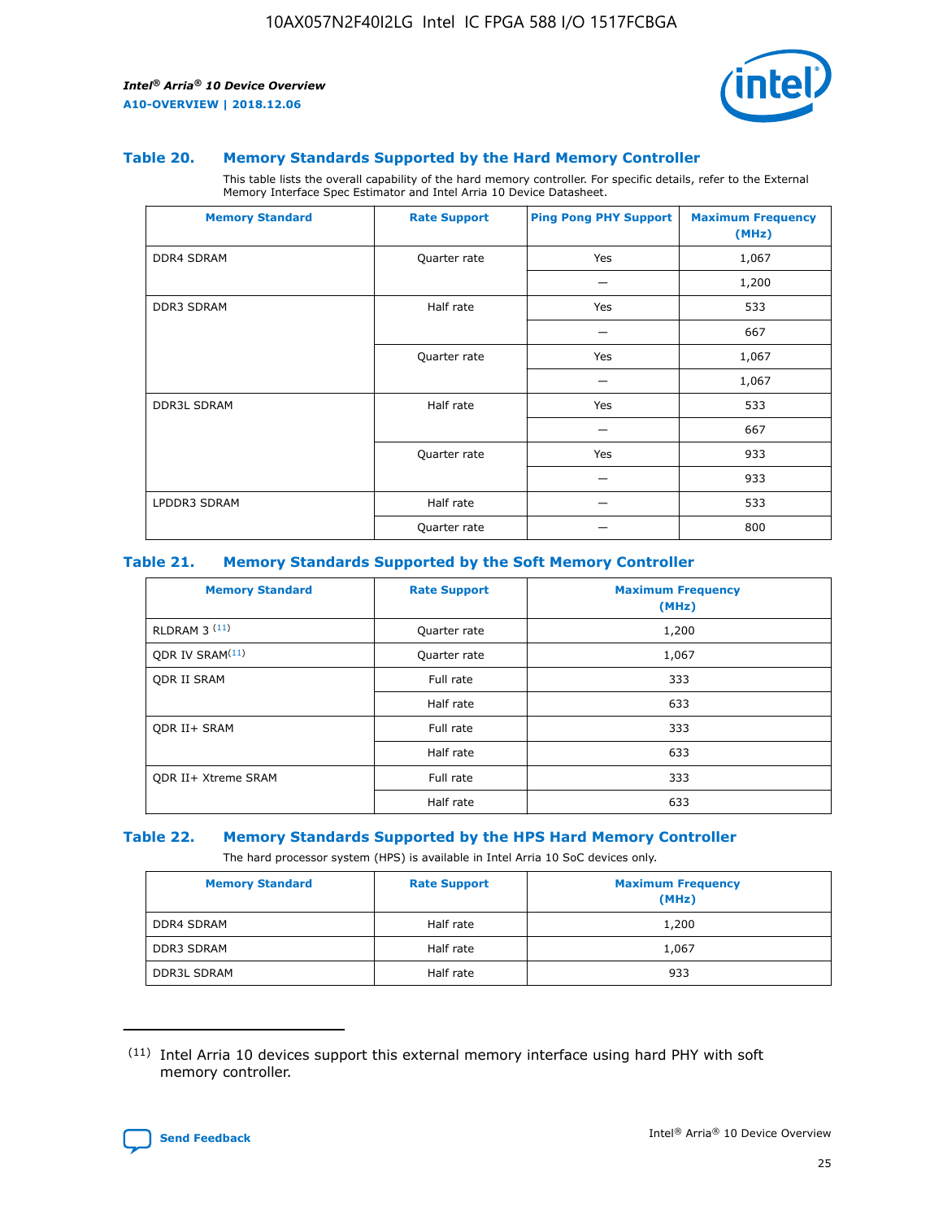### Table 20. Memory Standards Supported by the Hard Memory Controller

This table lists the overall capability of the hard memory controller. For specific details, refer to the External Memory Interface Spec Estimator and Intel Arria 10 Device Datasheet.

| Memory Standard | Rate Support | Ping Pong PHY Support | Maximum Frequency (MHz) |
|---|---|---|---|
| DDR4 SDRAM | Quarter rate | Yes | 1,067 |
| | | — | 1,200 |
| DDR3 SDRAM | Half rate | Yes | 533 |
| | | — | 667 |
| | Quarter rate | Yes | 1,067 |
| | | — | 1,067 |
| DDR3L SDRAM | Half rate | Yes | 533 |
| | | — | 667 |
| | Quarter rate | Yes | 933 |
| | | — | 933 |
| LPDDR3 SDRAM | Half rate | — | 533 |
| | Quarter rate | — | 800 |

### Table 21. Memory Standards Supported by the Soft Memory Controller

| Memory Standard | Rate Support | Maximum Frequency (MHz) |
|---|---|---|
| RLDRAM 3 [(11)] | Quarter rate | 1,200 |
| QDR IV SRAM[(11)] | Quarter rate | 1,067 |
| QDR II SRAM | Full rate | 333 |
| | Half rate | 633 |
| QDR II+ SRAM | Full rate | 333 |
| | Half rate | 633 |
| QDR II+ Xtreme SRAM | Full rate | 333 |
| | Half rate | 633 |

### Table 22. Memory Standards Supported by the HPS Hard Memory Controller

The hard processor system (HPS) is available in Intel Arria 10 SoC devices only.

| Memory Standard | Rate Support | Maximum Frequency (MHz) |
|---|---|---|
| DDR4 SDRAM | Half rate | 1,200 |
| DDR3 SDRAM | Half rate | 1,067 |
| DDR3L SDRAM | Half rate | 933 |

(11) Intel Arria 10 devices support this external memory interface using hard PHY with soft memory controller.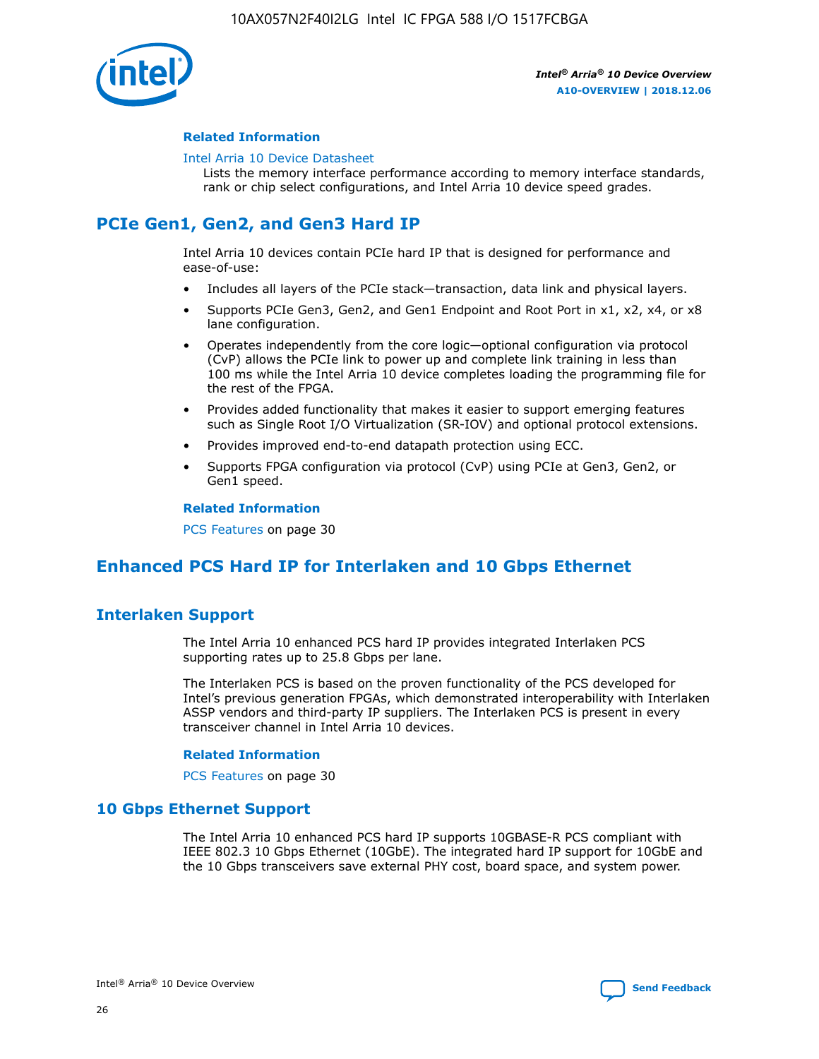#### Related Information

Intel Arria 10 Device Datasheet
Lists the memory interface performance according to memory interface standards, rank or chip select configurations, and Intel Arria 10 device speed grades.

## PCIe Gen1, Gen2, and Gen3 Hard IP

Intel Arria 10 devices contain PCIe hard IP that is designed for performance and ease-of-use:

- Includes all layers of the PCIe stack—transaction, data link and physical layers.
- Supports PCIe Gen3, Gen2, and Gen1 Endpoint and Root Port in x1, x2, x4, or x8 lane configuration.
- Operates independently from the core logic—optional configuration via protocol (CvP) allows the PCIe link to power up and complete link training in less than 100 ms while the Intel Arria 10 device completes loading the programming file for the rest of the FPGA.
- Provides added functionality that makes it easier to support emerging features such as Single Root I/O Virtualization (SR-IOV) and optional protocol extensions.
- Provides improved end-to-end datapath protection using ECC.
- Supports FPGA configuration via protocol (CvP) using PCIe at Gen3, Gen2, or Gen1 speed.

#### Related Information

PCS Features on page 30

## Enhanced PCS Hard IP for Interlaken and 10 Gbps Ethernet

### Interlaken Support

The Intel Arria 10 enhanced PCS hard IP provides integrated Interlaken PCS supporting rates up to 25.8 Gbps per lane.

The Interlaken PCS is based on the proven functionality of the PCS developed for Intel's previous generation FPGAs, which demonstrated interoperability with Interlaken ASSP vendors and third-party IP suppliers. The Interlaken PCS is present in every transceiver channel in Intel Arria 10 devices.

#### Related Information

PCS Features on page 30

### 10 Gbps Ethernet Support

The Intel Arria 10 enhanced PCS hard IP supports 10GBASE-R PCS compliant with IEEE 802.3 10 Gbps Ethernet (10GbE). The integrated hard IP support for 10GbE and the 10 Gbps transceivers save external PHY cost, board space, and system power.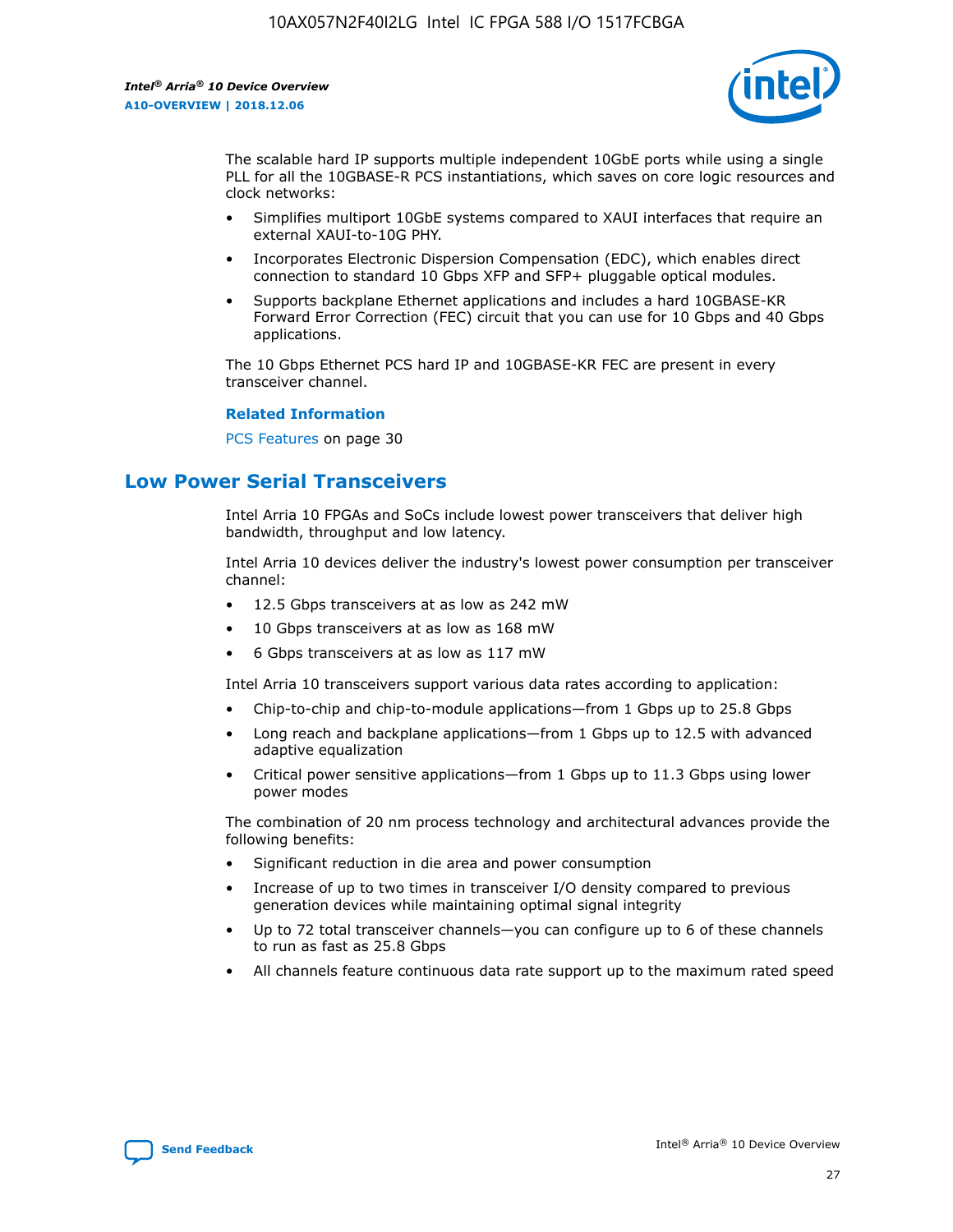The scalable hard IP supports multiple independent 10GbE ports while using a single PLL for all the 10GBASE-R PCS instantiations, which saves on core logic resources and clock networks:

- Simplifies multiport 10GbE systems compared to XAUI interfaces that require an external XAUI-to-10G PHY.
- Incorporates Electronic Dispersion Compensation (EDC), which enables direct connection to standard 10 Gbps XFP and SFP+ pluggable optical modules.
- Supports backplane Ethernet applications and includes a hard 10GBASE-KR Forward Error Correction (FEC) circuit that you can use for 10 Gbps and 40 Gbps applications.

The 10 Gbps Ethernet PCS hard IP and 10GBASE-KR FEC are present in every transceiver channel.

**Related Information**

PCS Features on page 30

## Low Power Serial Transceivers

Intel Arria 10 FPGAs and SoCs include lowest power transceivers that deliver high bandwidth, throughput and low latency.

Intel Arria 10 devices deliver the industry's lowest power consumption per transceiver channel:

- 12.5 Gbps transceivers at as low as 242 mW
- 10 Gbps transceivers at as low as 168 mW
- 6 Gbps transceivers at as low as 117 mW

Intel Arria 10 transceivers support various data rates according to application:

- Chip-to-chip and chip-to-module applications—from 1 Gbps up to 25.8 Gbps
- Long reach and backplane applications—from 1 Gbps up to 12.5 with advanced adaptive equalization
- Critical power sensitive applications—from 1 Gbps up to 11.3 Gbps using lower power modes

The combination of 20 nm process technology and architectural advances provide the following benefits:

- Significant reduction in die area and power consumption
- Increase of up to two times in transceiver I/O density compared to previous generation devices while maintaining optimal signal integrity
- Up to 72 total transceiver channels—you can configure up to 6 of these channels to run as fast as 25.8 Gbps
- All channels feature continuous data rate support up to the maximum rated speed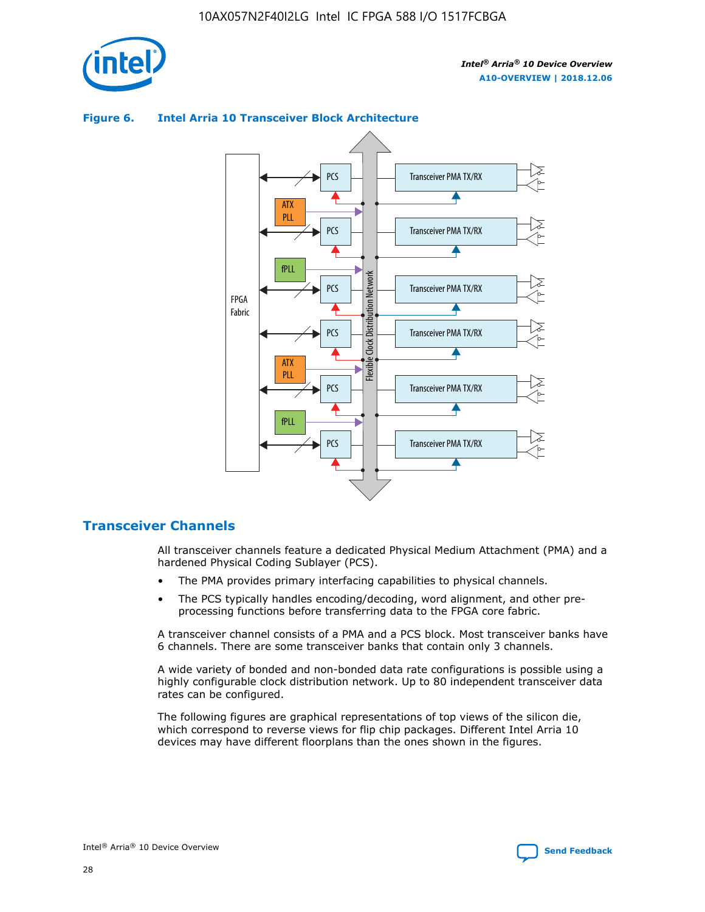**Figure 6. Intel Arria 10 Transceiver Block Architecture**

## Transceiver Channels

All transceiver channels feature a dedicated Physical Medium Attachment (PMA) and a hardened Physical Coding Sublayer (PCS).

- The PMA provides primary interfacing capabilities to physical channels.
- The PCS typically handles encoding/decoding, word alignment, and other pre-processing functions before transferring data to the FPGA core fabric.

A transceiver channel consists of a PMA and a PCS block. Most transceiver banks have 6 channels. There are some transceiver banks that contain only 3 channels.

A wide variety of bonded and non-bonded data rate configurations is possible using a highly configurable clock distribution network. Up to 80 independent transceiver data rates can be configured.

The following figures are graphical representations of top views of the silicon die, which correspond to reverse views for flip chip packages. Different Intel Arria 10 devices may have different floorplans than the ones shown in the figures.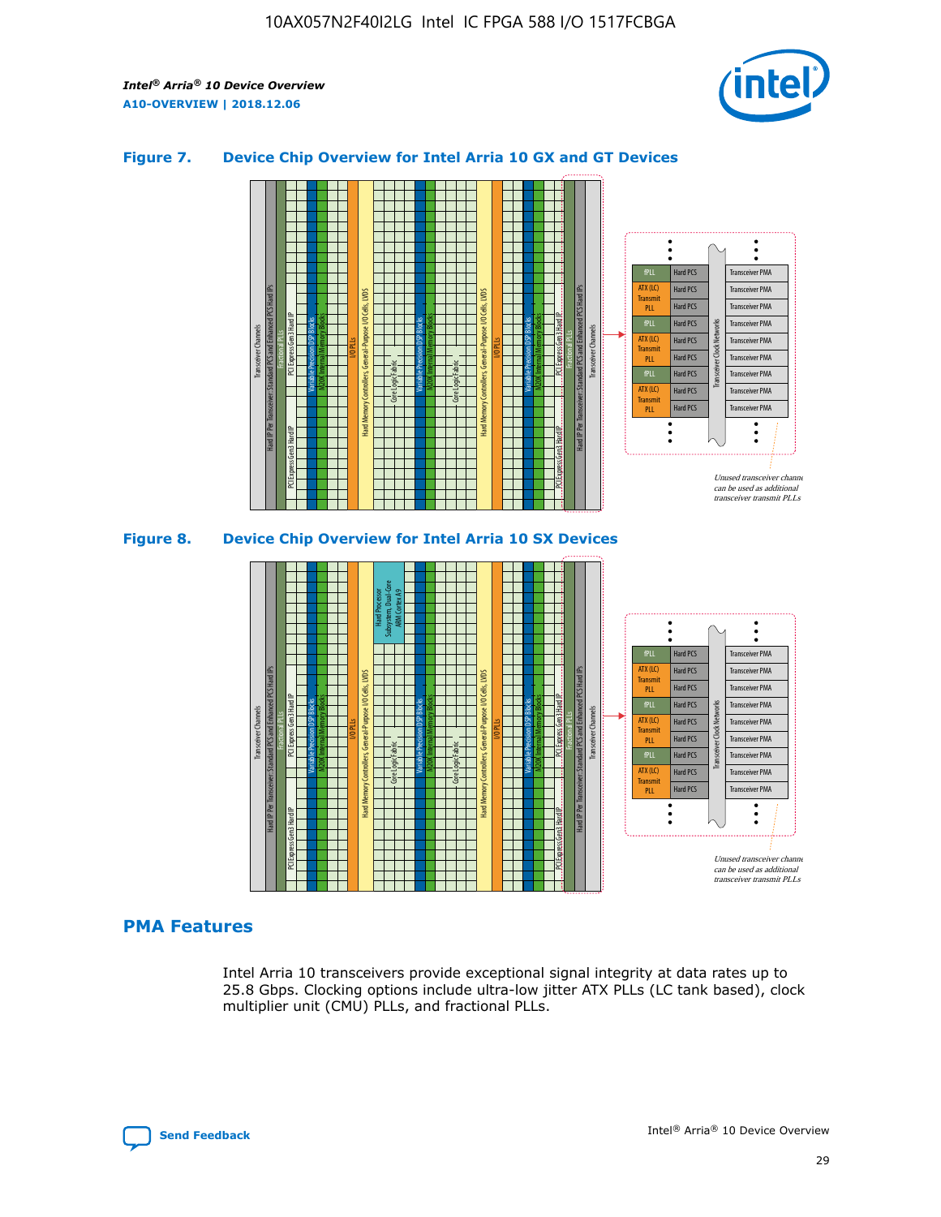**Figure 7. Device Chip Overview for Intel Arria 10 GX and GT Devices**

**Figure 8. Device Chip Overview for Intel Arria 10 SX Devices**

## PMA Features

Intel Arria 10 transceivers provide exceptional signal integrity at data rates up to 25.8 Gbps. Clocking options include ultra-low jitter ATX PLLs (LC tank based), clock multiplier unit (CMU) PLLs, and fractional PLLs.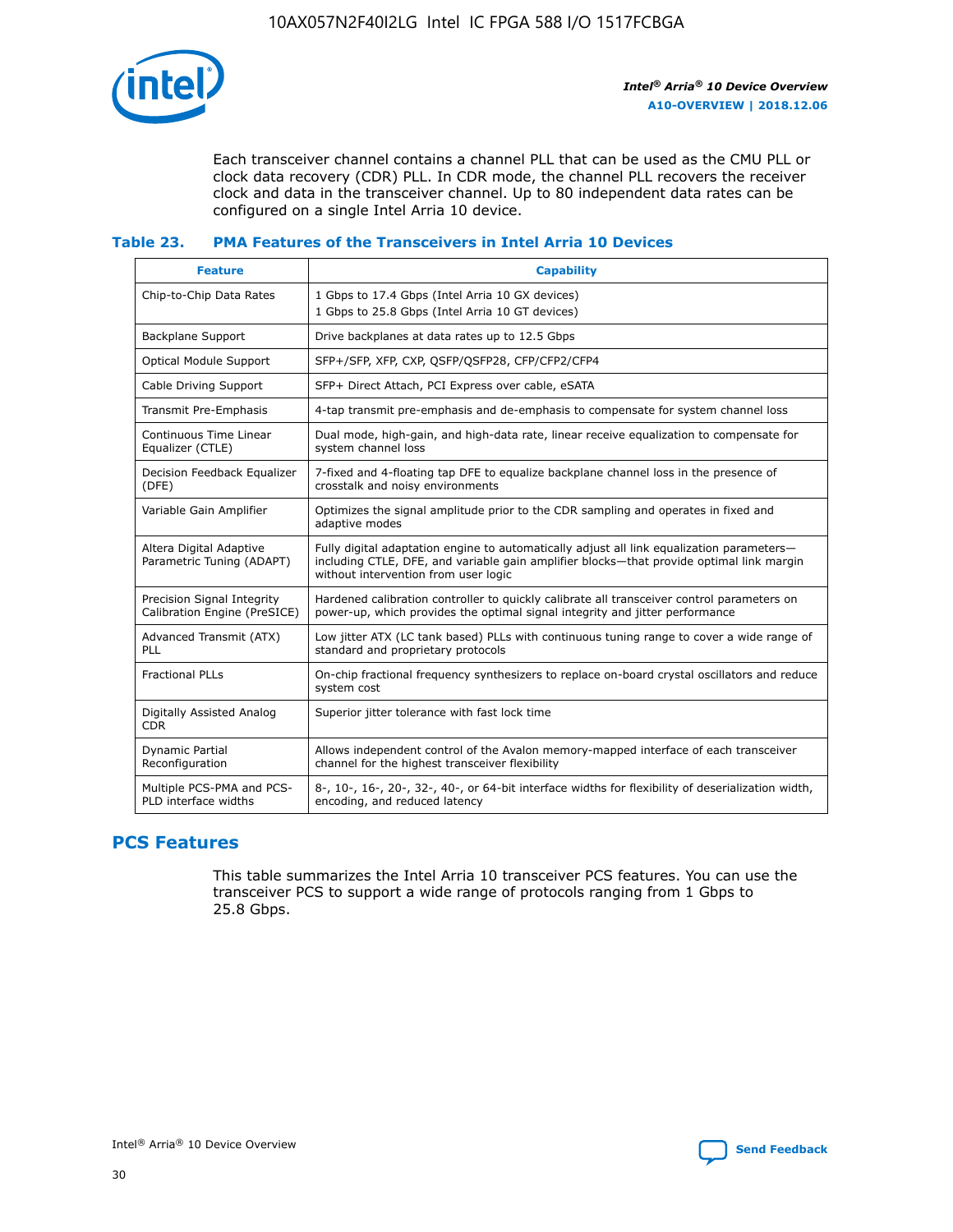Each transceiver channel contains a channel PLL that can be used as the CMU PLL or clock data recovery (CDR) PLL. In CDR mode, the channel PLL recovers the receiver clock and data in the transceiver channel. Up to 80 independent data rates can be configured on a single Intel Arria 10 device.

**Table 23. PMA Features of the Transceivers in Intel Arria 10 Devices**

| Feature | Capability |
|---|---|
| Chip-to-Chip Data Rates | 1 Gbps to 17.4 Gbps (Intel Arria 10 GX devices)<br>1 Gbps to 25.8 Gbps (Intel Arria 10 GT devices) |
| Backplane Support | Drive backplanes at data rates up to 12.5 Gbps |
| Optical Module Support | SFP+/SFP, XFP, CXP, QSFP/QSFP28, CFP/CFP2/CFP4 |
| Cable Driving Support | SFP+ Direct Attach, PCI Express over cable, eSATA |
| Transmit Pre-Emphasis | 4-tap transmit pre-emphasis and de-emphasis to compensate for system channel loss |
| Continuous Time Linear Equalizer (CTLE) | Dual mode, high-gain, and high-data rate, linear receive equalization to compensate for system channel loss |
| Decision Feedback Equalizer (DFE) | 7-fixed and 4-floating tap DFE to equalize backplane channel loss in the presence of crosstalk and noisy environments |
| Variable Gain Amplifier | Optimizes the signal amplitude prior to the CDR sampling and operates in fixed and adaptive modes |
| Altera Digital Adaptive Parametric Tuning (ADAPT) | Fully digital adaptation engine to automatically adjust all link equalization parameters—including CTLE, DFE, and variable gain amplifier blocks—that provide optimal link margin without intervention from user logic |
| Precision Signal Integrity Calibration Engine (PreSICE) | Hardened calibration controller to quickly calibrate all transceiver control parameters on power-up, which provides the optimal signal integrity and jitter performance |
| Advanced Transmit (ATX) PLL | Low jitter ATX (LC tank based) PLLs with continuous tuning range to cover a wide range of standard and proprietary protocols |
| Fractional PLLs | On-chip fractional frequency synthesizers to replace on-board crystal oscillators and reduce system cost |
| Digitally Assisted Analog CDR | Superior jitter tolerance with fast lock time |
| Dynamic Partial Reconfiguration | Allows independent control of the Avalon memory-mapped interface of each transceiver channel for the highest transceiver flexibility |
| Multiple PCS-PMA and PCS-PLD interface widths | 8-, 10-, 16-, 20-, 32-, 40-, or 64-bit interface widths for flexibility of deserialization width, encoding, and reduced latency |

## PCS Features

This table summarizes the Intel Arria 10 transceiver PCS features. You can use the transceiver PCS to support a wide range of protocols ranging from 1 Gbps to 25.8 Gbps.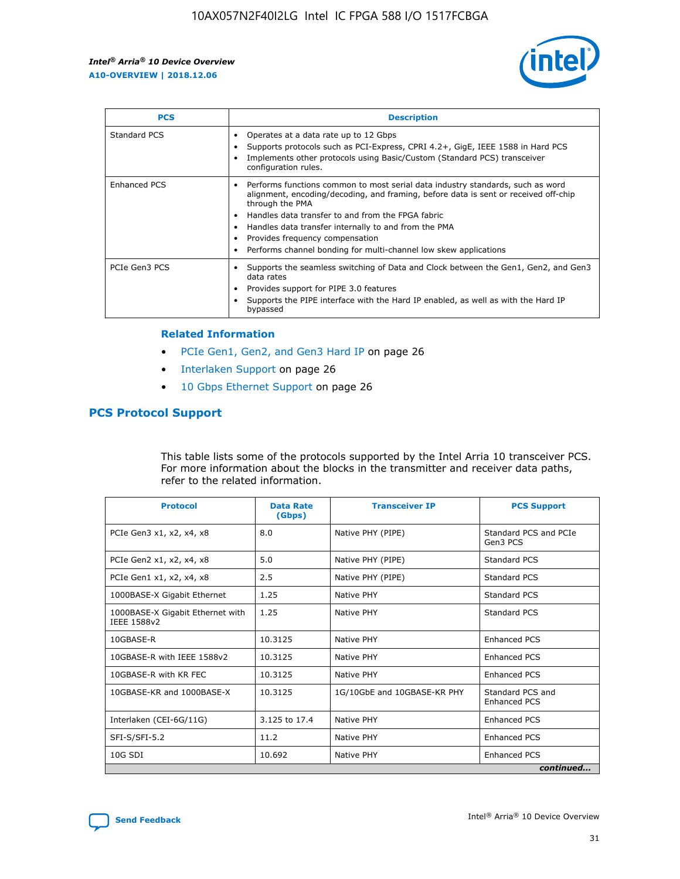| PCS | Description |
| --- | --- |
| Standard PCS | • Operates at a data rate up to 12 Gbps<br>• Supports protocols such as PCI-Express, CPRI 4.2+, GigE, IEEE 1588 in Hard PCS<br>• Implements other protocols using Basic/Custom (Standard PCS) transceiver configuration rules. |
| Enhanced PCS | • Performs functions common to most serial data industry standards, such as word alignment, encoding/decoding, and framing, before data is sent or received off-chip through the PMA<br>• Handles data transfer to and from the FPGA fabric<br>• Handles data transfer internally to and from the PMA<br>• Provides frequency compensation<br>• Performs channel bonding for multi-channel low skew applications |
| PCIe Gen3 PCS | • Supports the seamless switching of Data and Clock between the Gen1, Gen2, and Gen3 data rates<br>• Provides support for PIPE 3.0 features<br>• Supports the PIPE interface with the Hard IP enabled, as well as with the Hard IP bypassed |

**Related Information**

- PCIe Gen1, Gen2, and Gen3 Hard IP on page 26
- Interlaken Support on page 26
- 10 Gbps Ethernet Support on page 26

## PCS Protocol Support

This table lists some of the protocols supported by the Intel Arria 10 transceiver PCS. For more information about the blocks in the transmitter and receiver data paths, refer to the related information.

| Protocol | Data Rate (Gbps) | Transceiver IP | PCS Support |
| --- | --- | --- | --- |
| PCIe Gen3 x1, x2, x4, x8 | 8.0 | Native PHY (PIPE) | Standard PCS and PCIe Gen3 PCS |
| PCIe Gen2 x1, x2, x4, x8 | 5.0 | Native PHY (PIPE) | Standard PCS |
| PCIe Gen1 x1, x2, x4, x8 | 2.5 | Native PHY (PIPE) | Standard PCS |
| 1000BASE-X Gigabit Ethernet | 1.25 | Native PHY | Standard PCS |
| 1000BASE-X Gigabit Ethernet with IEEE 1588v2 | 1.25 | Native PHY | Standard PCS |
| 10GBASE-R | 10.3125 | Native PHY | Enhanced PCS |
| 10GBASE-R with IEEE 1588v2 | 10.3125 | Native PHY | Enhanced PCS |
| 10GBASE-R with KR FEC | 10.3125 | Native PHY | Enhanced PCS |
| 10GBASE-KR and 1000BASE-X | 10.3125 | 1G/10GbE and 10GBASE-KR PHY | Standard PCS and Enhanced PCS |
| Interlaken (CEI-6G/11G) | 3.125 to 17.4 | Native PHY | Enhanced PCS |
| SFI-S/SFI-5.2 | 11.2 | Native PHY | Enhanced PCS |
| 10G SDI | 10.692 | Native PHY | Enhanced PCS |

*continued...*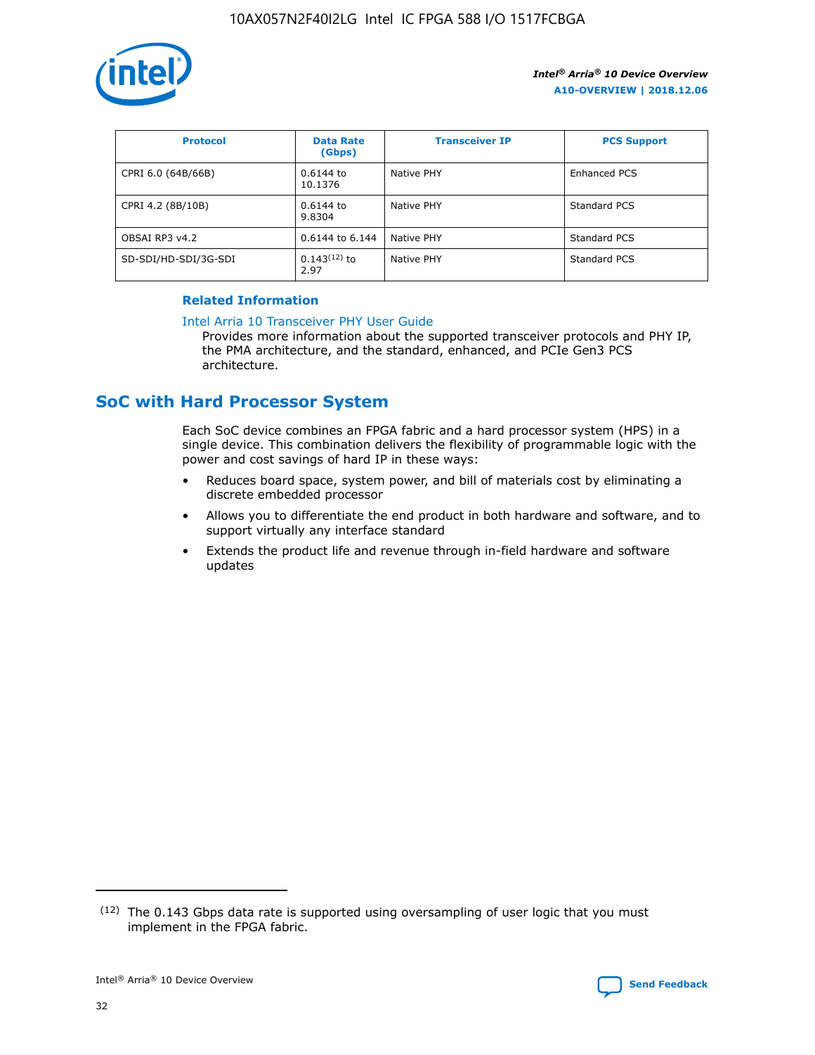| Protocol | Data Rate (Gbps) | Transceiver IP | PCS Support |
|---|---|---|---|
| CPRI 6.0 (64B/66B) | 0.6144 to 10.1376 | Native PHY | Enhanced PCS |
| CPRI 4.2 (8B/10B) | 0.6144 to 9.8304 | Native PHY | Standard PCS |
| OBSAI RP3 v4.2 | 0.6144 to 6.144 | Native PHY | Standard PCS |
| SD-SDI/HD-SDI/3G-SDI | 0.143(12) to 2.97 | Native PHY | Standard PCS |

#### Related Information

Intel Arria 10 Transceiver PHY User Guide
Provides more information about the supported transceiver protocols and PHY IP, the PMA architecture, and the standard, enhanced, and PCIe Gen3 PCS architecture.

## SoC with Hard Processor System

Each SoC device combines an FPGA fabric and a hard processor system (HPS) in a single device. This combination delivers the flexibility of programmable logic with the power and cost savings of hard IP in these ways:

- Reduces board space, system power, and bill of materials cost by eliminating a discrete embedded processor
- Allows you to differentiate the end product in both hardware and software, and to support virtually any interface standard
- Extends the product life and revenue through in-field hardware and software updates

(12) The 0.143 Gbps data rate is supported using oversampling of user logic that you must implement in the FPGA fabric.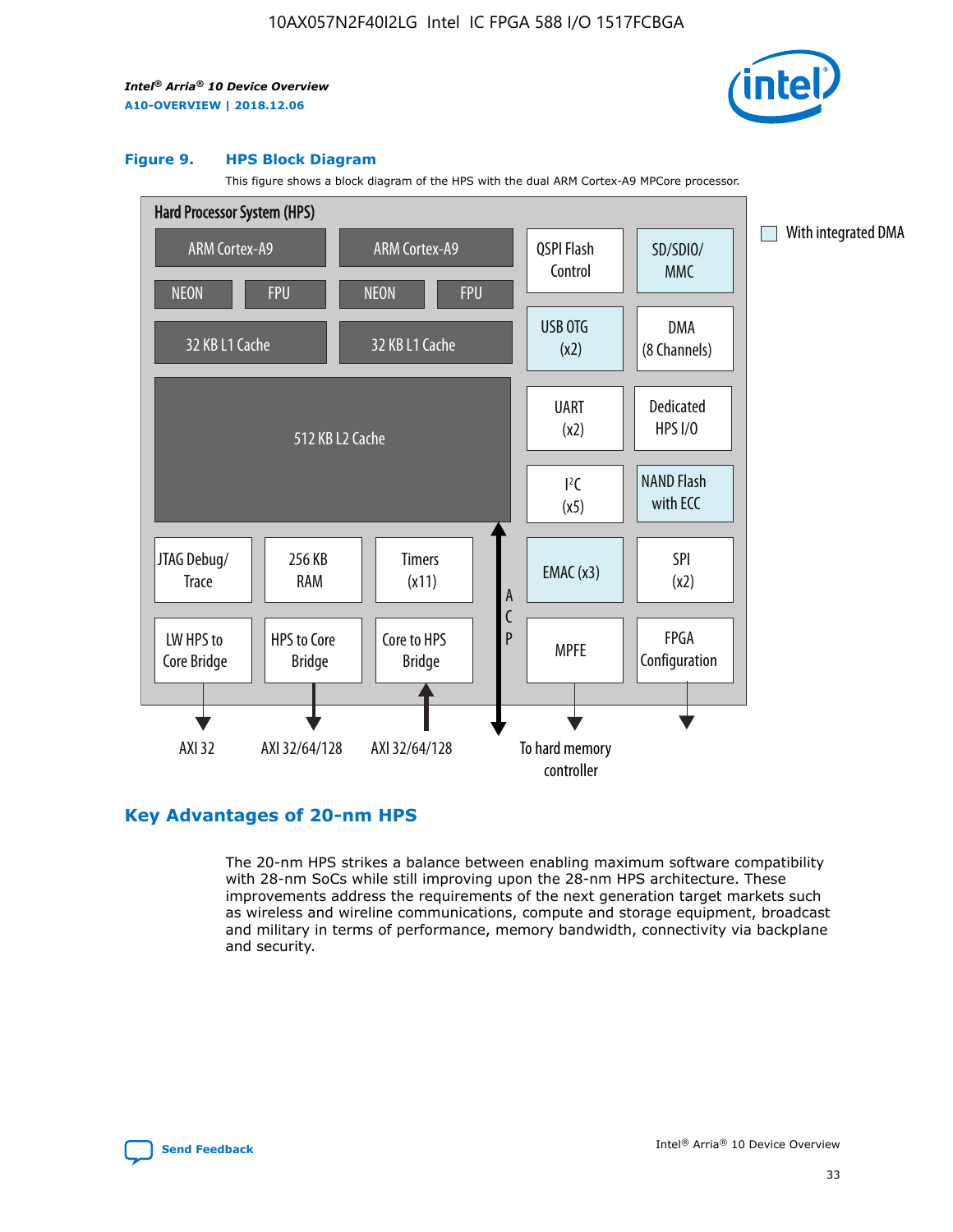**Figure 9. HPS Block Diagram**

This figure shows a block diagram of the HPS with the dual ARM Cortex-A9 MPCore processor.

Hard Processor System (HPS)

- ARM Cortex-A9 | ARM Cortex-A9
- NEON | FPU | NEON | FPU
- 32 KB L1 Cache | 32 KB L1 Cache
- 512 KB L2 Cache
- QSPI Flash Control
- SD/SDIO/MMC
- USB OTG (x2)
- DMA (8 Channels)
- UART (x2)
- Dedicated HPS I/O
- I²C (x5)
- NAND Flash with ECC
- JTAG Debug/Trace
- 256 KB RAM
- Timers (x11)
- EMAC (x3)
- SPI (x2)
- LW HPS to Core Bridge
- HPS to Core Bridge
- Core to HPS Bridge
- ACP
- MPFE
- FPGA Configuration

AXI 32 | AXI 32/64/128 | AXI 32/64/128 | To hard memory controller

With integrated DMA

## Key Advantages of 20-nm HPS

The 20-nm HPS strikes a balance between enabling maximum software compatibility with 28-nm SoCs while still improving upon the 28-nm HPS architecture. These improvements address the requirements of the next generation target markets such as wireless and wireline communications, compute and storage equipment, broadcast and military in terms of performance, memory bandwidth, connectivity via backplane and security.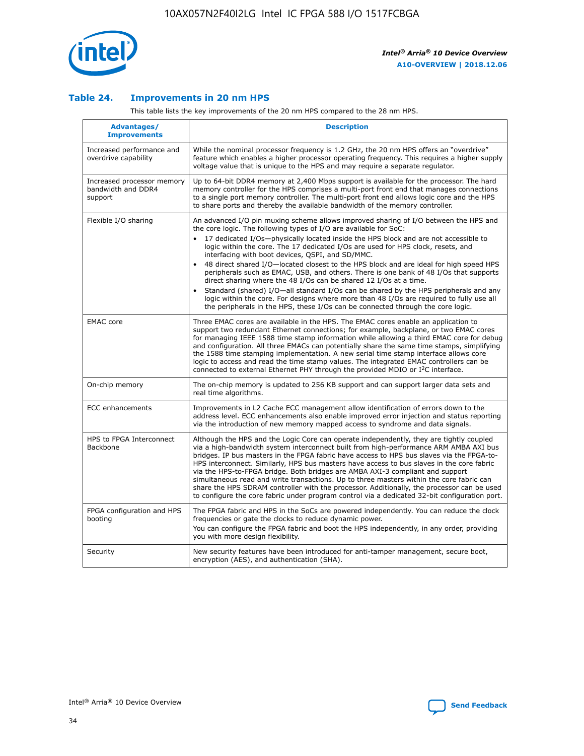### Table 24. Improvements in 20 nm HPS

This table lists the key improvements of the 20 nm HPS compared to the 28 nm HPS.

| Advantages/ Improvements | Description |
| --- | --- |
| Increased performance and overdrive capability | While the nominal processor frequency is 1.2 GHz, the 20 nm HPS offers an "overdrive" feature which enables a higher processor operating frequency. This requires a higher supply voltage value that is unique to the HPS and may require a separate regulator. |
| Increased processor memory bandwidth and DDR4 support | Up to 64-bit DDR4 memory at 2,400 Mbps support is available for the processor. The hard memory controller for the HPS comprises a multi-port front end that manages connections to a single port memory controller. The multi-port front end allows logic core and the HPS to share ports and thereby the available bandwidth of the memory controller. |
| Flexible I/O sharing | An advanced I/O pin muxing scheme allows improved sharing of I/O between the HPS and the core logic. The following types of I/O are available for SoC:<br>• 17 dedicated I/Os—physically located inside the HPS block and are not accessible to logic within the core. The 17 dedicated I/Os are used for HPS clock, resets, and interfacing with boot devices, QSPI, and SD/MMC.<br>• 48 direct shared I/O—located closest to the HPS block and are ideal for high speed HPS peripherals such as EMAC, USB, and others. There is one bank of 48 I/Os that supports direct sharing where the 48 I/Os can be shared 12 I/Os at a time.<br>• Standard (shared) I/O—all standard I/Os can be shared by the HPS peripherals and any logic within the core. For designs where more than 48 I/Os are required to fully use all the peripherals in the HPS, these I/Os can be connected through the core logic. |
| EMAC core | Three EMAC cores are available in the HPS. The EMAC cores enable an application to support two redundant Ethernet connections; for example, backplane, or two EMAC cores for managing IEEE 1588 time stamp information while allowing a third EMAC core for debug and configuration. All three EMACs can potentially share the same time stamps, simplifying the 1588 time stamping implementation. A new serial time stamp interface allows core logic to access and read the time stamp values. The integrated EMAC controllers can be connected to external Ethernet PHY through the provided MDIO or I²C interface. |
| On-chip memory | The on-chip memory is updated to 256 KB support and can support larger data sets and real time algorithms. |
| ECC enhancements | Improvements in L2 Cache ECC management allow identification of errors down to the address level. ECC enhancements also enable improved error injection and status reporting via the introduction of new memory mapped access to syndrome and data signals. |
| HPS to FPGA Interconnect Backbone | Although the HPS and the Logic Core can operate independently, they are tightly coupled via a high-bandwidth system interconnect built from high-performance ARM AMBA AXI bus bridges. IP bus masters in the FPGA fabric have access to HPS bus slaves via the FPGA-to-HPS interconnect. Similarly, HPS bus masters have access to bus slaves in the core fabric via the HPS-to-FPGA bridge. Both bridges are AMBA AXI-3 compliant and support simultaneous read and write transactions. Up to three masters within the core fabric can share the HPS SDRAM controller with the processor. Additionally, the processor can be used to configure the core fabric under program control via a dedicated 32-bit configuration port. |
| FPGA configuration and HPS booting | The FPGA fabric and HPS in the SoCs are powered independently. You can reduce the clock frequencies or gate the clocks to reduce dynamic power.<br>You can configure the FPGA fabric and boot the HPS independently, in any order, providing you with more design flexibility. |
| Security | New security features have been introduced for anti-tamper management, secure boot, encryption (AES), and authentication (SHA). |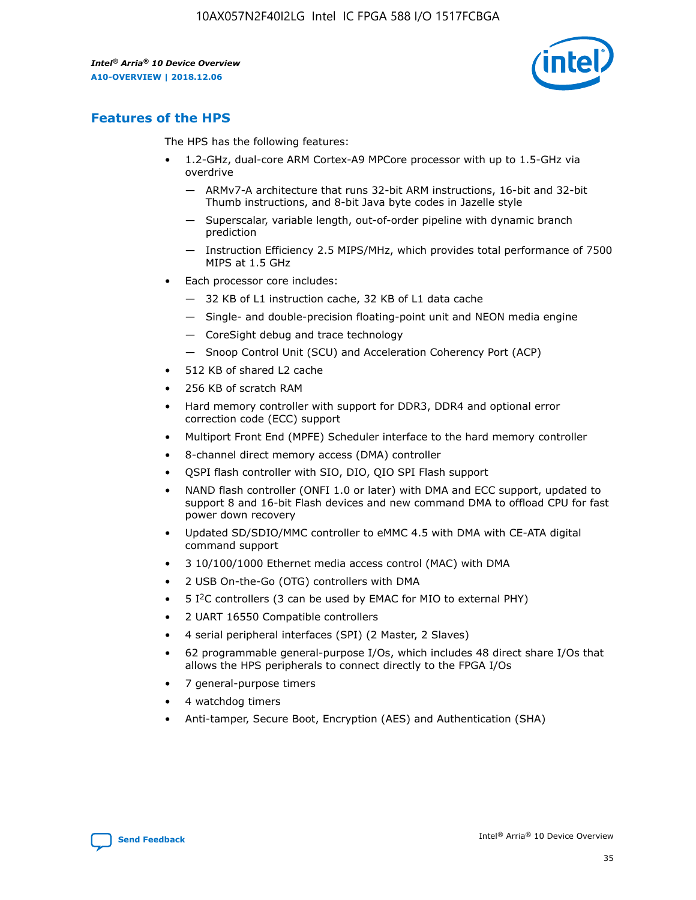## Features of the HPS

The HPS has the following features:

- 1.2-GHz, dual-core ARM Cortex-A9 MPCore processor with up to 1.5-GHz via overdrive
  - — ARMv7-A architecture that runs 32-bit ARM instructions, 16-bit and 32-bit Thumb instructions, and 8-bit Java byte codes in Jazelle style
  - — Superscalar, variable length, out-of-order pipeline with dynamic branch prediction
  - — Instruction Efficiency 2.5 MIPS/MHz, which provides total performance of 7500 MIPS at 1.5 GHz
- Each processor core includes:
  - — 32 KB of L1 instruction cache, 32 KB of L1 data cache
  - — Single- and double-precision floating-point unit and NEON media engine
  - — CoreSight debug and trace technology
  - — Snoop Control Unit (SCU) and Acceleration Coherency Port (ACP)
- 512 KB of shared L2 cache
- 256 KB of scratch RAM
- Hard memory controller with support for DDR3, DDR4 and optional error correction code (ECC) support
- Multiport Front End (MPFE) Scheduler interface to the hard memory controller
- 8-channel direct memory access (DMA) controller
- QSPI flash controller with SIO, DIO, QIO SPI Flash support
- NAND flash controller (ONFI 1.0 or later) with DMA and ECC support, updated to support 8 and 16-bit Flash devices and new command DMA to offload CPU for fast power down recovery
- Updated SD/SDIO/MMC controller to eMMC 4.5 with DMA with CE-ATA digital command support
- 3 10/100/1000 Ethernet media access control (MAC) with DMA
- 2 USB On-the-Go (OTG) controllers with DMA
- 5 I$^2$C controllers (3 can be used by EMAC for MIO to external PHY)
- 2 UART 16550 Compatible controllers
- 4 serial peripheral interfaces (SPI) (2 Master, 2 Slaves)
- 62 programmable general-purpose I/Os, which includes 48 direct share I/Os that allows the HPS peripherals to connect directly to the FPGA I/Os
- 7 general-purpose timers
- 4 watchdog timers
- Anti-tamper, Secure Boot, Encryption (AES) and Authentication (SHA)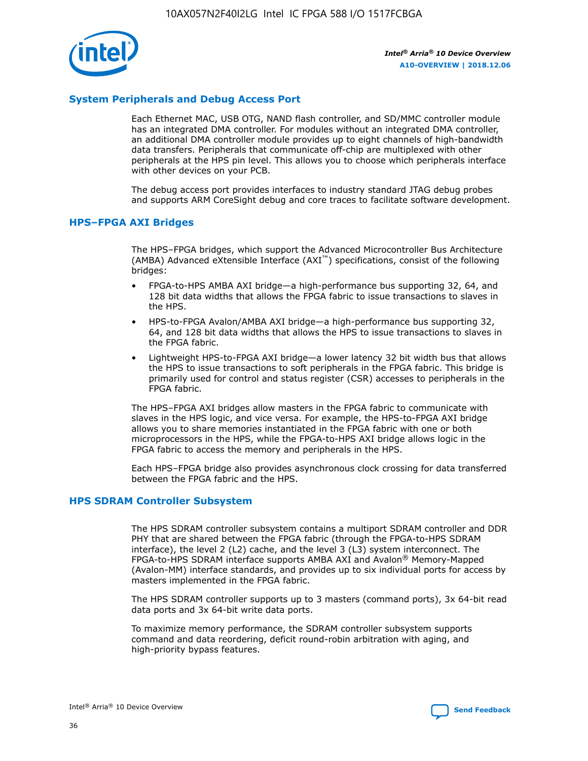## System Peripherals and Debug Access Port

Each Ethernet MAC, USB OTG, NAND flash controller, and SD/MMC controller module has an integrated DMA controller. For modules without an integrated DMA controller, an additional DMA controller module provides up to eight channels of high-bandwidth data transfers. Peripherals that communicate off-chip are multiplexed with other peripherals at the HPS pin level. This allows you to choose which peripherals interface with other devices on your PCB.

The debug access port provides interfaces to industry standard JTAG debug probes and supports ARM CoreSight debug and core traces to facilitate software development.

## HPS–FPGA AXI Bridges

The HPS–FPGA bridges, which support the Advanced Microcontroller Bus Architecture (AMBA) Advanced eXtensible Interface (AXI™) specifications, consist of the following bridges:

- FPGA-to-HPS AMBA AXI bridge—a high-performance bus supporting 32, 64, and 128 bit data widths that allows the FPGA fabric to issue transactions to slaves in the HPS.
- HPS-to-FPGA Avalon/AMBA AXI bridge—a high-performance bus supporting 32, 64, and 128 bit data widths that allows the HPS to issue transactions to slaves in the FPGA fabric.
- Lightweight HPS-to-FPGA AXI bridge—a lower latency 32 bit width bus that allows the HPS to issue transactions to soft peripherals in the FPGA fabric. This bridge is primarily used for control and status register (CSR) accesses to peripherals in the FPGA fabric.

The HPS–FPGA AXI bridges allow masters in the FPGA fabric to communicate with slaves in the HPS logic, and vice versa. For example, the HPS-to-FPGA AXI bridge allows you to share memories instantiated in the FPGA fabric with one or both microprocessors in the HPS, while the FPGA-to-HPS AXI bridge allows logic in the FPGA fabric to access the memory and peripherals in the HPS.

Each HPS–FPGA bridge also provides asynchronous clock crossing for data transferred between the FPGA fabric and the HPS.

## HPS SDRAM Controller Subsystem

The HPS SDRAM controller subsystem contains a multiport SDRAM controller and DDR PHY that are shared between the FPGA fabric (through the FPGA-to-HPS SDRAM interface), the level 2 (L2) cache, and the level 3 (L3) system interconnect. The FPGA-to-HPS SDRAM interface supports AMBA AXI and Avalon® Memory-Mapped (Avalon-MM) interface standards, and provides up to six individual ports for access by masters implemented in the FPGA fabric.

The HPS SDRAM controller supports up to 3 masters (command ports), 3x 64-bit read data ports and 3x 64-bit write data ports.

To maximize memory performance, the SDRAM controller subsystem supports command and data reordering, deficit round-robin arbitration with aging, and high-priority bypass features.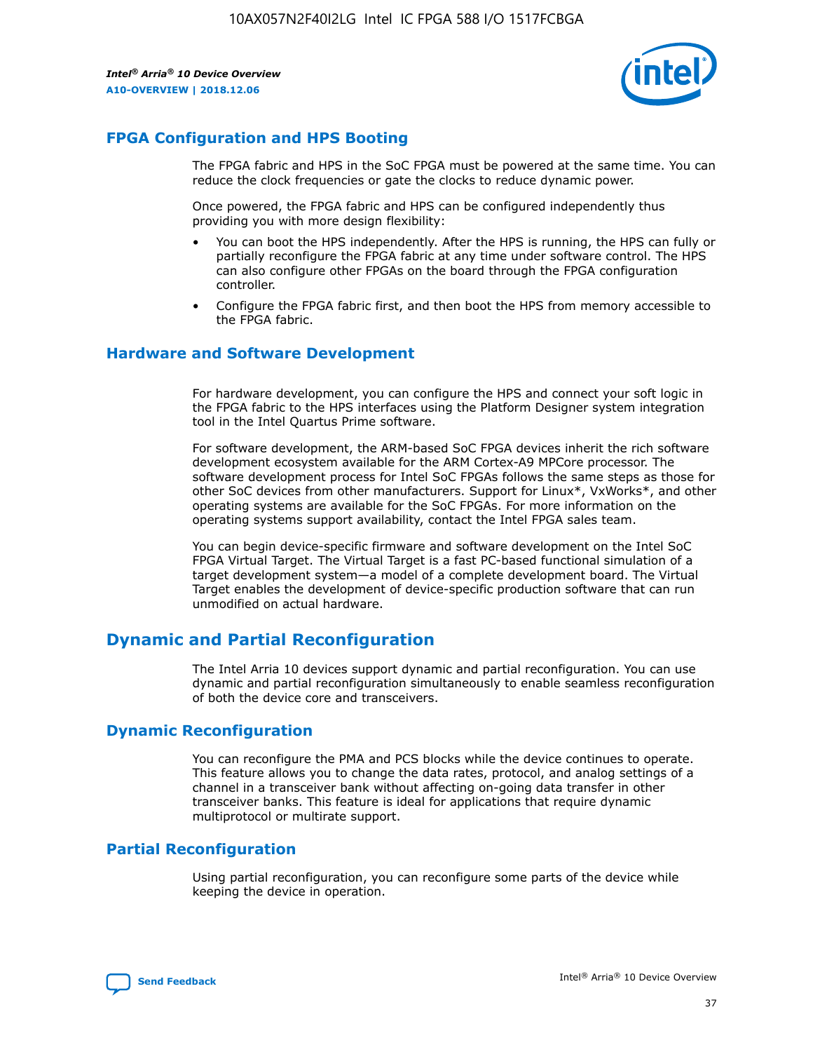## FPGA Configuration and HPS Booting

The FPGA fabric and HPS in the SoC FPGA must be powered at the same time. You can reduce the clock frequencies or gate the clocks to reduce dynamic power.

Once powered, the FPGA fabric and HPS can be configured independently thus providing you with more design flexibility:

- You can boot the HPS independently. After the HPS is running, the HPS can fully or partially reconfigure the FPGA fabric at any time under software control. The HPS can also configure other FPGAs on the board through the FPGA configuration controller.
- Configure the FPGA fabric first, and then boot the HPS from memory accessible to the FPGA fabric.

## Hardware and Software Development

For hardware development, you can configure the HPS and connect your soft logic in the FPGA fabric to the HPS interfaces using the Platform Designer system integration tool in the Intel Quartus Prime software.

For software development, the ARM-based SoC FPGA devices inherit the rich software development ecosystem available for the ARM Cortex-A9 MPCore processor. The software development process for Intel SoC FPGAs follows the same steps as those for other SoC devices from other manufacturers. Support for Linux*, VxWorks*, and other operating systems are available for the SoC FPGAs. For more information on the operating systems support availability, contact the Intel FPGA sales team.

You can begin device-specific firmware and software development on the Intel SoC FPGA Virtual Target. The Virtual Target is a fast PC-based functional simulation of a target development system—a model of a complete development board. The Virtual Target enables the development of device-specific production software that can run unmodified on actual hardware.

# Dynamic and Partial Reconfiguration

The Intel Arria 10 devices support dynamic and partial reconfiguration. You can use dynamic and partial reconfiguration simultaneously to enable seamless reconfiguration of both the device core and transceivers.

## Dynamic Reconfiguration

You can reconfigure the PMA and PCS blocks while the device continues to operate. This feature allows you to change the data rates, protocol, and analog settings of a channel in a transceiver bank without affecting on-going data transfer in other transceiver banks. This feature is ideal for applications that require dynamic multiprotocol or multirate support.

## Partial Reconfiguration

Using partial reconfiguration, you can reconfigure some parts of the device while keeping the device in operation.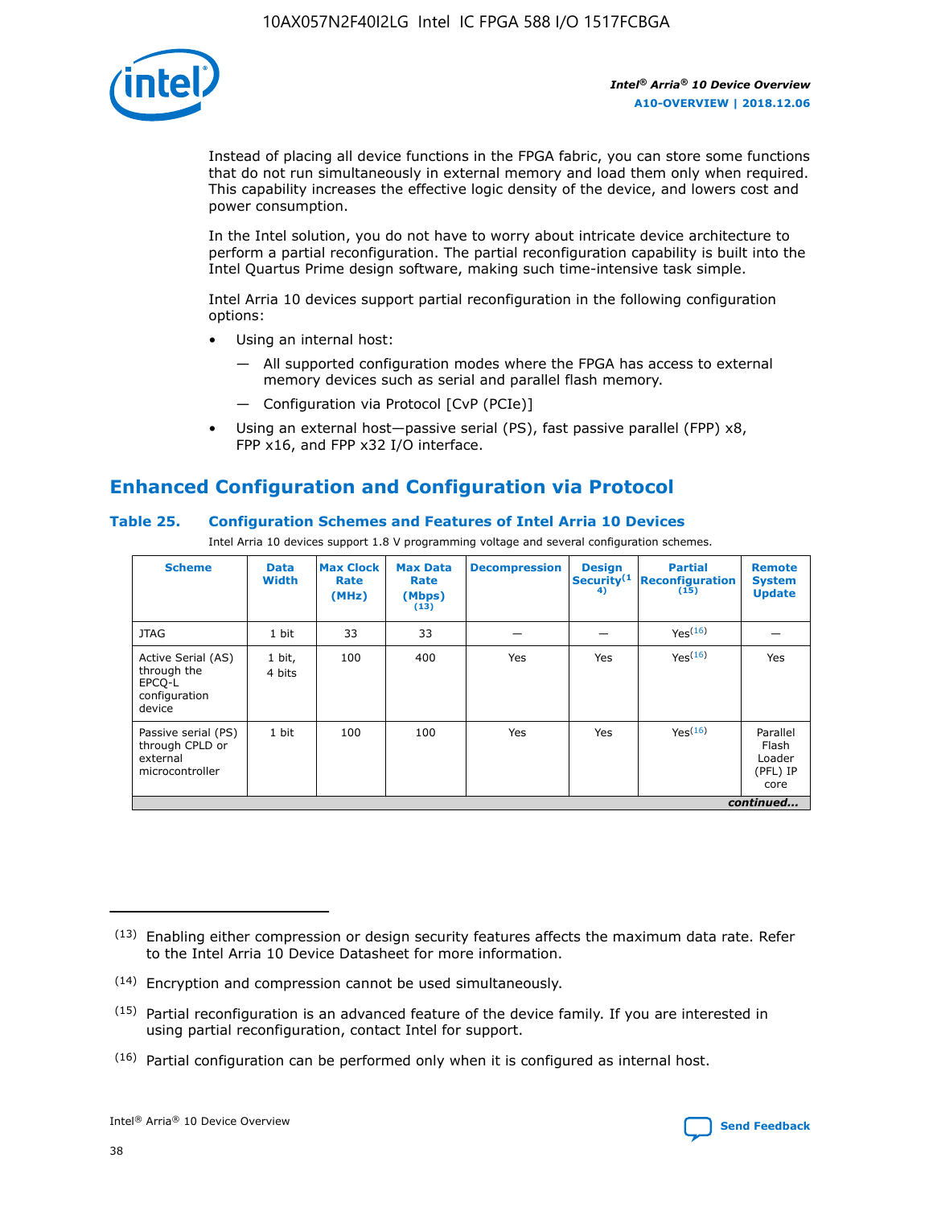Instead of placing all device functions in the FPGA fabric, you can store some functions that do not run simultaneously in external memory and load them only when required. This capability increases the effective logic density of the device, and lowers cost and power consumption.

In the Intel solution, you do not have to worry about intricate device architecture to perform a partial reconfiguration. The partial reconfiguration capability is built into the Intel Quartus Prime design software, making such time-intensive task simple.

Intel Arria 10 devices support partial reconfiguration in the following configuration options:

- Using an internal host:
  - — All supported configuration modes where the FPGA has access to external memory devices such as serial and parallel flash memory.
  - — Configuration via Protocol [CvP (PCIe)]
- Using an external host—passive serial (PS), fast passive parallel (FPP) x8, FPP x16, and FPP x32 I/O interface.

## Enhanced Configuration and Configuration via Protocol

### Table 25. Configuration Schemes and Features of Intel Arria 10 Devices

Intel Arria 10 devices support 1.8 V programming voltage and several configuration schemes.

| Scheme | Data Width | Max Clock Rate (MHz) | Max Data Rate (Mbps) (13) | Decompression | Design Security (14) | Partial Reconfiguration (15) | Remote System Update |
|---|---|---|---|---|---|---|---|
| JTAG | 1 bit | 33 | 33 | — | — | Yes(16) | — |
| Active Serial (AS) through the EPCQ-L configuration device | 1 bit, 4 bits | 100 | 400 | Yes | Yes | Yes(16) | Yes |
| Passive serial (PS) through CPLD or external microcontroller | 1 bit | 100 | 100 | Yes | Yes | Yes(16) | Parallel Flash Loader (PFL) IP core |

*continued...*

(13) Enabling either compression or design security features affects the maximum data rate. Refer to the Intel Arria 10 Device Datasheet for more information.

(14) Encryption and compression cannot be used simultaneously.

(15) Partial reconfiguration is an advanced feature of the device family. If you are interested in using partial reconfiguration, contact Intel for support.

(16) Partial configuration can be performed only when it is configured as internal host.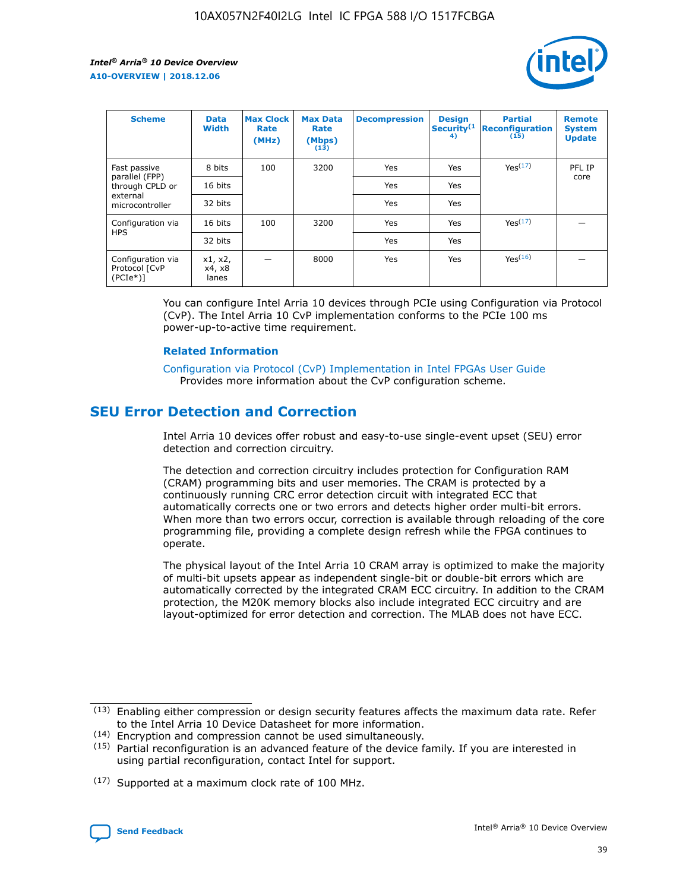| Scheme | Data Width | Max Clock Rate (MHz) | Max Data Rate (Mbps) (13) | Decompression | Design Security(14) | Partial Reconfiguration (15) | Remote System Update |
| --- | --- | --- | --- | --- | --- | --- | --- |
| Fast passive parallel (FPP) through CPLD or external microcontroller | 8 bits | 100 | 3200 | Yes | Yes | Yes(17) | PFL IP core |
| | 16 bits | | | Yes | Yes | | |
| | 32 bits | | | Yes | Yes | | |
| Configuration via HPS | 16 bits | 100 | 3200 | Yes | Yes | Yes(17) | — |
| | 32 bits | | | Yes | Yes | | |
| Configuration via Protocol [CvP (PCIe*)] | x1, x2, x4, x8 lanes | — | 8000 | Yes | Yes | Yes(16) | — |

You can configure Intel Arria 10 devices through PCIe using Configuration via Protocol (CvP). The Intel Arria 10 CvP implementation conforms to the PCIe 100 ms power-up-to-active time requirement.

**Related Information**

Configuration via Protocol (CvP) Implementation in Intel FPGAs User Guide
Provides more information about the CvP configuration scheme.

## SEU Error Detection and Correction

Intel Arria 10 devices offer robust and easy-to-use single-event upset (SEU) error detection and correction circuitry.

The detection and correction circuitry includes protection for Configuration RAM (CRAM) programming bits and user memories. The CRAM is protected by a continuously running CRC error detection circuit with integrated ECC that automatically corrects one or two errors and detects higher order multi-bit errors. When more than two errors occur, correction is available through reloading of the core programming file, providing a complete design refresh while the FPGA continues to operate.

The physical layout of the Intel Arria 10 CRAM array is optimized to make the majority of multi-bit upsets appear as independent single-bit or double-bit errors which are automatically corrected by the integrated CRAM ECC circuitry. In addition to the CRAM protection, the M20K memory blocks also include integrated ECC circuitry and are layout-optimized for error detection and correction. The MLAB does not have ECC.

(13) Enabling either compression or design security features affects the maximum data rate. Refer to the Intel Arria 10 Device Datasheet for more information.

(14) Encryption and compression cannot be used simultaneously.

(15) Partial reconfiguration is an advanced feature of the device family. If you are interested in using partial reconfiguration, contact Intel for support.

(17) Supported at a maximum clock rate of 100 MHz.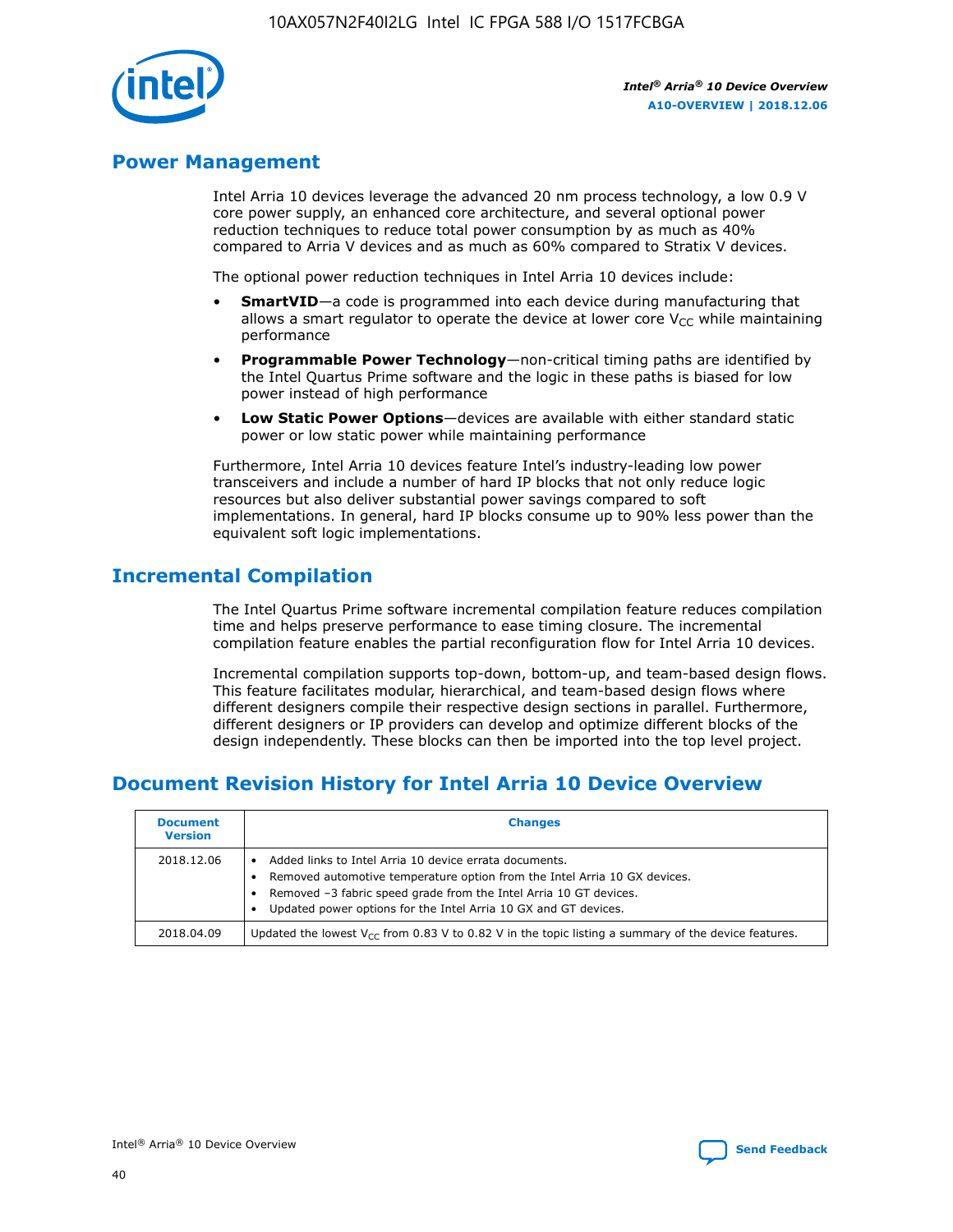## Power Management

Intel Arria 10 devices leverage the advanced 20 nm process technology, a low 0.9 V core power supply, an enhanced core architecture, and several optional power reduction techniques to reduce total power consumption by as much as 40% compared to Arria V devices and as much as 60% compared to Stratix V devices.

The optional power reduction techniques in Intel Arria 10 devices include:

- **SmartVID**—a code is programmed into each device during manufacturing that allows a smart regulator to operate the device at lower core $V_{CC}$ while maintaining performance
- **Programmable Power Technology**—non-critical timing paths are identified by the Intel Quartus Prime software and the logic in these paths is biased for low power instead of high performance
- **Low Static Power Options**—devices are available with either standard static power or low static power while maintaining performance

Furthermore, Intel Arria 10 devices feature Intel's industry-leading low power transceivers and include a number of hard IP blocks that not only reduce logic resources but also deliver substantial power savings compared to soft implementations. In general, hard IP blocks consume up to 90% less power than the equivalent soft logic implementations.

## Incremental Compilation

The Intel Quartus Prime software incremental compilation feature reduces compilation time and helps preserve performance to ease timing closure. The incremental compilation feature enables the partial reconfiguration flow for Intel Arria 10 devices.

Incremental compilation supports top-down, bottom-up, and team-based design flows. This feature facilitates modular, hierarchical, and team-based design flows where different designers compile their respective design sections in parallel. Furthermore, different designers or IP providers can develop and optimize different blocks of the design independently. These blocks can then be imported into the top level project.

## Document Revision History for Intel Arria 10 Device Overview

| Document Version | Changes |
| --- | --- |
| 2018.12.06 | • Added links to Intel Arria 10 device errata documents.<br>• Removed automotive temperature option from the Intel Arria 10 GX devices.<br>• Removed –3 fabric speed grade from the Intel Arria 10 GT devices.<br>• Updated power options for the Intel Arria 10 GX and GT devices. |
| 2018.04.09 | Updated the lowest $V_{CC}$ from 0.83 V to 0.82 V in the topic listing a summary of the device features. |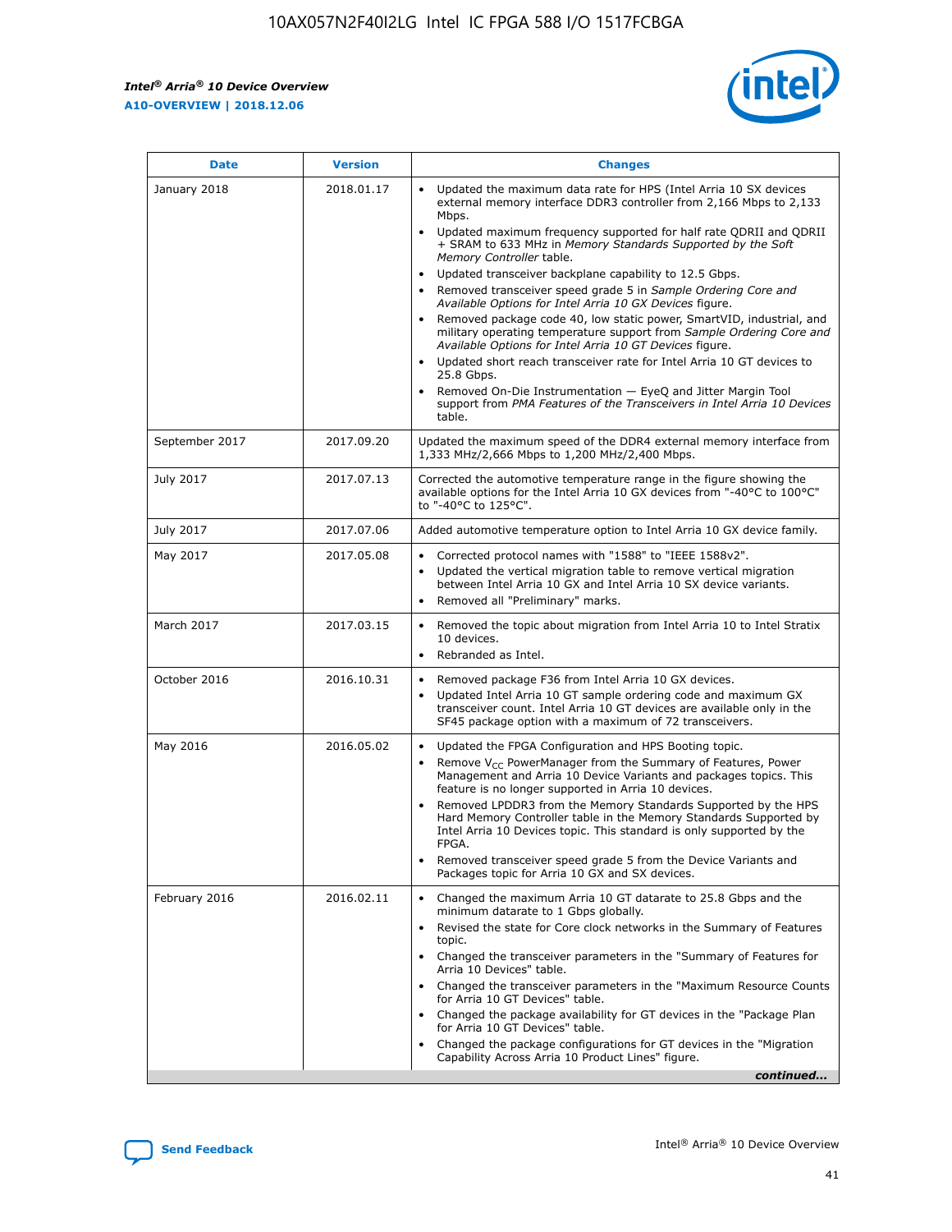| Date | Version | Changes |
| --- | --- | --- |
| January 2018 | 2018.01.17 | • Updated the maximum data rate for HPS (Intel Arria 10 SX devices external memory interface DDR3 controller from 2,166 Mbps to 2,133 Mbps.<br>• Updated maximum frequency supported for half rate QDRII and QDRII + SRAM to 633 MHz in *Memory Standards Supported by the Soft Memory Controller* table.<br>• Updated transceiver backplane capability to 12.5 Gbps.<br>• Removed transceiver speed grade 5 in *Sample Ordering Core and Available Options for Intel Arria 10 GX Devices* figure.<br>• Removed package code 40, low static power, SmartVID, industrial, and military operating temperature support from *Sample Ordering Core and Available Options for Intel Arria 10 GT Devices* figure.<br>• Updated short reach transceiver rate for Intel Arria 10 GT devices to 25.8 Gbps.<br>• Removed On-Die Instrumentation — EyeQ and Jitter Margin Tool support from *PMA Features of the Transceivers in Intel Arria 10 Devices* table. |
| September 2017 | 2017.09.20 | Updated the maximum speed of the DDR4 external memory interface from 1,333 MHz/2,666 Mbps to 1,200 MHz/2,400 Mbps. |
| July 2017 | 2017.07.13 | Corrected the automotive temperature range in the figure showing the available options for the Intel Arria 10 GX devices from "-40°C to 100°C" to "-40°C to 125°C". |
| July 2017 | 2017.07.06 | Added automotive temperature option to Intel Arria 10 GX device family. |
| May 2017 | 2017.05.08 | • Corrected protocol names with "1588" to "IEEE 1588v2".<br>• Updated the vertical migration table to remove vertical migration between Intel Arria 10 GX and Intel Arria 10 SX device variants.<br>• Removed all "Preliminary" marks. |
| March 2017 | 2017.03.15 | • Removed the topic about migration from Intel Arria 10 to Intel Stratix 10 devices.<br>• Rebranded as Intel. |
| October 2016 | 2016.10.31 | • Removed package F36 from Intel Arria 10 GX devices.<br>• Updated Intel Arria 10 GT sample ordering code and maximum GX transceiver count. Intel Arria 10 GT devices are available only in the SF45 package option with a maximum of 72 transceivers. |
| May 2016 | 2016.05.02 | • Updated the FPGA Configuration and HPS Booting topic.<br>• Remove $V_{CC}$ PowerManager from the Summary of Features, Power Management and Arria 10 Device Variants and packages topics. This feature is no longer supported in Arria 10 devices.<br>• Removed LPDDR3 from the Memory Standards Supported by the HPS Hard Memory Controller table in the Memory Standards Supported by Intel Arria 10 Devices topic. This standard is only supported by the FPGA.<br>• Removed transceiver speed grade 5 from the Device Variants and Packages topic for Arria 10 GX and SX devices. |
| February 2016 | 2016.02.11 | • Changed the maximum Arria 10 GT datarate to 25.8 Gbps and the minimum datarate to 1 Gbps globally.<br>• Revised the state for Core clock networks in the Summary of Features topic.<br>• Changed the transceiver parameters in the "Summary of Features for Arria 10 Devices" table.<br>• Changed the transceiver parameters in the "Maximum Resource Counts for Arria 10 GT Devices" table.<br>• Changed the package availability for GT devices in the "Package Plan for Arria 10 GT Devices" table.<br>• Changed the package configurations for GT devices in the "Migration Capability Across Arria 10 Product Lines" figure. |

*continued...*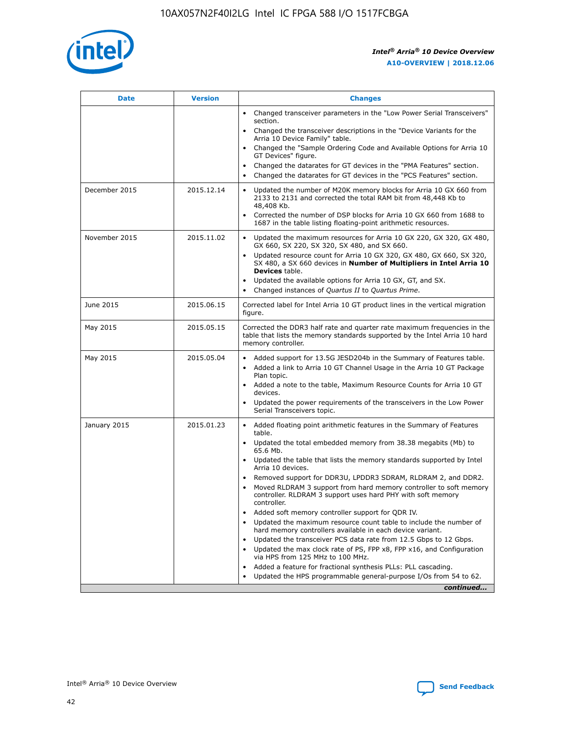| Date | Version | Changes |
| --- | --- | --- |
| | | • Changed transceiver parameters in the "Low Power Serial Transceivers" section.<br>• Changed the transceiver descriptions in the "Device Variants for the Arria 10 Device Family" table.<br>• Changed the "Sample Ordering Code and Available Options for Arria 10 GT Devices" figure.<br>• Changed the datarates for GT devices in the "PMA Features" section.<br>• Changed the datarates for GT devices in the "PCS Features" section. |
| December 2015 | 2015.12.14 | • Updated the number of M20K memory blocks for Arria 10 GX 660 from 2133 to 2131 and corrected the total RAM bit from 48,448 Kb to 48,408 Kb.<br>• Corrected the number of DSP blocks for Arria 10 GX 660 from 1688 to 1687 in the table listing floating-point arithmetic resources. |
| November 2015 | 2015.11.02 | • Updated the maximum resources for Arria 10 GX 220, GX 320, GX 480, GX 660, SX 220, SX 320, SX 480, and SX 660.<br>• Updated resource count for Arria 10 GX 320, GX 480, GX 660, SX 320, SX 480, a SX 660 devices in **Number of Multipliers in Intel Arria 10 Devices** table.<br>• Updated the available options for Arria 10 GX, GT, and SX.<br>• Changed instances of *Quartus II* to *Quartus Prime*. |
| June 2015 | 2015.06.15 | Corrected label for Intel Arria 10 GT product lines in the vertical migration figure. |
| May 2015 | 2015.05.15 | Corrected the DDR3 half rate and quarter rate maximum frequencies in the table that lists the memory standards supported by the Intel Arria 10 hard memory controller. |
| May 2015 | 2015.05.04 | • Added support for 13.5G JESD204b in the Summary of Features table.<br>• Added a link to Arria 10 GT Channel Usage in the Arria 10 GT Package Plan topic.<br>• Added a note to the table, Maximum Resource Counts for Arria 10 GT devices.<br>• Updated the power requirements of the transceivers in the Low Power Serial Transceivers topic. |
| January 2015 | 2015.01.23 | • Added floating point arithmetic features in the Summary of Features table.<br>• Updated the total embedded memory from 38.38 megabits (Mb) to 65.6 Mb.<br>• Updated the table that lists the memory standards supported by Intel Arria 10 devices.<br>• Removed support for DDR3U, LPDDR3 SDRAM, RLDRAM 2, and DDR2.<br>• Moved RLDRAM 3 support from hard memory controller to soft memory controller. RLDRAM 3 support uses hard PHY with soft memory controller.<br>• Added soft memory controller support for QDR IV.<br>• Updated the maximum resource count table to include the number of hard memory controllers available in each device variant.<br>• Updated the transceiver PCS data rate from 12.5 Gbps to 12 Gbps.<br>• Updated the max clock rate of PS, FPP x8, FPP x16, and Configuration via HPS from 125 MHz to 100 MHz.<br>• Added a feature for fractional synthesis PLLs: PLL cascading.<br>• Updated the HPS programmable general-purpose I/Os from 54 to 62. |

*continued...*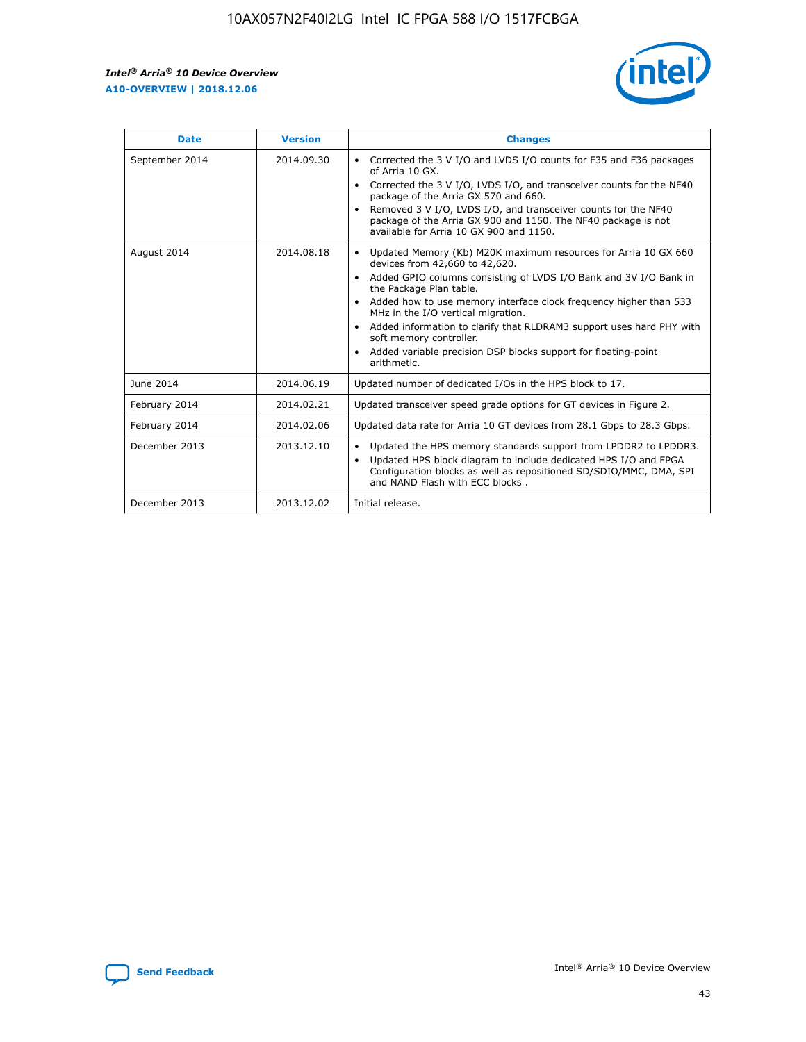| Date | Version | Changes |
| --- | --- | --- |
| September 2014 | 2014.09.30 | • Corrected the 3 V I/O and LVDS I/O counts for F35 and F36 packages of Arria 10 GX.<br>• Corrected the 3 V I/O, LVDS I/O, and transceiver counts for the NF40 package of the Arria GX 570 and 660.<br>• Removed 3 V I/O, LVDS I/O, and transceiver counts for the NF40 package of the Arria GX 900 and 1150. The NF40 package is not available for Arria 10 GX 900 and 1150. |
| August 2014 | 2014.08.18 | • Updated Memory (Kb) M20K maximum resources for Arria 10 GX 660 devices from 42,660 to 42,620.<br>• Added GPIO columns consisting of LVDS I/O Bank and 3V I/O Bank in the Package Plan table.<br>• Added how to use memory interface clock frequency higher than 533 MHz in the I/O vertical migration.<br>• Added information to clarify that RLDRAM3 support uses hard PHY with soft memory controller.<br>• Added variable precision DSP blocks support for floating-point arithmetic. |
| June 2014 | 2014.06.19 | Updated number of dedicated I/Os in the HPS block to 17. |
| February 2014 | 2014.02.21 | Updated transceiver speed grade options for GT devices in Figure 2. |
| February 2014 | 2014.02.06 | Updated data rate for Arria 10 GT devices from 28.1 Gbps to 28.3 Gbps. |
| December 2013 | 2013.12.10 | • Updated the HPS memory standards support from LPDDR2 to LPDDR3.<br>• Updated HPS block diagram to include dedicated HPS I/O and FPGA Configuration blocks as well as repositioned SD/SDIO/MMC, DMA, SPI and NAND Flash with ECC blocks . |
| December 2013 | 2013.12.02 | Initial release. |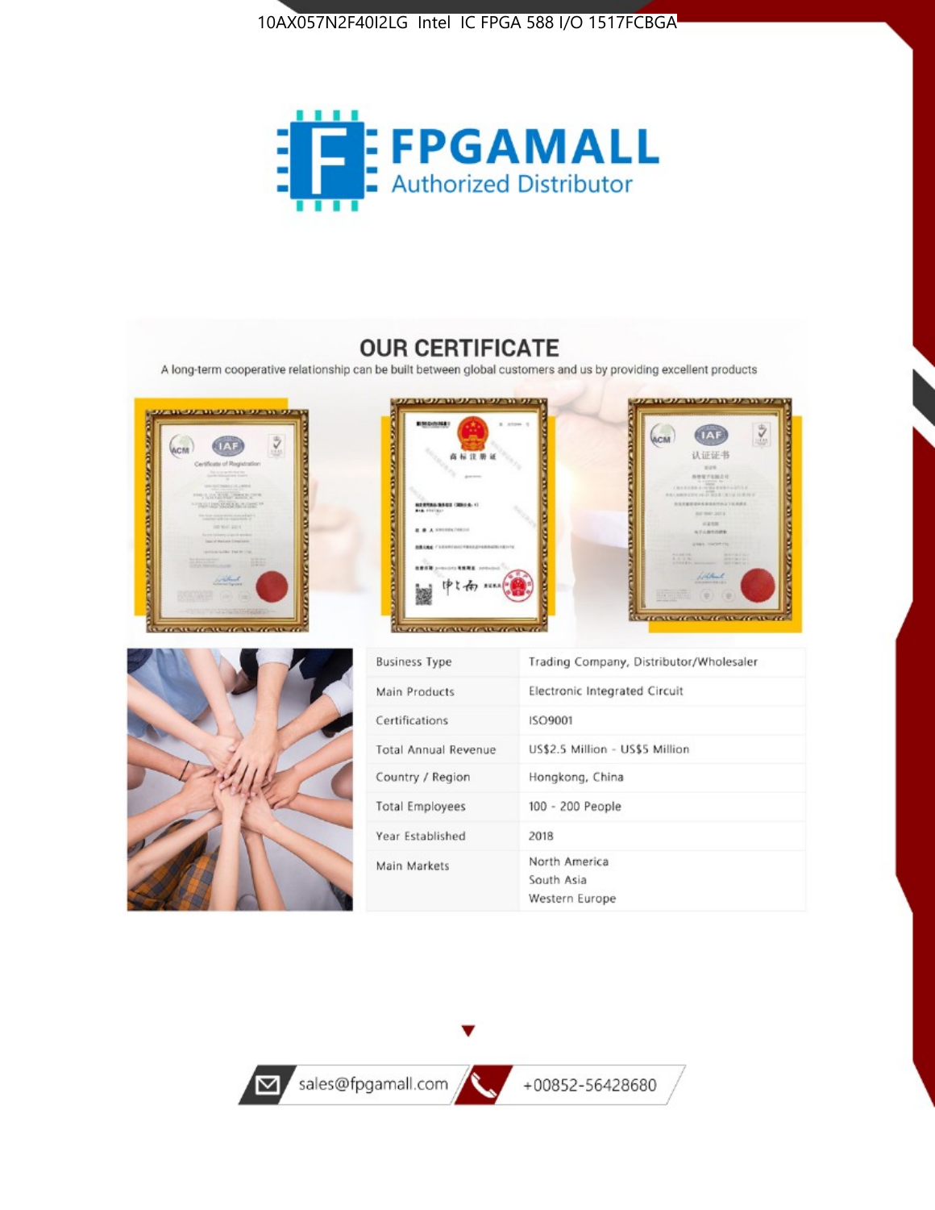FPGAMALL
Authorized Distributor

## OUR CERTIFICATE

A long-term cooperative relationship can be built between global customers and us by providing excellent products

| | |
|---|---|
| Business Type | Trading Company, Distributor/Wholesaler |
| Main Products | Electronic Integrated Circuit |
| Certifications | ISO9001 |
| Total Annual Revenue | US$2.5 Million - US$5 Million |
| Country / Region | Hongkong, China |
| Total Employees | 100 - 200 People |
| Year Established | 2018 |
| Main Markets | North America<br>South Asia<br>Western Europe |

sales@fpgamall.com

+00852-56428680